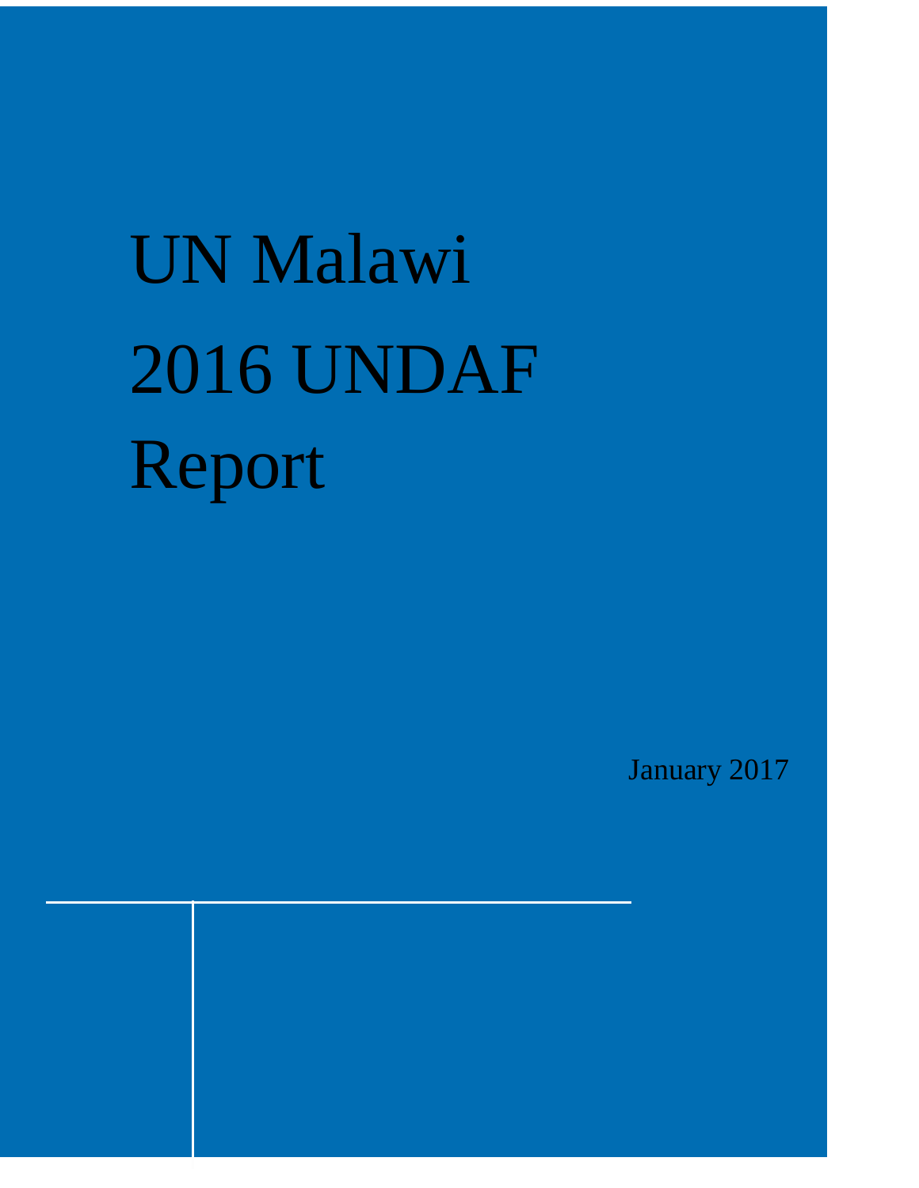# UN Malawi 2016 UNDAF Report

January 2017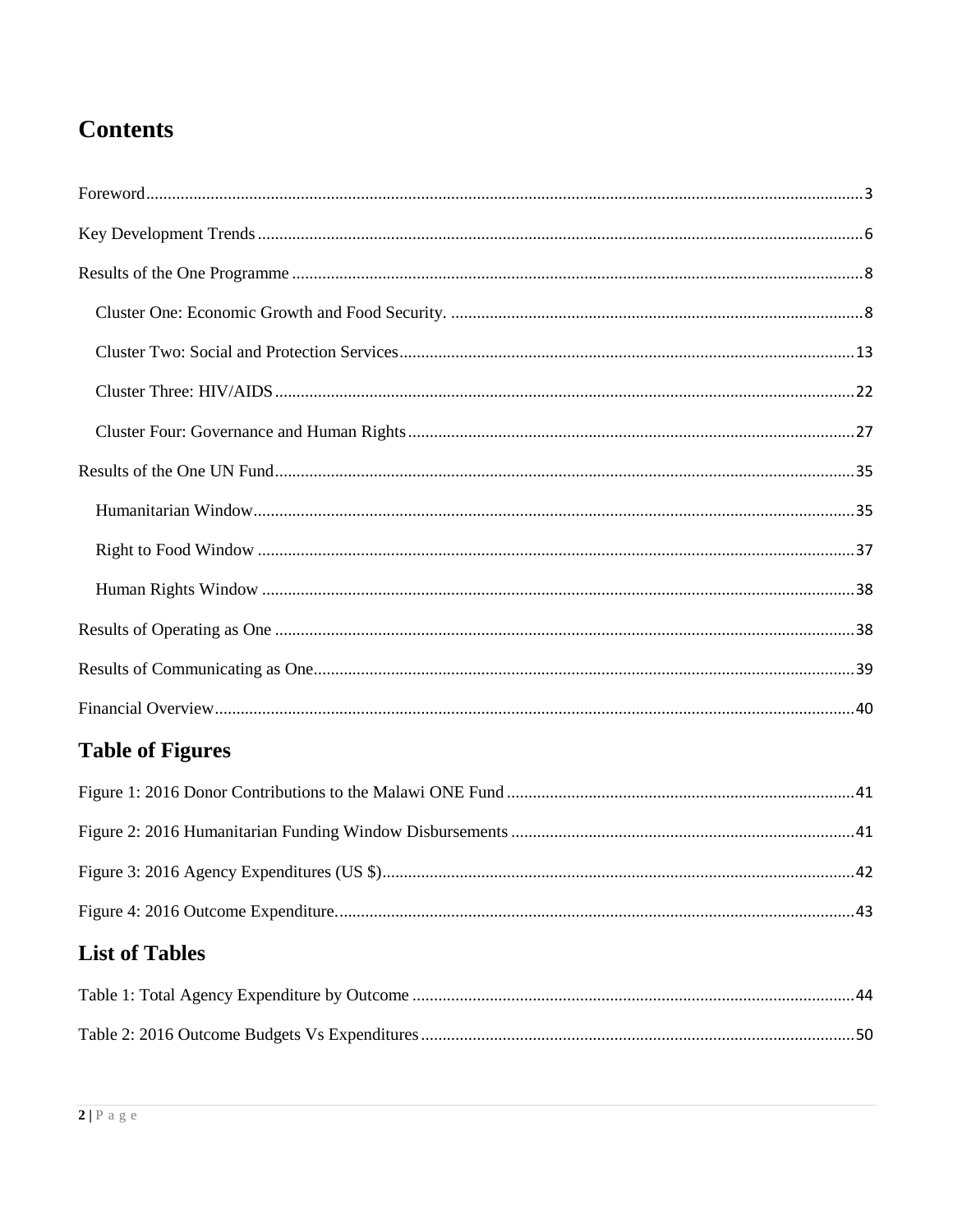# Contents

Foreword ..... 3

Key Development Trends ..... 6

Results of the One Programme ..... 8

- Cluster One: Economic Growth and Food Security. ..... 8
- Cluster Two: Social and Protection Services ..... 13
- Cluster Three: HIV/AIDS ..... 22
- Cluster Four: Governance and Human Rights ..... 27

Results of the One UN Fund ..... 35

- Humanitarian Window ..... 35
- Right to Food Window ..... 37
- Human Rights Window ..... 38

Results of Operating as One ..... 38

Results of Communicating as One ..... 39

Financial Overview ..... 40

## Table of Figures

Figure 1: 2016 Donor Contributions to the Malawi ONE Fund ..... 41

Figure 2: 2016 Humanitarian Funding Window Disbursements ..... 41

Figure 3: 2016 Agency Expenditures (US $) ..... 42

Figure 4: 2016 Outcome Expenditure. ..... 43

## List of Tables

Table 1: Total Agency Expenditure by Outcome ..... 44

Table 2: 2016 Outcome Budgets Vs Expenditures ..... 50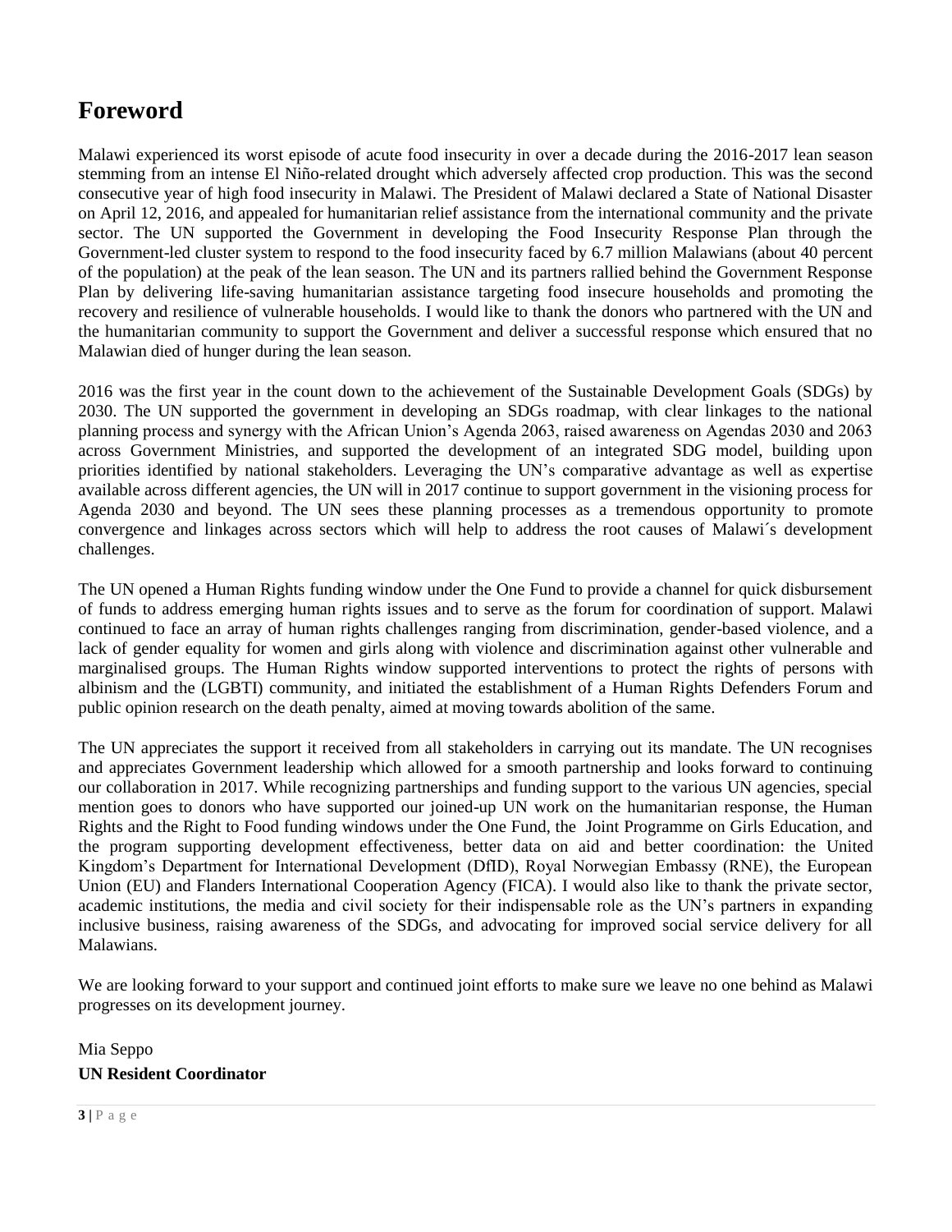# Foreword

Malawi experienced its worst episode of acute food insecurity in over a decade during the 2016-2017 lean season stemming from an intense El Niño-related drought which adversely affected crop production. This was the second consecutive year of high food insecurity in Malawi. The President of Malawi declared a State of National Disaster on April 12, 2016, and appealed for humanitarian relief assistance from the international community and the private sector. The UN supported the Government in developing the Food Insecurity Response Plan through the Government-led cluster system to respond to the food insecurity faced by 6.7 million Malawians (about 40 percent of the population) at the peak of the lean season. The UN and its partners rallied behind the Government Response Plan by delivering life-saving humanitarian assistance targeting food insecure households and promoting the recovery and resilience of vulnerable households. I would like to thank the donors who partnered with the UN and the humanitarian community to support the Government and deliver a successful response which ensured that no Malawian died of hunger during the lean season.

2016 was the first year in the count down to the achievement of the Sustainable Development Goals (SDGs) by 2030. The UN supported the government in developing an SDGs roadmap, with clear linkages to the national planning process and synergy with the African Union's Agenda 2063, raised awareness on Agendas 2030 and 2063 across Government Ministries, and supported the development of an integrated SDG model, building upon priorities identified by national stakeholders. Leveraging the UN's comparative advantage as well as expertise available across different agencies, the UN will in 2017 continue to support government in the visioning process for Agenda 2030 and beyond. The UN sees these planning processes as a tremendous opportunity to promote convergence and linkages across sectors which will help to address the root causes of Malawi´s development challenges.

The UN opened a Human Rights funding window under the One Fund to provide a channel for quick disbursement of funds to address emerging human rights issues and to serve as the forum for coordination of support. Malawi continued to face an array of human rights challenges ranging from discrimination, gender-based violence, and a lack of gender equality for women and girls along with violence and discrimination against other vulnerable and marginalised groups. The Human Rights window supported interventions to protect the rights of persons with albinism and the (LGBTI) community, and initiated the establishment of a Human Rights Defenders Forum and public opinion research on the death penalty, aimed at moving towards abolition of the same.

The UN appreciates the support it received from all stakeholders in carrying out its mandate. The UN recognises and appreciates Government leadership which allowed for a smooth partnership and looks forward to continuing our collaboration in 2017. While recognizing partnerships and funding support to the various UN agencies, special mention goes to donors who have supported our joined-up UN work on the humanitarian response, the Human Rights and the Right to Food funding windows under the One Fund, the Joint Programme on Girls Education, and the program supporting development effectiveness, better data on aid and better coordination: the United Kingdom's Department for International Development (DfID), Royal Norwegian Embassy (RNE), the European Union (EU) and Flanders International Cooperation Agency (FICA). I would also like to thank the private sector, academic institutions, the media and civil society for their indispensable role as the UN's partners in expanding inclusive business, raising awareness of the SDGs, and advocating for improved social service delivery for all Malawians.

We are looking forward to your support and continued joint efforts to make sure we leave no one behind as Malawi progresses on its development journey.

Mia Seppo

**UN Resident Coordinator**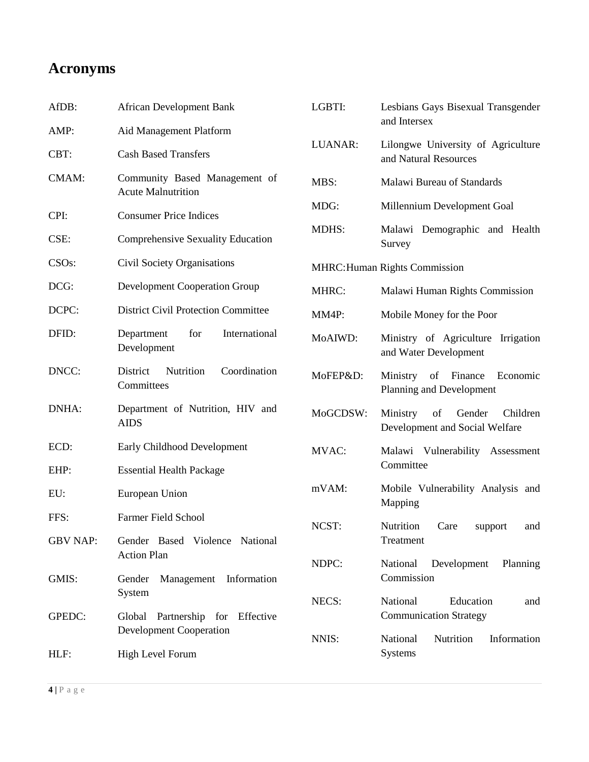# Acronyms

| | |
|---|---|
| AfDB: | African Development Bank |
| AMP: | Aid Management Platform |
| CBT: | Cash Based Transfers |
| CMAM: | Community Based Management of Acute Malnutrition |
| CPI: | Consumer Price Indices |
| CSE: | Comprehensive Sexuality Education |
| CSOs: | Civil Society Organisations |
| DCG: | Development Cooperation Group |
| DCPC: | District Civil Protection Committee |
| DFID: | Department for International Development |
| DNCC: | District Nutrition Coordination Committees |
| DNHA: | Department of Nutrition, HIV and AIDS |
| ECD: | Early Childhood Development |
| EHP: | Essential Health Package |
| EU: | European Union |
| FFS: | Farmer Field School |
| GBV NAP: | Gender Based Violence National Action Plan |
| GMIS: | Gender Management Information System |
| GPEDC: | Global Partnership for Effective Development Cooperation |
| HLF: | High Level Forum |
| LGBTI: | Lesbians Gays Bisexual Transgender and Intersex |
| LUANAR: | Lilongwe University of Agriculture and Natural Resources |
| MBS: | Malawi Bureau of Standards |
| MDG: | Millennium Development Goal |
| MDHS: | Malawi Demographic and Health Survey |
| MHRC: | Human Rights Commission |
| MHRC: | Malawi Human Rights Commission |
| MM4P: | Mobile Money for the Poor |
| MoAIWD: | Ministry of Agriculture Irrigation and Water Development |
| MoFEP&D: | Ministry of Finance Economic Planning and Development |
| MoGCDSW: | Ministry of Gender Children Development and Social Welfare |
| MVAC: | Malawi Vulnerability Assessment Committee |
| mVAM: | Mobile Vulnerability Analysis and Mapping |
| NCST: | Nutrition Care support and Treatment |
| NDPC: | National Development Planning Commission |
| NECS: | National Education and Communication Strategy |
| NNIS: | National Nutrition Information Systems |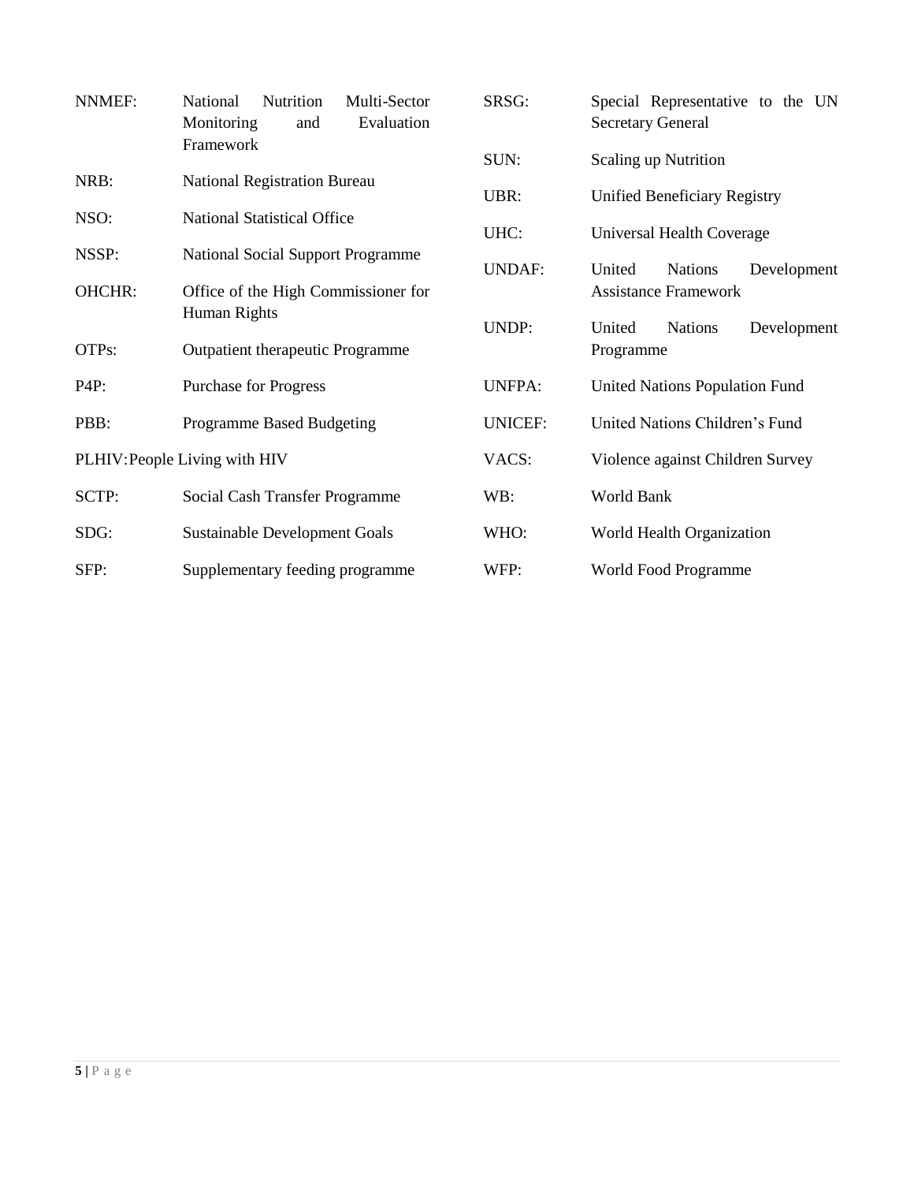NNMEF: National Nutrition Multi-Sector Monitoring and Evaluation Framework

NRB: National Registration Bureau

NSO: National Statistical Office

NSSP: National Social Support Programme

OHCHR: Office of the High Commissioner for Human Rights

OTPs: Outpatient therapeutic Programme

P4P: Purchase for Progress

PBB: Programme Based Budgeting

PLHIV: People Living with HIV

SCTP: Social Cash Transfer Programme

SDG: Sustainable Development Goals

SFP: Supplementary feeding programme

SRSG: Special Representative to the UN Secretary General

SUN: Scaling up Nutrition

UBR: Unified Beneficiary Registry

UHC: Universal Health Coverage

UNDAF: United Nations Development Assistance Framework

UNDP: United Nations Development Programme

UNFPA: United Nations Population Fund

UNICEF: United Nations Children's Fund

VACS: Violence against Children Survey

WB: World Bank

WHO: World Health Organization

WFP: World Food Programme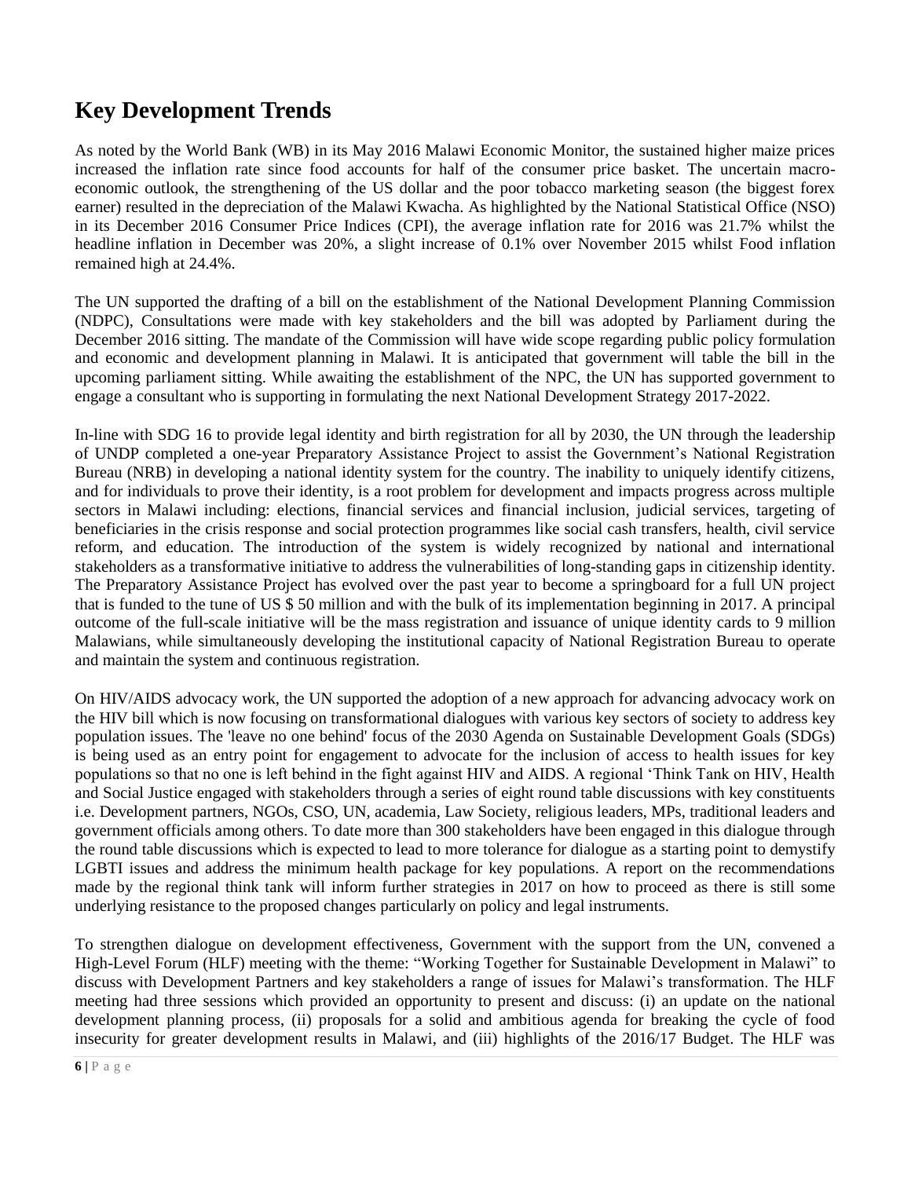# Key Development Trends

As noted by the World Bank (WB) in its May 2016 Malawi Economic Monitor, the sustained higher maize prices increased the inflation rate since food accounts for half of the consumer price basket. The uncertain macro-economic outlook, the strengthening of the US dollar and the poor tobacco marketing season (the biggest forex earner) resulted in the depreciation of the Malawi Kwacha. As highlighted by the National Statistical Office (NSO) in its December 2016 Consumer Price Indices (CPI), the average inflation rate for 2016 was 21.7% whilst the headline inflation in December was 20%, a slight increase of 0.1% over November 2015 whilst Food inflation remained high at 24.4%.

The UN supported the drafting of a bill on the establishment of the National Development Planning Commission (NDPC), Consultations were made with key stakeholders and the bill was adopted by Parliament during the December 2016 sitting. The mandate of the Commission will have wide scope regarding public policy formulation and economic and development planning in Malawi. It is anticipated that government will table the bill in the upcoming parliament sitting. While awaiting the establishment of the NPC, the UN has supported government to engage a consultant who is supporting in formulating the next National Development Strategy 2017-2022.

In-line with SDG 16 to provide legal identity and birth registration for all by 2030, the UN through the leadership of UNDP completed a one-year Preparatory Assistance Project to assist the Government's National Registration Bureau (NRB) in developing a national identity system for the country. The inability to uniquely identify citizens, and for individuals to prove their identity, is a root problem for development and impacts progress across multiple sectors in Malawi including: elections, financial services and financial inclusion, judicial services, targeting of beneficiaries in the crisis response and social protection programmes like social cash transfers, health, civil service reform, and education. The introduction of the system is widely recognized by national and international stakeholders as a transformative initiative to address the vulnerabilities of long-standing gaps in citizenship identity. The Preparatory Assistance Project has evolved over the past year to become a springboard for a full UN project that is funded to the tune of US $ 50 million and with the bulk of its implementation beginning in 2017. A principal outcome of the full-scale initiative will be the mass registration and issuance of unique identity cards to 9 million Malawians, while simultaneously developing the institutional capacity of National Registration Bureau to operate and maintain the system and continuous registration.

On HIV/AIDS advocacy work, the UN supported the adoption of a new approach for advancing advocacy work on the HIV bill which is now focusing on transformational dialogues with various key sectors of society to address key population issues. The 'leave no one behind' focus of the 2030 Agenda on Sustainable Development Goals (SDGs) is being used as an entry point for engagement to advocate for the inclusion of access to health issues for key populations so that no one is left behind in the fight against HIV and AIDS. A regional 'Think Tank on HIV, Health and Social Justice engaged with stakeholders through a series of eight round table discussions with key constituents i.e. Development partners, NGOs, CSO, UN, academia, Law Society, religious leaders, MPs, traditional leaders and government officials among others. To date more than 300 stakeholders have been engaged in this dialogue through the round table discussions which is expected to lead to more tolerance for dialogue as a starting point to demystify LGBTI issues and address the minimum health package for key populations. A report on the recommendations made by the regional think tank will inform further strategies in 2017 on how to proceed as there is still some underlying resistance to the proposed changes particularly on policy and legal instruments.

To strengthen dialogue on development effectiveness, Government with the support from the UN, convened a High-Level Forum (HLF) meeting with the theme: "Working Together for Sustainable Development in Malawi" to discuss with Development Partners and key stakeholders a range of issues for Malawi's transformation. The HLF meeting had three sessions which provided an opportunity to present and discuss: (i) an update on the national development planning process, (ii) proposals for a solid and ambitious agenda for breaking the cycle of food insecurity for greater development results in Malawi, and (iii) highlights of the 2016/17 Budget. The HLF was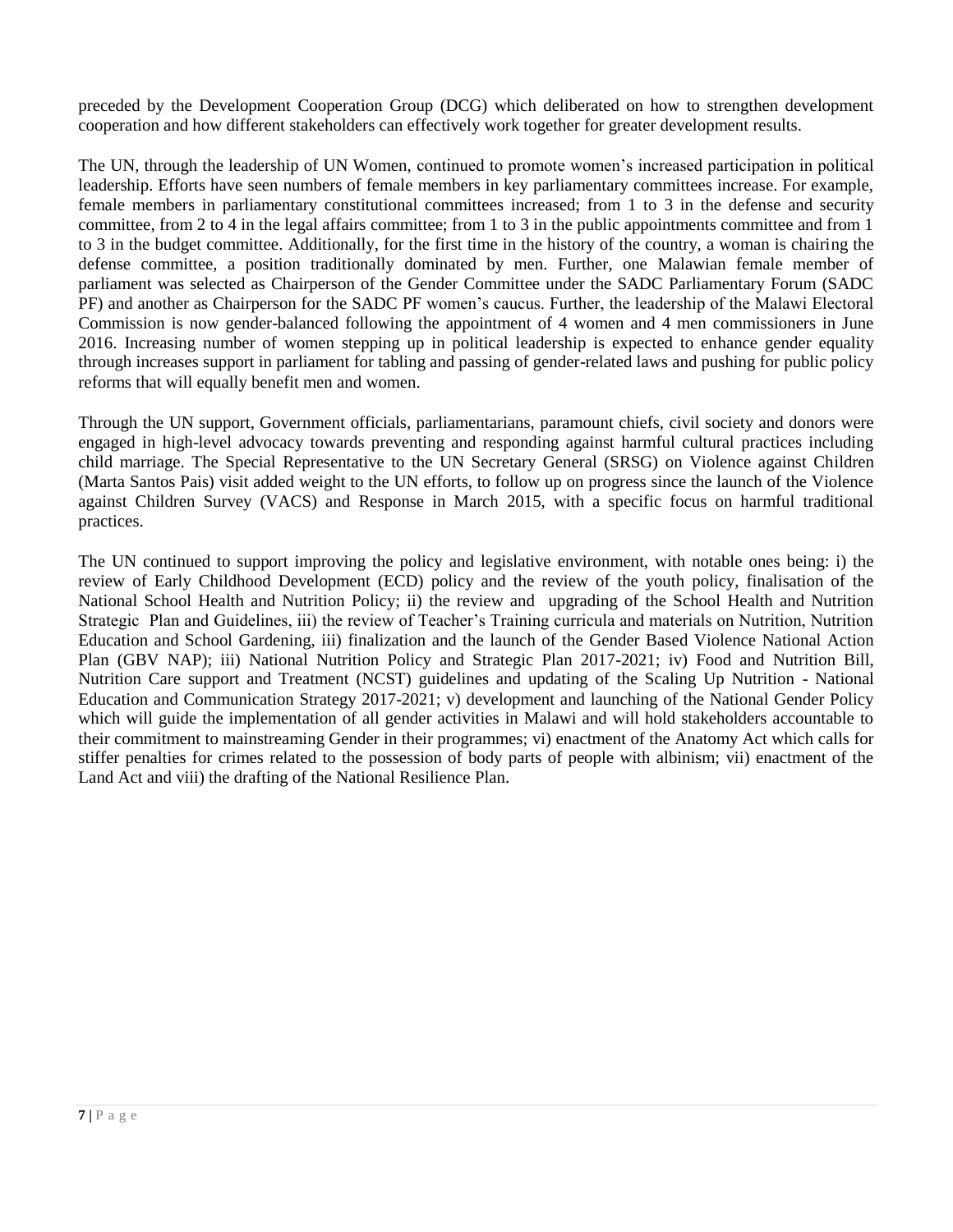preceded by the Development Cooperation Group (DCG) which deliberated on how to strengthen development cooperation and how different stakeholders can effectively work together for greater development results.

The UN, through the leadership of UN Women, continued to promote women's increased participation in political leadership. Efforts have seen numbers of female members in key parliamentary committees increase. For example, female members in parliamentary constitutional committees increased; from 1 to 3 in the defense and security committee, from 2 to 4 in the legal affairs committee; from 1 to 3 in the public appointments committee and from 1 to 3 in the budget committee. Additionally, for the first time in the history of the country, a woman is chairing the defense committee, a position traditionally dominated by men. Further, one Malawian female member of parliament was selected as Chairperson of the Gender Committee under the SADC Parliamentary Forum (SADC PF) and another as Chairperson for the SADC PF women's caucus. Further, the leadership of the Malawi Electoral Commission is now gender-balanced following the appointment of 4 women and 4 men commissioners in June 2016. Increasing number of women stepping up in political leadership is expected to enhance gender equality through increases support in parliament for tabling and passing of gender-related laws and pushing for public policy reforms that will equally benefit men and women.

Through the UN support, Government officials, parliamentarians, paramount chiefs, civil society and donors were engaged in high-level advocacy towards preventing and responding against harmful cultural practices including child marriage. The Special Representative to the UN Secretary General (SRSG) on Violence against Children (Marta Santos Pais) visit added weight to the UN efforts, to follow up on progress since the launch of the Violence against Children Survey (VACS) and Response in March 2015, with a specific focus on harmful traditional practices.

The UN continued to support improving the policy and legislative environment, with notable ones being: i) the review of Early Childhood Development (ECD) policy and the review of the youth policy, finalisation of the National School Health and Nutrition Policy; ii) the review and upgrading of the School Health and Nutrition Strategic Plan and Guidelines, iii) the review of Teacher's Training curricula and materials on Nutrition, Nutrition Education and School Gardening, iii) finalization and the launch of the Gender Based Violence National Action Plan (GBV NAP); iii) National Nutrition Policy and Strategic Plan 2017-2021; iv) Food and Nutrition Bill, Nutrition Care support and Treatment (NCST) guidelines and updating of the Scaling Up Nutrition - National Education and Communication Strategy 2017-2021; v) development and launching of the National Gender Policy which will guide the implementation of all gender activities in Malawi and will hold stakeholders accountable to their commitment to mainstreaming Gender in their programmes; vi) enactment of the Anatomy Act which calls for stiffer penalties for crimes related to the possession of body parts of people with albinism; vii) enactment of the Land Act and viii) the drafting of the National Resilience Plan.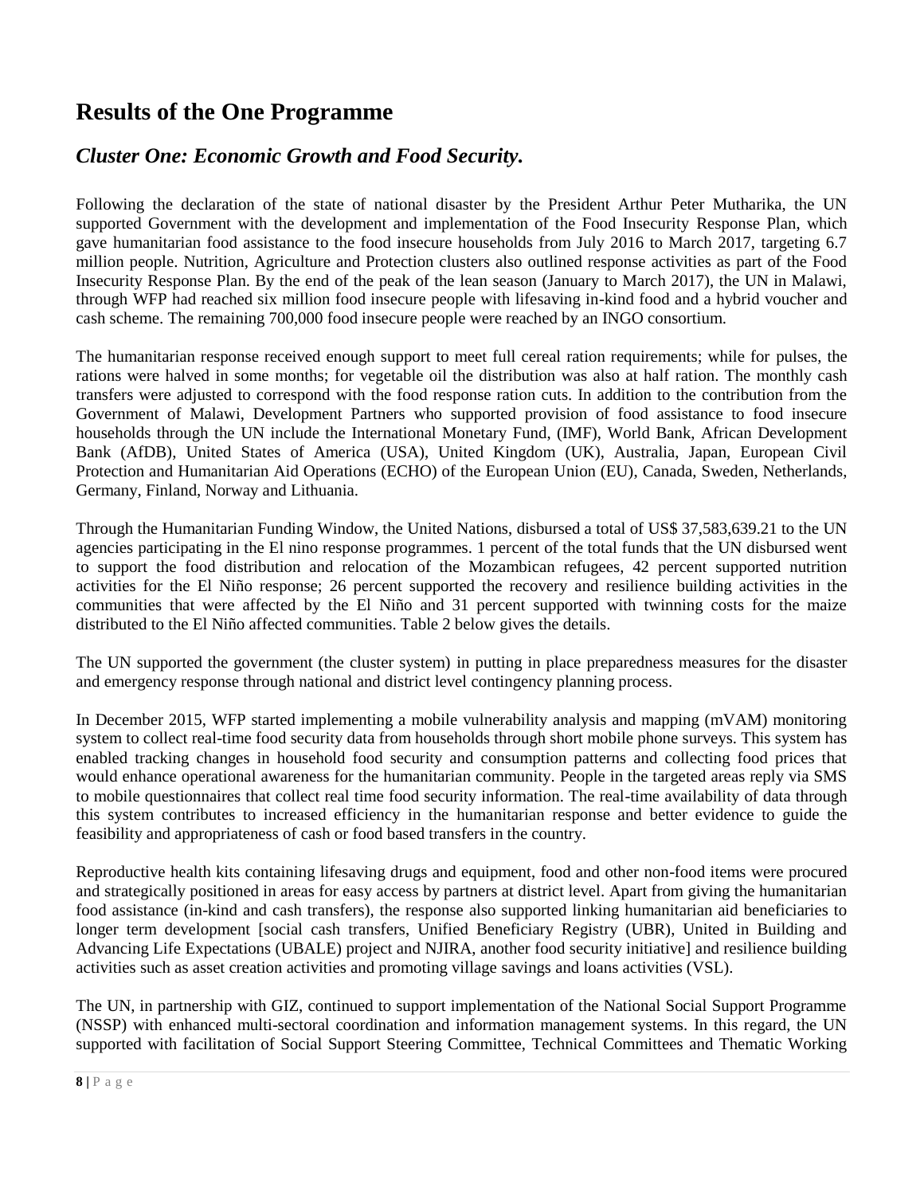# Results of the One Programme

## *Cluster One: Economic Growth and Food Security.*

Following the declaration of the state of national disaster by the President Arthur Peter Mutharika, the UN supported Government with the development and implementation of the Food Insecurity Response Plan, which gave humanitarian food assistance to the food insecure households from July 2016 to March 2017, targeting 6.7 million people. Nutrition, Agriculture and Protection clusters also outlined response activities as part of the Food Insecurity Response Plan. By the end of the peak of the lean season (January to March 2017), the UN in Malawi, through WFP had reached six million food insecure people with lifesaving in-kind food and a hybrid voucher and cash scheme. The remaining 700,000 food insecure people were reached by an INGO consortium.

The humanitarian response received enough support to meet full cereal ration requirements; while for pulses, the rations were halved in some months; for vegetable oil the distribution was also at half ration. The monthly cash transfers were adjusted to correspond with the food response ration cuts. In addition to the contribution from the Government of Malawi, Development Partners who supported provision of food assistance to food insecure households through the UN include the International Monetary Fund, (IMF), World Bank, African Development Bank (AfDB), United States of America (USA), United Kingdom (UK), Australia, Japan, European Civil Protection and Humanitarian Aid Operations (ECHO) of the European Union (EU), Canada, Sweden, Netherlands, Germany, Finland, Norway and Lithuania.

Through the Humanitarian Funding Window, the United Nations, disbursed a total of US$ 37,583,639.21 to the UN agencies participating in the El nino response programmes. 1 percent of the total funds that the UN disbursed went to support the food distribution and relocation of the Mozambican refugees, 42 percent supported nutrition activities for the El Niño response; 26 percent supported the recovery and resilience building activities in the communities that were affected by the El Niño and 31 percent supported with twinning costs for the maize distributed to the El Niño affected communities. Table 2 below gives the details.

The UN supported the government (the cluster system) in putting in place preparedness measures for the disaster and emergency response through national and district level contingency planning process.

In December 2015, WFP started implementing a mobile vulnerability analysis and mapping (mVAM) monitoring system to collect real-time food security data from households through short mobile phone surveys. This system has enabled tracking changes in household food security and consumption patterns and collecting food prices that would enhance operational awareness for the humanitarian community. People in the targeted areas reply via SMS to mobile questionnaires that collect real time food security information. The real-time availability of data through this system contributes to increased efficiency in the humanitarian response and better evidence to guide the feasibility and appropriateness of cash or food based transfers in the country.

Reproductive health kits containing lifesaving drugs and equipment, food and other non-food items were procured and strategically positioned in areas for easy access by partners at district level. Apart from giving the humanitarian food assistance (in-kind and cash transfers), the response also supported linking humanitarian aid beneficiaries to longer term development [social cash transfers, Unified Beneficiary Registry (UBR), United in Building and Advancing Life Expectations (UBALE) project and NJIRA, another food security initiative] and resilience building activities such as asset creation activities and promoting village savings and loans activities (VSL).

The UN, in partnership with GIZ, continued to support implementation of the National Social Support Programme (NSSP) with enhanced multi-sectoral coordination and information management systems. In this regard, the UN supported with facilitation of Social Support Steering Committee, Technical Committees and Thematic Working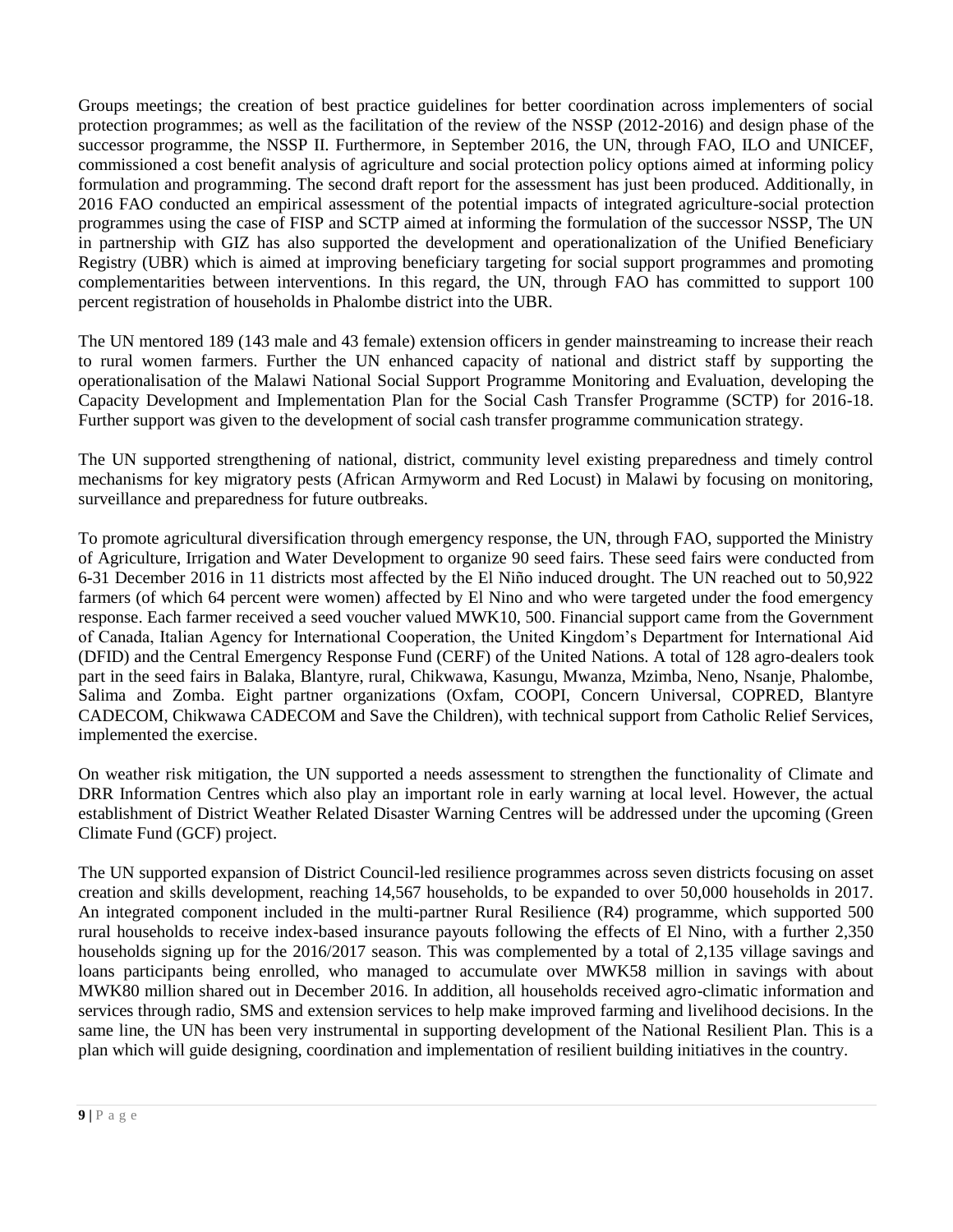Groups meetings; the creation of best practice guidelines for better coordination across implementers of social protection programmes; as well as the facilitation of the review of the NSSP (2012-2016) and design phase of the successor programme, the NSSP II. Furthermore, in September 2016, the UN, through FAO, ILO and UNICEF, commissioned a cost benefit analysis of agriculture and social protection policy options aimed at informing policy formulation and programming. The second draft report for the assessment has just been produced. Additionally, in 2016 FAO conducted an empirical assessment of the potential impacts of integrated agriculture-social protection programmes using the case of FISP and SCTP aimed at informing the formulation of the successor NSSP, The UN in partnership with GIZ has also supported the development and operationalization of the Unified Beneficiary Registry (UBR) which is aimed at improving beneficiary targeting for social support programmes and promoting complementarities between interventions. In this regard, the UN, through FAO has committed to support 100 percent registration of households in Phalombe district into the UBR.

The UN mentored 189 (143 male and 43 female) extension officers in gender mainstreaming to increase their reach to rural women farmers. Further the UN enhanced capacity of national and district staff by supporting the operationalisation of the Malawi National Social Support Programme Monitoring and Evaluation, developing the Capacity Development and Implementation Plan for the Social Cash Transfer Programme (SCTP) for 2016-18. Further support was given to the development of social cash transfer programme communication strategy.

The UN supported strengthening of national, district, community level existing preparedness and timely control mechanisms for key migratory pests (African Armyworm and Red Locust) in Malawi by focusing on monitoring, surveillance and preparedness for future outbreaks.

To promote agricultural diversification through emergency response, the UN, through FAO, supported the Ministry of Agriculture, Irrigation and Water Development to organize 90 seed fairs. These seed fairs were conducted from 6-31 December 2016 in 11 districts most affected by the El Niño induced drought. The UN reached out to 50,922 farmers (of which 64 percent were women) affected by El Nino and who were targeted under the food emergency response. Each farmer received a seed voucher valued MWK10, 500. Financial support came from the Government of Canada, Italian Agency for International Cooperation, the United Kingdom's Department for International Aid (DFID) and the Central Emergency Response Fund (CERF) of the United Nations. A total of 128 agro-dealers took part in the seed fairs in Balaka, Blantyre, rural, Chikwawa, Kasungu, Mwanza, Mzimba, Neno, Nsanje, Phalombe, Salima and Zomba. Eight partner organizations (Oxfam, COOPI, Concern Universal, COPRED, Blantyre CADECOM, Chikwawa CADECOM and Save the Children), with technical support from Catholic Relief Services, implemented the exercise.

On weather risk mitigation, the UN supported a needs assessment to strengthen the functionality of Climate and DRR Information Centres which also play an important role in early warning at local level. However, the actual establishment of District Weather Related Disaster Warning Centres will be addressed under the upcoming (Green Climate Fund (GCF) project.

The UN supported expansion of District Council-led resilience programmes across seven districts focusing on asset creation and skills development, reaching 14,567 households, to be expanded to over 50,000 households in 2017. An integrated component included in the multi-partner Rural Resilience (R4) programme, which supported 500 rural households to receive index-based insurance payouts following the effects of El Nino, with a further 2,350 households signing up for the 2016/2017 season. This was complemented by a total of 2,135 village savings and loans participants being enrolled, who managed to accumulate over MWK58 million in savings with about MWK80 million shared out in December 2016. In addition, all households received agro-climatic information and services through radio, SMS and extension services to help make improved farming and livelihood decisions. In the same line, the UN has been very instrumental in supporting development of the National Resilient Plan. This is a plan which will guide designing, coordination and implementation of resilient building initiatives in the country.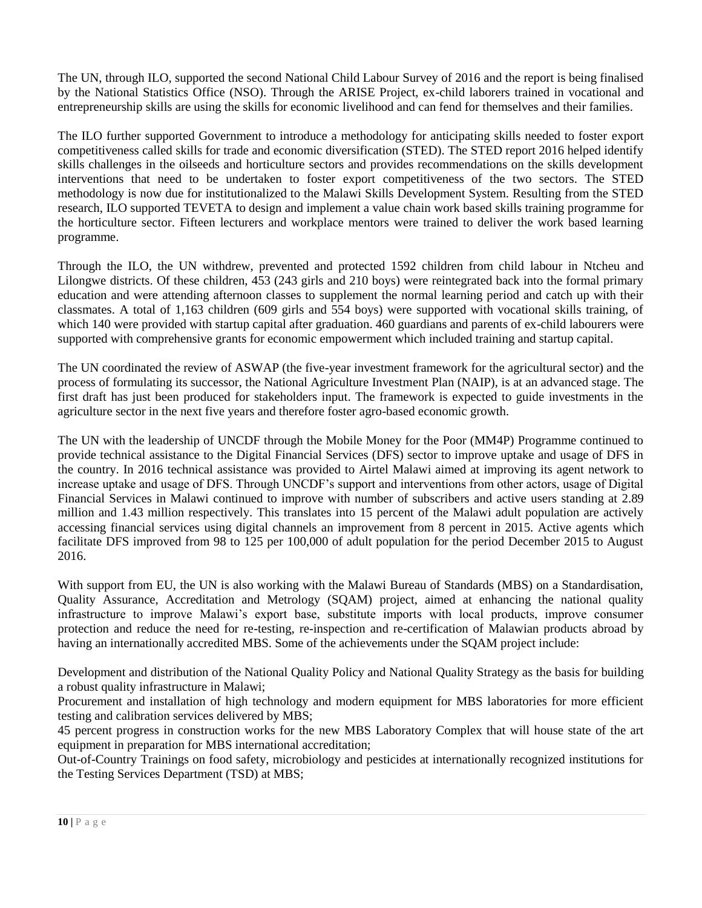The UN, through ILO, supported the second National Child Labour Survey of 2016 and the report is being finalised by the National Statistics Office (NSO). Through the ARISE Project, ex-child laborers trained in vocational and entrepreneurship skills are using the skills for economic livelihood and can fend for themselves and their families.

The ILO further supported Government to introduce a methodology for anticipating skills needed to foster export competitiveness called skills for trade and economic diversification (STED). The STED report 2016 helped identify skills challenges in the oilseeds and horticulture sectors and provides recommendations on the skills development interventions that need to be undertaken to foster export competitiveness of the two sectors. The STED methodology is now due for institutionalized to the Malawi Skills Development System. Resulting from the STED research, ILO supported TEVETA to design and implement a value chain work based skills training programme for the horticulture sector. Fifteen lecturers and workplace mentors were trained to deliver the work based learning programme.

Through the ILO, the UN withdrew, prevented and protected 1592 children from child labour in Ntcheu and Lilongwe districts. Of these children, 453 (243 girls and 210 boys) were reintegrated back into the formal primary education and were attending afternoon classes to supplement the normal learning period and catch up with their classmates. A total of 1,163 children (609 girls and 554 boys) were supported with vocational skills training, of which 140 were provided with startup capital after graduation. 460 guardians and parents of ex-child labourers were supported with comprehensive grants for economic empowerment which included training and startup capital.

The UN coordinated the review of ASWAP (the five-year investment framework for the agricultural sector) and the process of formulating its successor, the National Agriculture Investment Plan (NAIP), is at an advanced stage. The first draft has just been produced for stakeholders input. The framework is expected to guide investments in the agriculture sector in the next five years and therefore foster agro-based economic growth.

The UN with the leadership of UNCDF through the Mobile Money for the Poor (MM4P) Programme continued to provide technical assistance to the Digital Financial Services (DFS) sector to improve uptake and usage of DFS in the country. In 2016 technical assistance was provided to Airtel Malawi aimed at improving its agent network to increase uptake and usage of DFS. Through UNCDF's support and interventions from other actors, usage of Digital Financial Services in Malawi continued to improve with number of subscribers and active users standing at 2.89 million and 1.43 million respectively. This translates into 15 percent of the Malawi adult population are actively accessing financial services using digital channels an improvement from 8 percent in 2015. Active agents which facilitate DFS improved from 98 to 125 per 100,000 of adult population for the period December 2015 to August 2016.

With support from EU, the UN is also working with the Malawi Bureau of Standards (MBS) on a Standardisation, Quality Assurance, Accreditation and Metrology (SQAM) project, aimed at enhancing the national quality infrastructure to improve Malawi's export base, substitute imports with local products, improve consumer protection and reduce the need for re-testing, re-inspection and re-certification of Malawian products abroad by having an internationally accredited MBS. Some of the achievements under the SQAM project include:

Development and distribution of the National Quality Policy and National Quality Strategy as the basis for building a robust quality infrastructure in Malawi;

Procurement and installation of high technology and modern equipment for MBS laboratories for more efficient testing and calibration services delivered by MBS;

45 percent progress in construction works for the new MBS Laboratory Complex that will house state of the art equipment in preparation for MBS international accreditation;

Out-of-Country Trainings on food safety, microbiology and pesticides at internationally recognized institutions for the Testing Services Department (TSD) at MBS;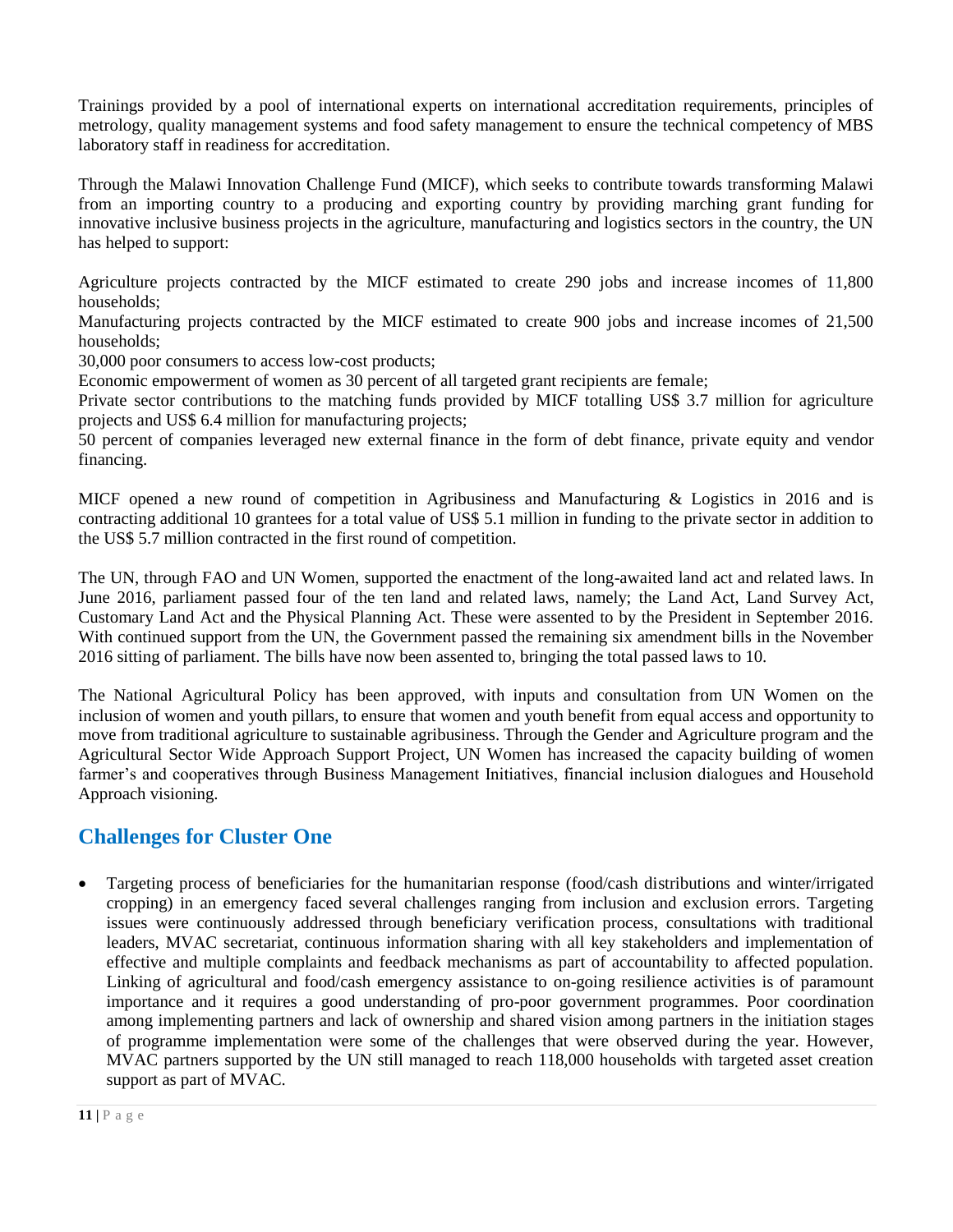Trainings provided by a pool of international experts on international accreditation requirements, principles of metrology, quality management systems and food safety management to ensure the technical competency of MBS laboratory staff in readiness for accreditation.

Through the Malawi Innovation Challenge Fund (MICF), which seeks to contribute towards transforming Malawi from an importing country to a producing and exporting country by providing marching grant funding for innovative inclusive business projects in the agriculture, manufacturing and logistics sectors in the country, the UN has helped to support:

Agriculture projects contracted by the MICF estimated to create 290 jobs and increase incomes of 11,800 households;
Manufacturing projects contracted by the MICF estimated to create 900 jobs and increase incomes of 21,500 households;
30,000 poor consumers to access low-cost products;
Economic empowerment of women as 30 percent of all targeted grant recipients are female;
Private sector contributions to the matching funds provided by MICF totalling US$ 3.7 million for agriculture projects and US$ 6.4 million for manufacturing projects;
50 percent of companies leveraged new external finance in the form of debt finance, private equity and vendor financing.

MICF opened a new round of competition in Agribusiness and Manufacturing & Logistics in 2016 and is contracting additional 10 grantees for a total value of US$ 5.1 million in funding to the private sector in addition to the US$ 5.7 million contracted in the first round of competition.

The UN, through FAO and UN Women, supported the enactment of the long-awaited land act and related laws. In June 2016, parliament passed four of the ten land and related laws, namely; the Land Act, Land Survey Act, Customary Land Act and the Physical Planning Act. These were assented to by the President in September 2016. With continued support from the UN, the Government passed the remaining six amendment bills in the November 2016 sitting of parliament. The bills have now been assented to, bringing the total passed laws to 10.

The National Agricultural Policy has been approved, with inputs and consultation from UN Women on the inclusion of women and youth pillars, to ensure that women and youth benefit from equal access and opportunity to move from traditional agriculture to sustainable agribusiness. Through the Gender and Agriculture program and the Agricultural Sector Wide Approach Support Project, UN Women has increased the capacity building of women farmer's and cooperatives through Business Management Initiatives, financial inclusion dialogues and Household Approach visioning.

## Challenges for Cluster One

- Targeting process of beneficiaries for the humanitarian response (food/cash distributions and winter/irrigated cropping) in an emergency faced several challenges ranging from inclusion and exclusion errors. Targeting issues were continuously addressed through beneficiary verification process, consultations with traditional leaders, MVAC secretariat, continuous information sharing with all key stakeholders and implementation of effective and multiple complaints and feedback mechanisms as part of accountability to affected population. Linking of agricultural and food/cash emergency assistance to on-going resilience activities is of paramount importance and it requires a good understanding of pro-poor government programmes. Poor coordination among implementing partners and lack of ownership and shared vision among partners in the initiation stages of programme implementation were some of the challenges that were observed during the year. However, MVAC partners supported by the UN still managed to reach 118,000 households with targeted asset creation support as part of MVAC.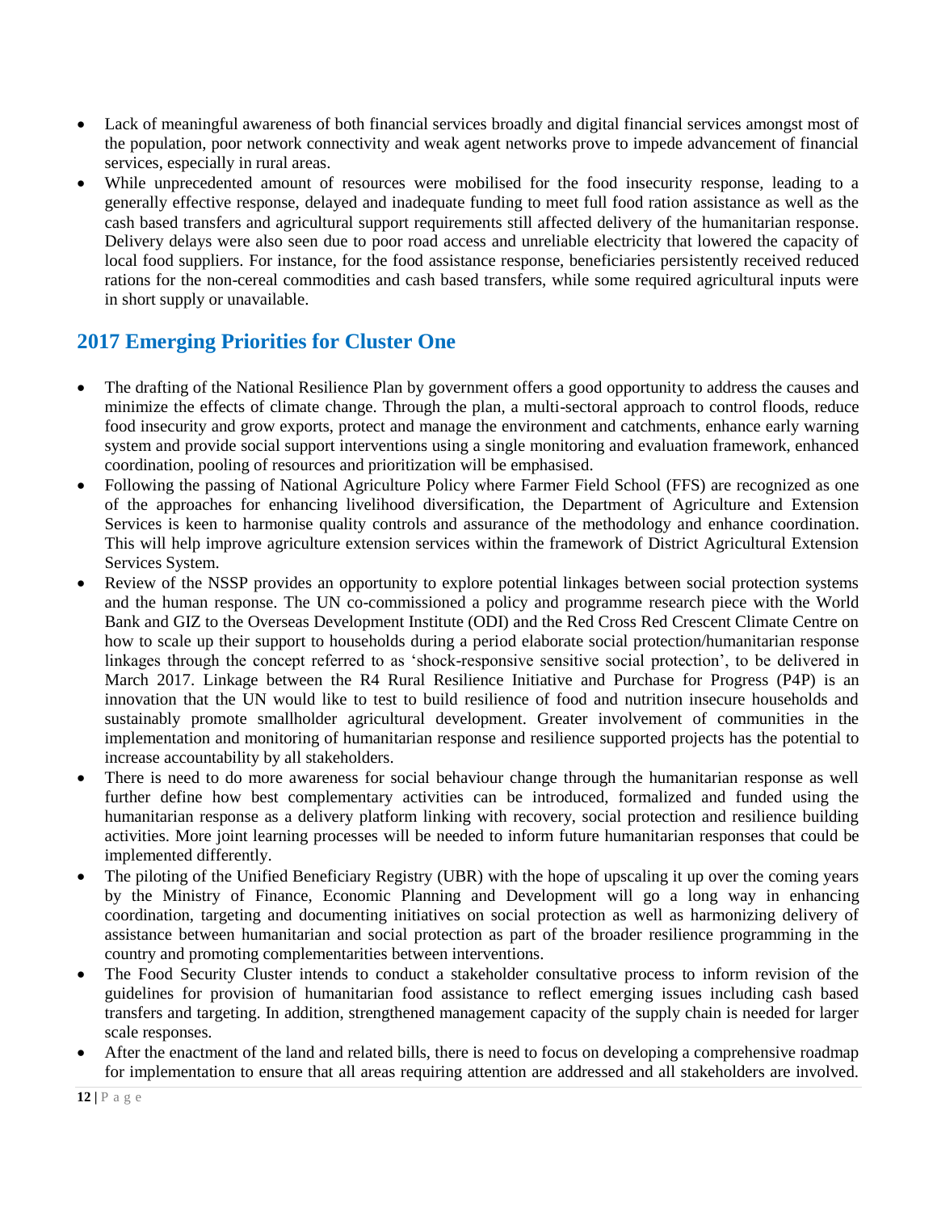- Lack of meaningful awareness of both financial services broadly and digital financial services amongst most of the population, poor network connectivity and weak agent networks prove to impede advancement of financial services, especially in rural areas.
- While unprecedented amount of resources were mobilised for the food insecurity response, leading to a generally effective response, delayed and inadequate funding to meet full food ration assistance as well as the cash based transfers and agricultural support requirements still affected delivery of the humanitarian response. Delivery delays were also seen due to poor road access and unreliable electricity that lowered the capacity of local food suppliers. For instance, for the food assistance response, beneficiaries persistently received reduced rations for the non-cereal commodities and cash based transfers, while some required agricultural inputs were in short supply or unavailable.

## 2017 Emerging Priorities for Cluster One

- The drafting of the National Resilience Plan by government offers a good opportunity to address the causes and minimize the effects of climate change. Through the plan, a multi-sectoral approach to control floods, reduce food insecurity and grow exports, protect and manage the environment and catchments, enhance early warning system and provide social support interventions using a single monitoring and evaluation framework, enhanced coordination, pooling of resources and prioritization will be emphasised.
- Following the passing of National Agriculture Policy where Farmer Field School (FFS) are recognized as one of the approaches for enhancing livelihood diversification, the Department of Agriculture and Extension Services is keen to harmonise quality controls and assurance of the methodology and enhance coordination. This will help improve agriculture extension services within the framework of District Agricultural Extension Services System.
- Review of the NSSP provides an opportunity to explore potential linkages between social protection systems and the human response. The UN co-commissioned a policy and programme research piece with the World Bank and GIZ to the Overseas Development Institute (ODI) and the Red Cross Red Crescent Climate Centre on how to scale up their support to households during a period elaborate social protection/humanitarian response linkages through the concept referred to as 'shock-responsive sensitive social protection', to be delivered in March 2017. Linkage between the R4 Rural Resilience Initiative and Purchase for Progress (P4P) is an innovation that the UN would like to test to build resilience of food and nutrition insecure households and sustainably promote smallholder agricultural development. Greater involvement of communities in the implementation and monitoring of humanitarian response and resilience supported projects has the potential to increase accountability by all stakeholders.
- There is need to do more awareness for social behaviour change through the humanitarian response as well further define how best complementary activities can be introduced, formalized and funded using the humanitarian response as a delivery platform linking with recovery, social protection and resilience building activities. More joint learning processes will be needed to inform future humanitarian responses that could be implemented differently.
- The piloting of the Unified Beneficiary Registry (UBR) with the hope of upscaling it up over the coming years by the Ministry of Finance, Economic Planning and Development will go a long way in enhancing coordination, targeting and documenting initiatives on social protection as well as harmonizing delivery of assistance between humanitarian and social protection as part of the broader resilience programming in the country and promoting complementarities between interventions.
- The Food Security Cluster intends to conduct a stakeholder consultative process to inform revision of the guidelines for provision of humanitarian food assistance to reflect emerging issues including cash based transfers and targeting. In addition, strengthened management capacity of the supply chain is needed for larger scale responses.
- After the enactment of the land and related bills, there is need to focus on developing a comprehensive roadmap for implementation to ensure that all areas requiring attention are addressed and all stakeholders are involved.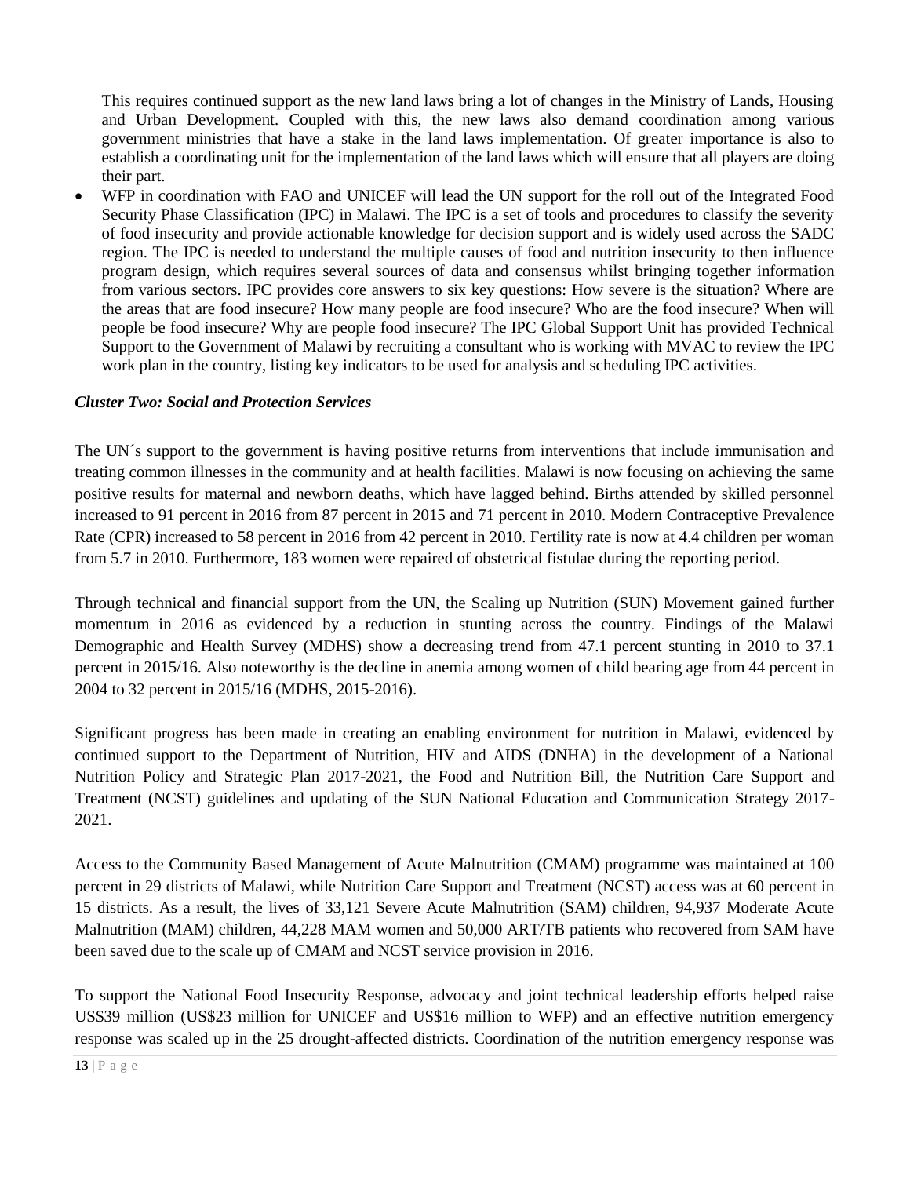This requires continued support as the new land laws bring a lot of changes in the Ministry of Lands, Housing and Urban Development. Coupled with this, the new laws also demand coordination among various government ministries that have a stake in the land laws implementation. Of greater importance is also to establish a coordinating unit for the implementation of the land laws which will ensure that all players are doing their part.

- WFP in coordination with FAO and UNICEF will lead the UN support for the roll out of the Integrated Food Security Phase Classification (IPC) in Malawi. The IPC is a set of tools and procedures to classify the severity of food insecurity and provide actionable knowledge for decision support and is widely used across the SADC region. The IPC is needed to understand the multiple causes of food and nutrition insecurity to then influence program design, which requires several sources of data and consensus whilst bringing together information from various sectors. IPC provides core answers to six key questions: How severe is the situation? Where are the areas that are food insecure? How many people are food insecure? Who are the food insecure? When will people be food insecure? Why are people food insecure? The IPC Global Support Unit has provided Technical Support to the Government of Malawi by recruiting a consultant who is working with MVAC to review the IPC work plan in the country, listing key indicators to be used for analysis and scheduling IPC activities.

***Cluster Two: Social and Protection Services***

The UN´s support to the government is having positive returns from interventions that include immunisation and treating common illnesses in the community and at health facilities. Malawi is now focusing on achieving the same positive results for maternal and newborn deaths, which have lagged behind. Births attended by skilled personnel increased to 91 percent in 2016 from 87 percent in 2015 and 71 percent in 2010. Modern Contraceptive Prevalence Rate (CPR) increased to 58 percent in 2016 from 42 percent in 2010. Fertility rate is now at 4.4 children per woman from 5.7 in 2010. Furthermore, 183 women were repaired of obstetrical fistulae during the reporting period.

Through technical and financial support from the UN, the Scaling up Nutrition (SUN) Movement gained further momentum in 2016 as evidenced by a reduction in stunting across the country. Findings of the Malawi Demographic and Health Survey (MDHS) show a decreasing trend from 47.1 percent stunting in 2010 to 37.1 percent in 2015/16. Also noteworthy is the decline in anemia among women of child bearing age from 44 percent in 2004 to 32 percent in 2015/16 (MDHS, 2015-2016).

Significant progress has been made in creating an enabling environment for nutrition in Malawi, evidenced by continued support to the Department of Nutrition, HIV and AIDS (DNHA) in the development of a National Nutrition Policy and Strategic Plan 2017-2021, the Food and Nutrition Bill, the Nutrition Care Support and Treatment (NCST) guidelines and updating of the SUN National Education and Communication Strategy 2017-2021.

Access to the Community Based Management of Acute Malnutrition (CMAM) programme was maintained at 100 percent in 29 districts of Malawi, while Nutrition Care Support and Treatment (NCST) access was at 60 percent in 15 districts. As a result, the lives of 33,121 Severe Acute Malnutrition (SAM) children, 94,937 Moderate Acute Malnutrition (MAM) children, 44,228 MAM women and 50,000 ART/TB patients who recovered from SAM have been saved due to the scale up of CMAM and NCST service provision in 2016.

To support the National Food Insecurity Response, advocacy and joint technical leadership efforts helped raise US$39 million (US$23 million for UNICEF and US$16 million to WFP) and an effective nutrition emergency response was scaled up in the 25 drought-affected districts. Coordination of the nutrition emergency response was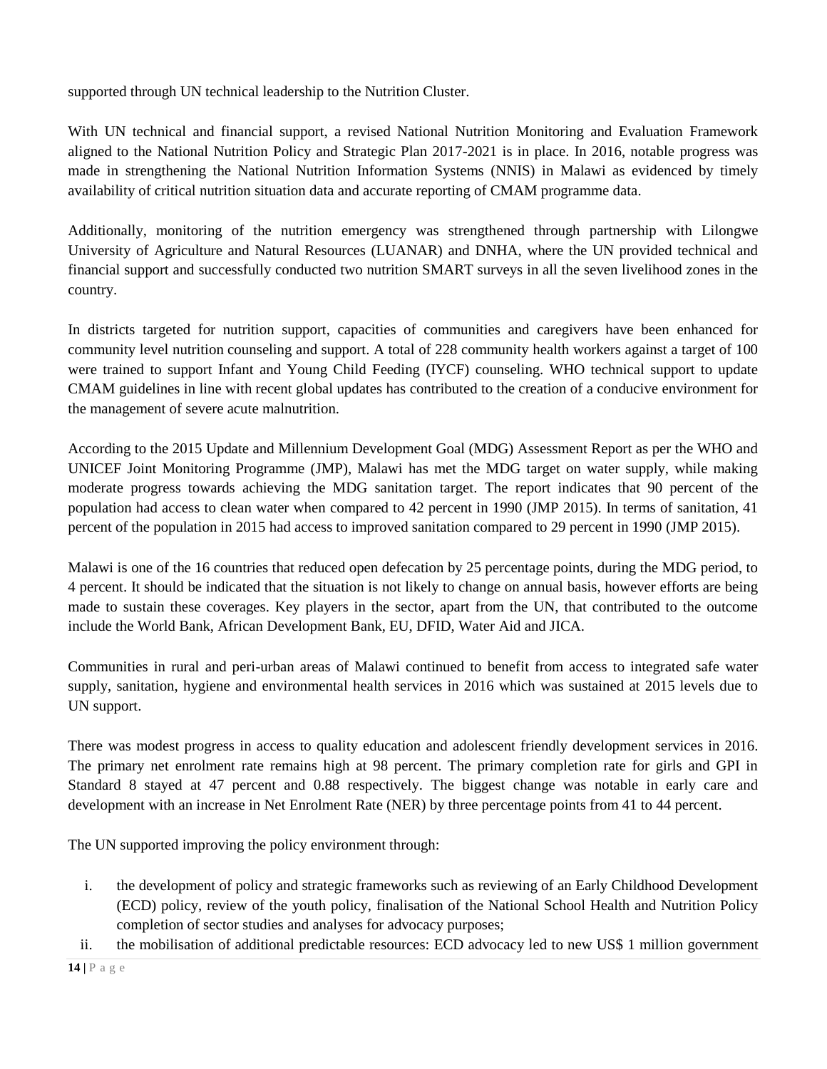supported through UN technical leadership to the Nutrition Cluster.

With UN technical and financial support, a revised National Nutrition Monitoring and Evaluation Framework aligned to the National Nutrition Policy and Strategic Plan 2017-2021 is in place. In 2016, notable progress was made in strengthening the National Nutrition Information Systems (NNIS) in Malawi as evidenced by timely availability of critical nutrition situation data and accurate reporting of CMAM programme data.

Additionally, monitoring of the nutrition emergency was strengthened through partnership with Lilongwe University of Agriculture and Natural Resources (LUANAR) and DNHA, where the UN provided technical and financial support and successfully conducted two nutrition SMART surveys in all the seven livelihood zones in the country.

In districts targeted for nutrition support, capacities of communities and caregivers have been enhanced for community level nutrition counseling and support. A total of 228 community health workers against a target of 100 were trained to support Infant and Young Child Feeding (IYCF) counseling. WHO technical support to update CMAM guidelines in line with recent global updates has contributed to the creation of a conducive environment for the management of severe acute malnutrition.

According to the 2015 Update and Millennium Development Goal (MDG) Assessment Report as per the WHO and UNICEF Joint Monitoring Programme (JMP), Malawi has met the MDG target on water supply, while making moderate progress towards achieving the MDG sanitation target. The report indicates that 90 percent of the population had access to clean water when compared to 42 percent in 1990 (JMP 2015). In terms of sanitation, 41 percent of the population in 2015 had access to improved sanitation compared to 29 percent in 1990 (JMP 2015).

Malawi is one of the 16 countries that reduced open defecation by 25 percentage points, during the MDG period, to 4 percent. It should be indicated that the situation is not likely to change on annual basis, however efforts are being made to sustain these coverages. Key players in the sector, apart from the UN, that contributed to the outcome include the World Bank, African Development Bank, EU, DFID, Water Aid and JICA.

Communities in rural and peri-urban areas of Malawi continued to benefit from access to integrated safe water supply, sanitation, hygiene and environmental health services in 2016 which was sustained at 2015 levels due to UN support.

There was modest progress in access to quality education and adolescent friendly development services in 2016. The primary net enrolment rate remains high at 98 percent. The primary completion rate for girls and GPI in Standard 8 stayed at 47 percent and 0.88 respectively. The biggest change was notable in early care and development with an increase in Net Enrolment Rate (NER) by three percentage points from 41 to 44 percent.

The UN supported improving the policy environment through:

i. the development of policy and strategic frameworks such as reviewing of an Early Childhood Development (ECD) policy, review of the youth policy, finalisation of the National School Health and Nutrition Policy completion of sector studies and analyses for advocacy purposes;
ii. the mobilisation of additional predictable resources: ECD advocacy led to new US$ 1 million government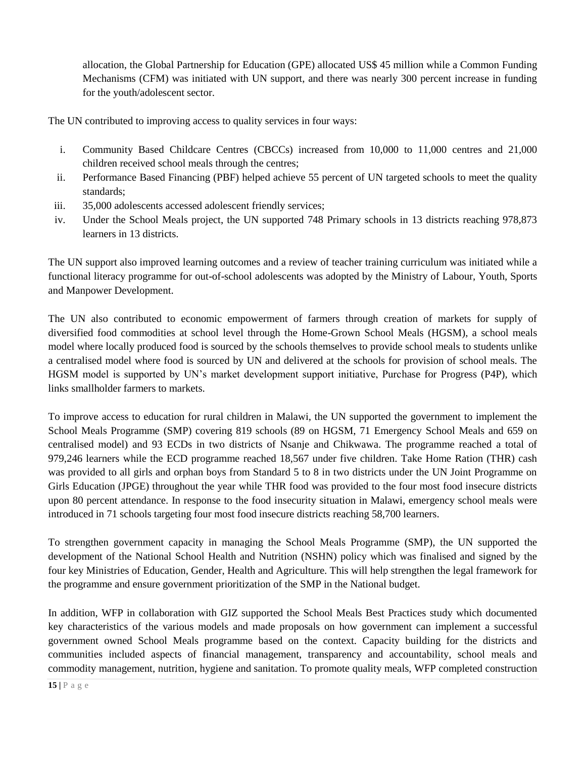allocation, the Global Partnership for Education (GPE) allocated US$ 45 million while a Common Funding Mechanisms (CFM) was initiated with UN support, and there was nearly 300 percent increase in funding for the youth/adolescent sector.

The UN contributed to improving access to quality services in four ways:

i. Community Based Childcare Centres (CBCCs) increased from 10,000 to 11,000 centres and 21,000 children received school meals through the centres;
ii. Performance Based Financing (PBF) helped achieve 55 percent of UN targeted schools to meet the quality standards;
iii. 35,000 adolescents accessed adolescent friendly services;
iv. Under the School Meals project, the UN supported 748 Primary schools in 13 districts reaching 978,873 learners in 13 districts.

The UN support also improved learning outcomes and a review of teacher training curriculum was initiated while a functional literacy programme for out-of-school adolescents was adopted by the Ministry of Labour, Youth, Sports and Manpower Development.

The UN also contributed to economic empowerment of farmers through creation of markets for supply of diversified food commodities at school level through the Home-Grown School Meals (HGSM), a school meals model where locally produced food is sourced by the schools themselves to provide school meals to students unlike a centralised model where food is sourced by UN and delivered at the schools for provision of school meals. The HGSM model is supported by UN's market development support initiative, Purchase for Progress (P4P), which links smallholder farmers to markets.

To improve access to education for rural children in Malawi, the UN supported the government to implement the School Meals Programme (SMP) covering 819 schools (89 on HGSM, 71 Emergency School Meals and 659 on centralised model) and 93 ECDs in two districts of Nsanje and Chikwawa. The programme reached a total of 979,246 learners while the ECD programme reached 18,567 under five children. Take Home Ration (THR) cash was provided to all girls and orphan boys from Standard 5 to 8 in two districts under the UN Joint Programme on Girls Education (JPGE) throughout the year while THR food was provided to the four most food insecure districts upon 80 percent attendance. In response to the food insecurity situation in Malawi, emergency school meals were introduced in 71 schools targeting four most food insecure districts reaching 58,700 learners.

To strengthen government capacity in managing the School Meals Programme (SMP), the UN supported the development of the National School Health and Nutrition (NSHN) policy which was finalised and signed by the four key Ministries of Education, Gender, Health and Agriculture. This will help strengthen the legal framework for the programme and ensure government prioritization of the SMP in the National budget.

In addition, WFP in collaboration with GIZ supported the School Meals Best Practices study which documented key characteristics of the various models and made proposals on how government can implement a successful government owned School Meals programme based on the context. Capacity building for the districts and communities included aspects of financial management, transparency and accountability, school meals and commodity management, nutrition, hygiene and sanitation. To promote quality meals, WFP completed construction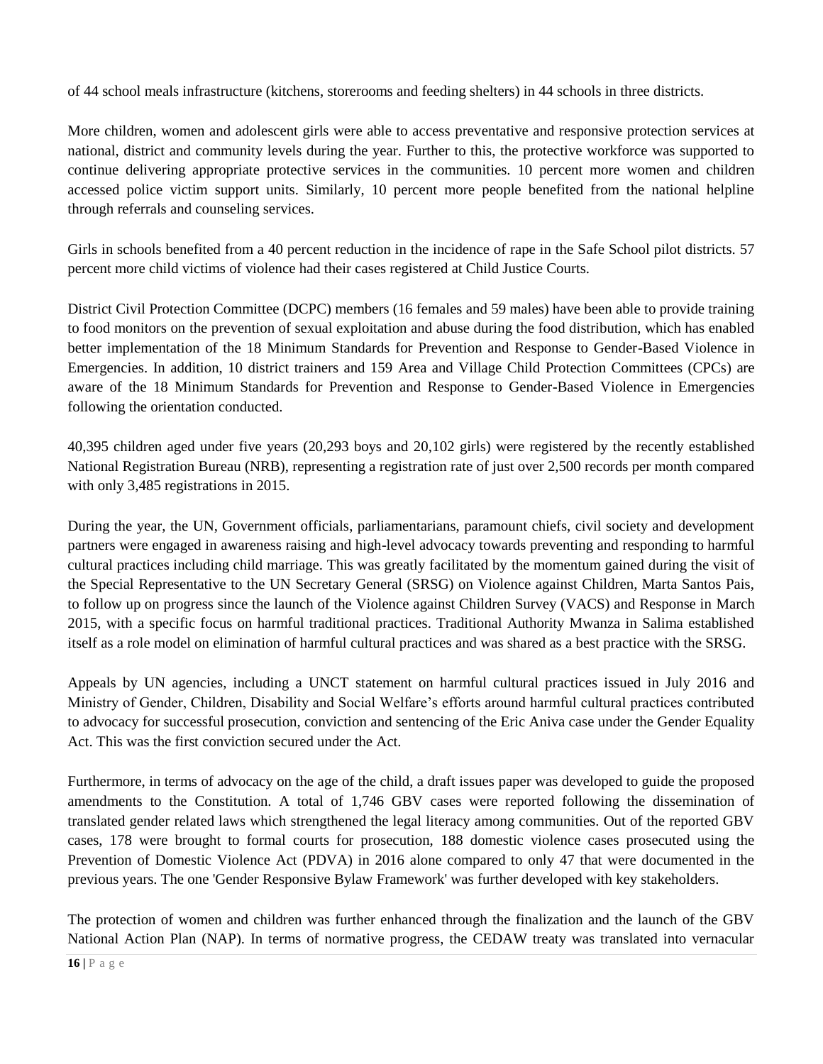of 44 school meals infrastructure (kitchens, storerooms and feeding shelters) in 44 schools in three districts.

More children, women and adolescent girls were able to access preventative and responsive protection services at national, district and community levels during the year. Further to this, the protective workforce was supported to continue delivering appropriate protective services in the communities. 10 percent more women and children accessed police victim support units. Similarly, 10 percent more people benefited from the national helpline through referrals and counseling services.

Girls in schools benefited from a 40 percent reduction in the incidence of rape in the Safe School pilot districts. 57 percent more child victims of violence had their cases registered at Child Justice Courts.

District Civil Protection Committee (DCPC) members (16 females and 59 males) have been able to provide training to food monitors on the prevention of sexual exploitation and abuse during the food distribution, which has enabled better implementation of the 18 Minimum Standards for Prevention and Response to Gender-Based Violence in Emergencies. In addition, 10 district trainers and 159 Area and Village Child Protection Committees (CPCs) are aware of the 18 Minimum Standards for Prevention and Response to Gender-Based Violence in Emergencies following the orientation conducted.

40,395 children aged under five years (20,293 boys and 20,102 girls) were registered by the recently established National Registration Bureau (NRB), representing a registration rate of just over 2,500 records per month compared with only 3,485 registrations in 2015.

During the year, the UN, Government officials, parliamentarians, paramount chiefs, civil society and development partners were engaged in awareness raising and high-level advocacy towards preventing and responding to harmful cultural practices including child marriage. This was greatly facilitated by the momentum gained during the visit of the Special Representative to the UN Secretary General (SRSG) on Violence against Children, Marta Santos Pais, to follow up on progress since the launch of the Violence against Children Survey (VACS) and Response in March 2015, with a specific focus on harmful traditional practices. Traditional Authority Mwanza in Salima established itself as a role model on elimination of harmful cultural practices and was shared as a best practice with the SRSG.

Appeals by UN agencies, including a UNCT statement on harmful cultural practices issued in July 2016 and Ministry of Gender, Children, Disability and Social Welfare's efforts around harmful cultural practices contributed to advocacy for successful prosecution, conviction and sentencing of the Eric Aniva case under the Gender Equality Act. This was the first conviction secured under the Act.

Furthermore, in terms of advocacy on the age of the child, a draft issues paper was developed to guide the proposed amendments to the Constitution. A total of 1,746 GBV cases were reported following the dissemination of translated gender related laws which strengthened the legal literacy among communities. Out of the reported GBV cases, 178 were brought to formal courts for prosecution, 188 domestic violence cases prosecuted using the Prevention of Domestic Violence Act (PDVA) in 2016 alone compared to only 47 that were documented in the previous years. The one 'Gender Responsive Bylaw Framework' was further developed with key stakeholders.

The protection of women and children was further enhanced through the finalization and the launch of the GBV National Action Plan (NAP). In terms of normative progress, the CEDAW treaty was translated into vernacular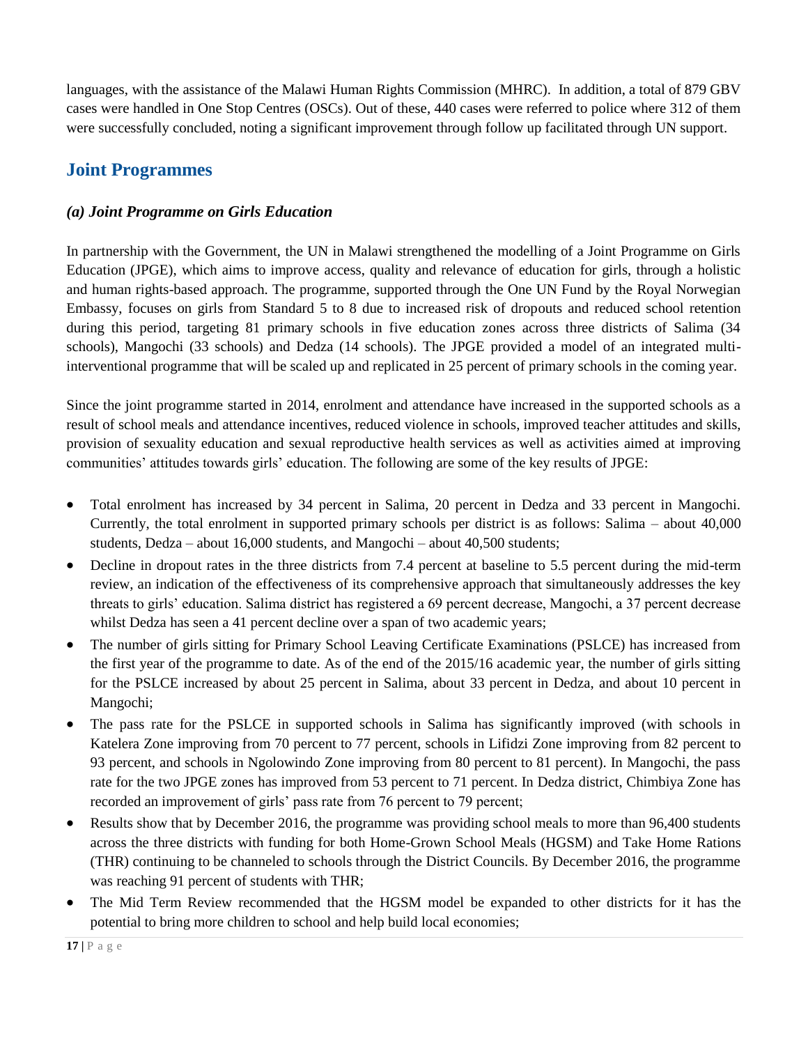languages, with the assistance of the Malawi Human Rights Commission (MHRC). In addition, a total of 879 GBV cases were handled in One Stop Centres (OSCs). Out of these, 440 cases were referred to police where 312 of them were successfully concluded, noting a significant improvement through follow up facilitated through UN support.

## Joint Programmes

### *(a) Joint Programme on Girls Education*

In partnership with the Government, the UN in Malawi strengthened the modelling of a Joint Programme on Girls Education (JPGE), which aims to improve access, quality and relevance of education for girls, through a holistic and human rights-based approach. The programme, supported through the One UN Fund by the Royal Norwegian Embassy, focuses on girls from Standard 5 to 8 due to increased risk of dropouts and reduced school retention during this period, targeting 81 primary schools in five education zones across three districts of Salima (34 schools), Mangochi (33 schools) and Dedza (14 schools). The JPGE provided a model of an integrated multi-interventional programme that will be scaled up and replicated in 25 percent of primary schools in the coming year.

Since the joint programme started in 2014, enrolment and attendance have increased in the supported schools as a result of school meals and attendance incentives, reduced violence in schools, improved teacher attitudes and skills, provision of sexuality education and sexual reproductive health services as well as activities aimed at improving communities' attitudes towards girls' education. The following are some of the key results of JPGE:

- Total enrolment has increased by 34 percent in Salima, 20 percent in Dedza and 33 percent in Mangochi. Currently, the total enrolment in supported primary schools per district is as follows: Salima – about 40,000 students, Dedza – about 16,000 students, and Mangochi – about 40,500 students;
- Decline in dropout rates in the three districts from 7.4 percent at baseline to 5.5 percent during the mid-term review, an indication of the effectiveness of its comprehensive approach that simultaneously addresses the key threats to girls' education. Salima district has registered a 69 percent decrease, Mangochi, a 37 percent decrease whilst Dedza has seen a 41 percent decline over a span of two academic years;
- The number of girls sitting for Primary School Leaving Certificate Examinations (PSLCE) has increased from the first year of the programme to date. As of the end of the 2015/16 academic year, the number of girls sitting for the PSLCE increased by about 25 percent in Salima, about 33 percent in Dedza, and about 10 percent in Mangochi;
- The pass rate for the PSLCE in supported schools in Salima has significantly improved (with schools in Katelera Zone improving from 70 percent to 77 percent, schools in Lifidzi Zone improving from 82 percent to 93 percent, and schools in Ngolowindo Zone improving from 80 percent to 81 percent). In Mangochi, the pass rate for the two JPGE zones has improved from 53 percent to 71 percent. In Dedza district, Chimbiya Zone has recorded an improvement of girls' pass rate from 76 percent to 79 percent;
- Results show that by December 2016, the programme was providing school meals to more than 96,400 students across the three districts with funding for both Home-Grown School Meals (HGSM) and Take Home Rations (THR) continuing to be channeled to schools through the District Councils. By December 2016, the programme was reaching 91 percent of students with THR;
- The Mid Term Review recommended that the HGSM model be expanded to other districts for it has the potential to bring more children to school and help build local economies;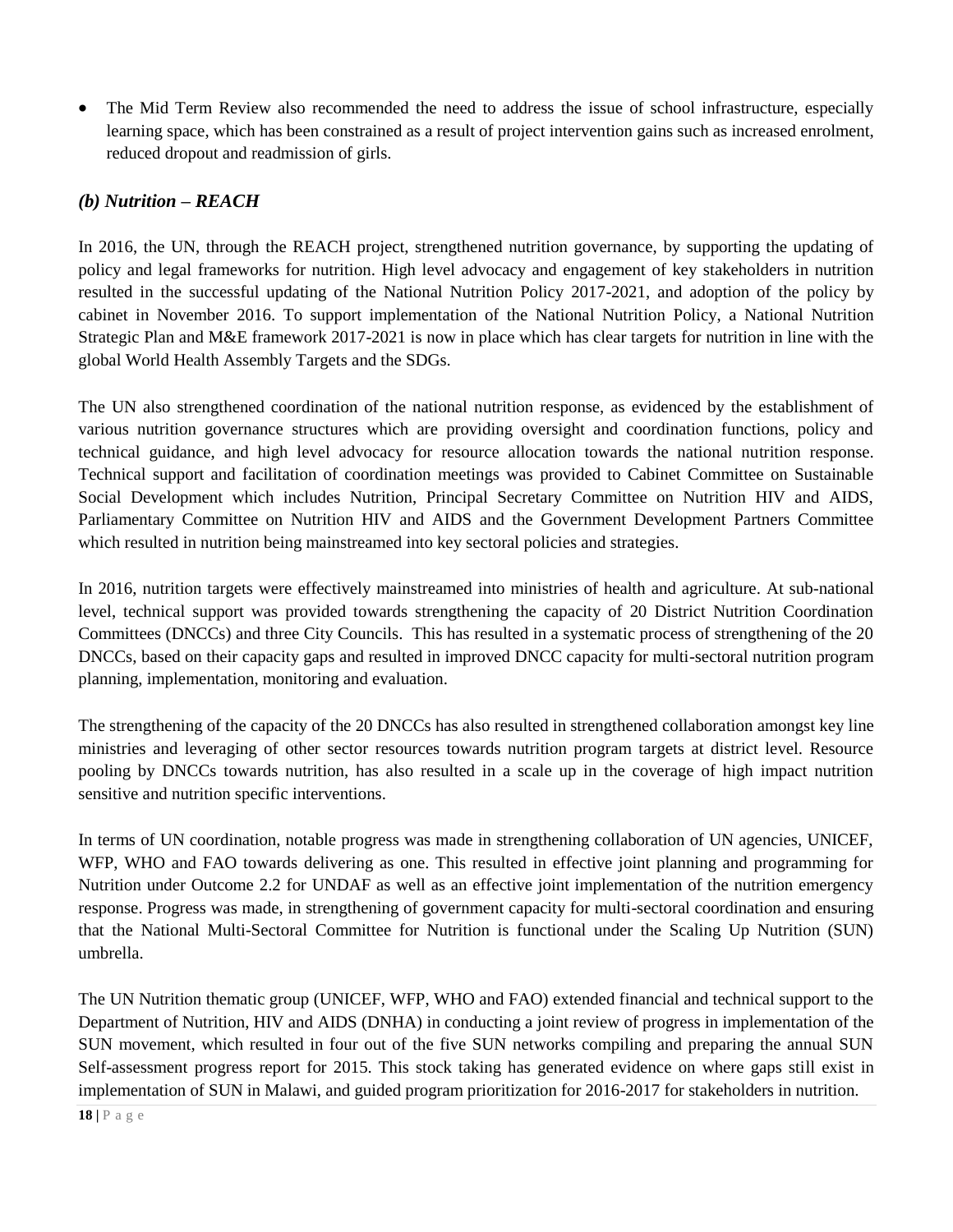- The Mid Term Review also recommended the need to address the issue of school infrastructure, especially learning space, which has been constrained as a result of project intervention gains such as increased enrolment, reduced dropout and readmission of girls.

### *(b) Nutrition – REACH*

In 2016, the UN, through the REACH project, strengthened nutrition governance, by supporting the updating of policy and legal frameworks for nutrition. High level advocacy and engagement of key stakeholders in nutrition resulted in the successful updating of the National Nutrition Policy 2017-2021, and adoption of the policy by cabinet in November 2016. To support implementation of the National Nutrition Policy, a National Nutrition Strategic Plan and M&E framework 2017-2021 is now in place which has clear targets for nutrition in line with the global World Health Assembly Targets and the SDGs.

The UN also strengthened coordination of the national nutrition response, as evidenced by the establishment of various nutrition governance structures which are providing oversight and coordination functions, policy and technical guidance, and high level advocacy for resource allocation towards the national nutrition response. Technical support and facilitation of coordination meetings was provided to Cabinet Committee on Sustainable Social Development which includes Nutrition, Principal Secretary Committee on Nutrition HIV and AIDS, Parliamentary Committee on Nutrition HIV and AIDS and the Government Development Partners Committee which resulted in nutrition being mainstreamed into key sectoral policies and strategies.

In 2016, nutrition targets were effectively mainstreamed into ministries of health and agriculture. At sub-national level, technical support was provided towards strengthening the capacity of 20 District Nutrition Coordination Committees (DNCCs) and three City Councils. This has resulted in a systematic process of strengthening of the 20 DNCCs, based on their capacity gaps and resulted in improved DNCC capacity for multi-sectoral nutrition program planning, implementation, monitoring and evaluation.

The strengthening of the capacity of the 20 DNCCs has also resulted in strengthened collaboration amongst key line ministries and leveraging of other sector resources towards nutrition program targets at district level. Resource pooling by DNCCs towards nutrition, has also resulted in a scale up in the coverage of high impact nutrition sensitive and nutrition specific interventions.

In terms of UN coordination, notable progress was made in strengthening collaboration of UN agencies, UNICEF, WFP, WHO and FAO towards delivering as one. This resulted in effective joint planning and programming for Nutrition under Outcome 2.2 for UNDAF as well as an effective joint implementation of the nutrition emergency response. Progress was made, in strengthening of government capacity for multi-sectoral coordination and ensuring that the National Multi-Sectoral Committee for Nutrition is functional under the Scaling Up Nutrition (SUN) umbrella.

The UN Nutrition thematic group (UNICEF, WFP, WHO and FAO) extended financial and technical support to the Department of Nutrition, HIV and AIDS (DNHA) in conducting a joint review of progress in implementation of the SUN movement, which resulted in four out of the five SUN networks compiling and preparing the annual SUN Self-assessment progress report for 2015. This stock taking has generated evidence on where gaps still exist in implementation of SUN in Malawi, and guided program prioritization for 2016-2017 for stakeholders in nutrition.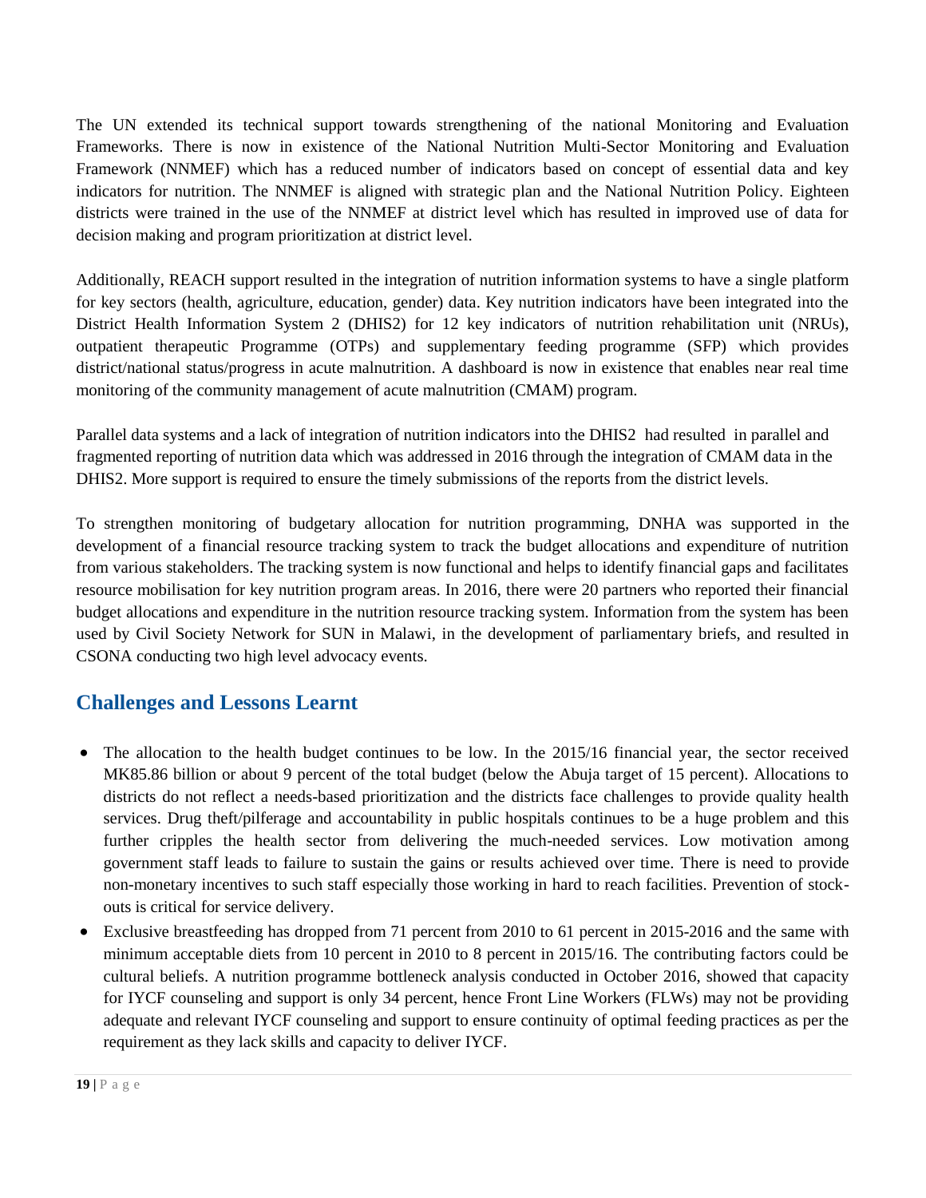The UN extended its technical support towards strengthening of the national Monitoring and Evaluation Frameworks. There is now in existence of the National Nutrition Multi-Sector Monitoring and Evaluation Framework (NNMEF) which has a reduced number of indicators based on concept of essential data and key indicators for nutrition. The NNMEF is aligned with strategic plan and the National Nutrition Policy. Eighteen districts were trained in the use of the NNMEF at district level which has resulted in improved use of data for decision making and program prioritization at district level.

Additionally, REACH support resulted in the integration of nutrition information systems to have a single platform for key sectors (health, agriculture, education, gender) data. Key nutrition indicators have been integrated into the District Health Information System 2 (DHIS2) for 12 key indicators of nutrition rehabilitation unit (NRUs), outpatient therapeutic Programme (OTPs) and supplementary feeding programme (SFP) which provides district/national status/progress in acute malnutrition. A dashboard is now in existence that enables near real time monitoring of the community management of acute malnutrition (CMAM) program.

Parallel data systems and a lack of integration of nutrition indicators into the DHIS2 had resulted in parallel and fragmented reporting of nutrition data which was addressed in 2016 through the integration of CMAM data in the DHIS2. More support is required to ensure the timely submissions of the reports from the district levels.

To strengthen monitoring of budgetary allocation for nutrition programming, DNHA was supported in the development of a financial resource tracking system to track the budget allocations and expenditure of nutrition from various stakeholders. The tracking system is now functional and helps to identify financial gaps and facilitates resource mobilisation for key nutrition program areas. In 2016, there were 20 partners who reported their financial budget allocations and expenditure in the nutrition resource tracking system. Information from the system has been used by Civil Society Network for SUN in Malawi, in the development of parliamentary briefs, and resulted in CSONA conducting two high level advocacy events.

## Challenges and Lessons Learnt

- The allocation to the health budget continues to be low. In the 2015/16 financial year, the sector received MK85.86 billion or about 9 percent of the total budget (below the Abuja target of 15 percent). Allocations to districts do not reflect a needs-based prioritization and the districts face challenges to provide quality health services. Drug theft/pilferage and accountability in public hospitals continues to be a huge problem and this further cripples the health sector from delivering the much-needed services. Low motivation among government staff leads to failure to sustain the gains or results achieved over time. There is need to provide non-monetary incentives to such staff especially those working in hard to reach facilities. Prevention of stock-outs is critical for service delivery.
- Exclusive breastfeeding has dropped from 71 percent from 2010 to 61 percent in 2015-2016 and the same with minimum acceptable diets from 10 percent in 2010 to 8 percent in 2015/16. The contributing factors could be cultural beliefs. A nutrition programme bottleneck analysis conducted in October 2016, showed that capacity for IYCF counseling and support is only 34 percent, hence Front Line Workers (FLWs) may not be providing adequate and relevant IYCF counseling and support to ensure continuity of optimal feeding practices as per the requirement as they lack skills and capacity to deliver IYCF.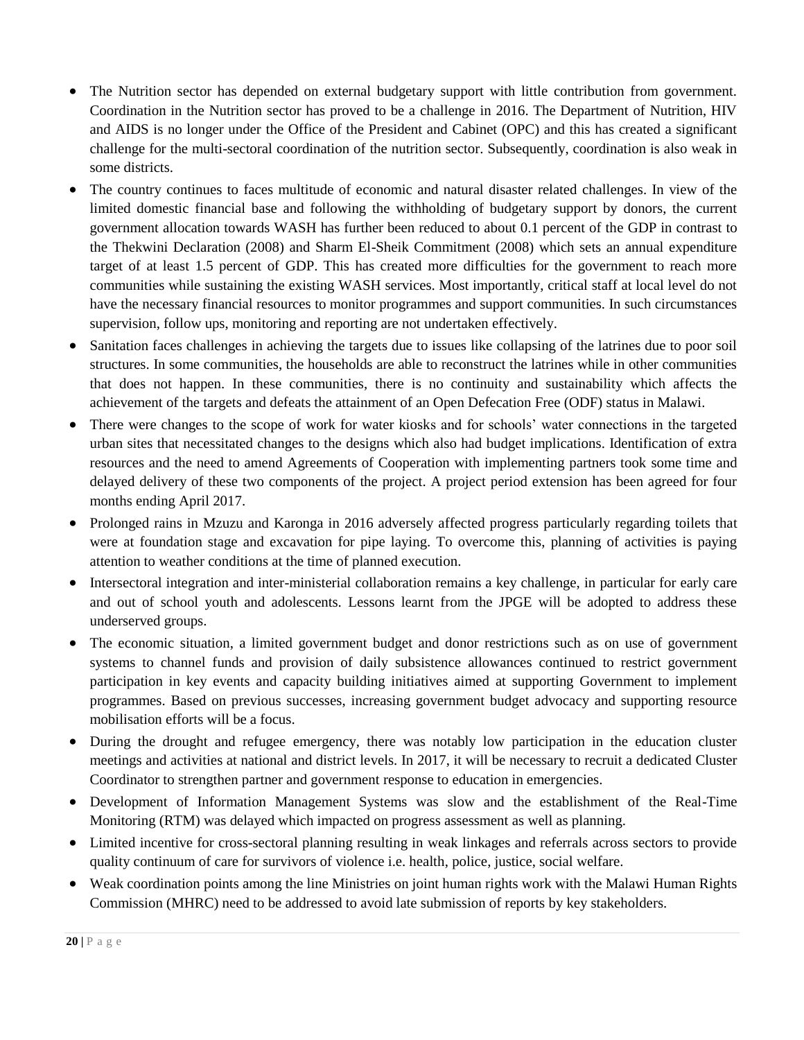- The Nutrition sector has depended on external budgetary support with little contribution from government. Coordination in the Nutrition sector has proved to be a challenge in 2016. The Department of Nutrition, HIV and AIDS is no longer under the Office of the President and Cabinet (OPC) and this has created a significant challenge for the multi-sectoral coordination of the nutrition sector. Subsequently, coordination is also weak in some districts.
- The country continues to faces multitude of economic and natural disaster related challenges. In view of the limited domestic financial base and following the withholding of budgetary support by donors, the current government allocation towards WASH has further been reduced to about 0.1 percent of the GDP in contrast to the Thekwini Declaration (2008) and Sharm El-Sheik Commitment (2008) which sets an annual expenditure target of at least 1.5 percent of GDP. This has created more difficulties for the government to reach more communities while sustaining the existing WASH services. Most importantly, critical staff at local level do not have the necessary financial resources to monitor programmes and support communities. In such circumstances supervision, follow ups, monitoring and reporting are not undertaken effectively.
- Sanitation faces challenges in achieving the targets due to issues like collapsing of the latrines due to poor soil structures. In some communities, the households are able to reconstruct the latrines while in other communities that does not happen. In these communities, there is no continuity and sustainability which affects the achievement of the targets and defeats the attainment of an Open Defecation Free (ODF) status in Malawi.
- There were changes to the scope of work for water kiosks and for schools' water connections in the targeted urban sites that necessitated changes to the designs which also had budget implications. Identification of extra resources and the need to amend Agreements of Cooperation with implementing partners took some time and delayed delivery of these two components of the project. A project period extension has been agreed for four months ending April 2017.
- Prolonged rains in Mzuzu and Karonga in 2016 adversely affected progress particularly regarding toilets that were at foundation stage and excavation for pipe laying. To overcome this, planning of activities is paying attention to weather conditions at the time of planned execution.
- Intersectoral integration and inter-ministerial collaboration remains a key challenge, in particular for early care and out of school youth and adolescents. Lessons learnt from the JPGE will be adopted to address these underserved groups.
- The economic situation, a limited government budget and donor restrictions such as on use of government systems to channel funds and provision of daily subsistence allowances continued to restrict government participation in key events and capacity building initiatives aimed at supporting Government to implement programmes. Based on previous successes, increasing government budget advocacy and supporting resource mobilisation efforts will be a focus.
- During the drought and refugee emergency, there was notably low participation in the education cluster meetings and activities at national and district levels. In 2017, it will be necessary to recruit a dedicated Cluster Coordinator to strengthen partner and government response to education in emergencies.
- Development of Information Management Systems was slow and the establishment of the Real-Time Monitoring (RTM) was delayed which impacted on progress assessment as well as planning.
- Limited incentive for cross-sectoral planning resulting in weak linkages and referrals across sectors to provide quality continuum of care for survivors of violence i.e. health, police, justice, social welfare.
- Weak coordination points among the line Ministries on joint human rights work with the Malawi Human Rights Commission (MHRC) need to be addressed to avoid late submission of reports by key stakeholders.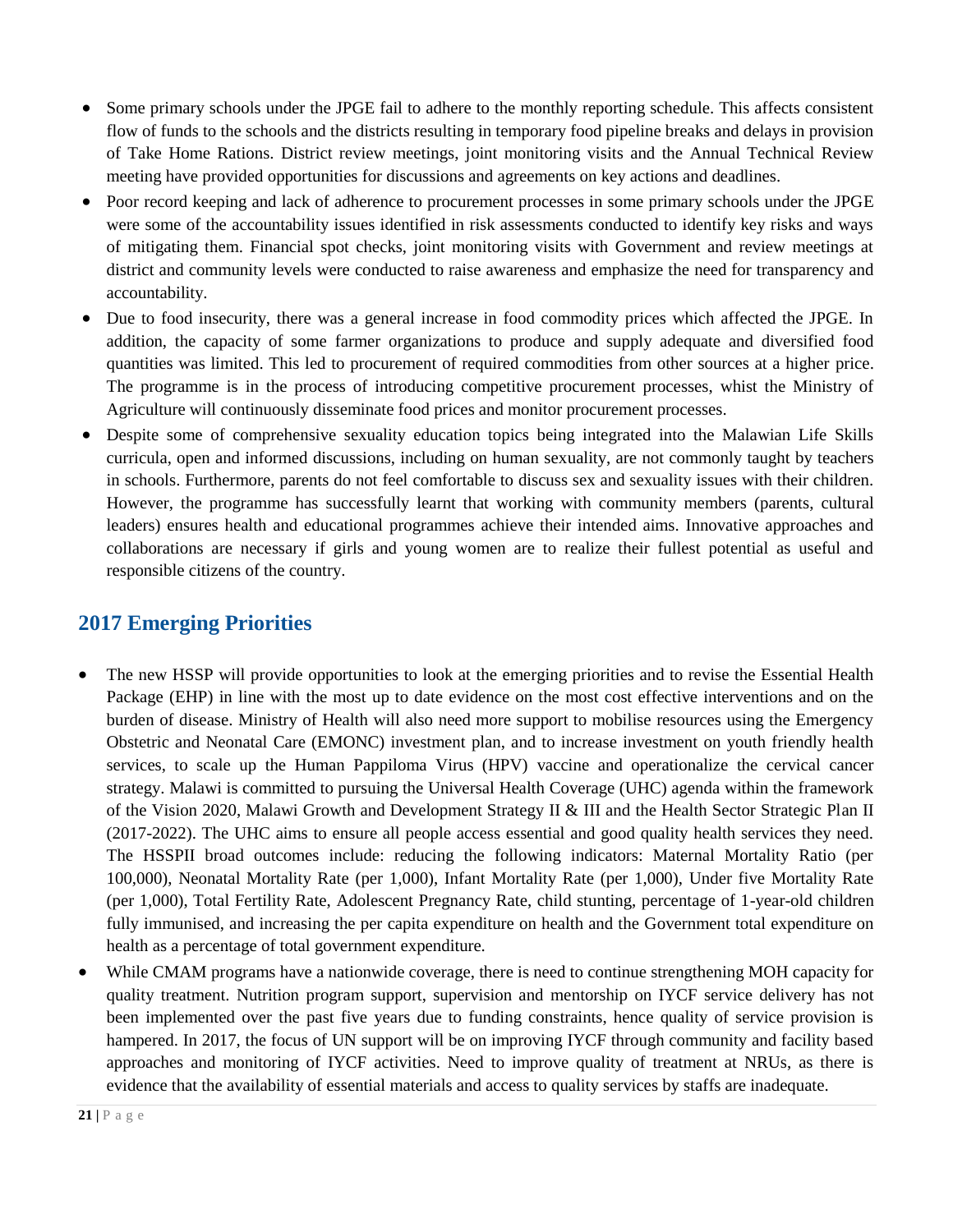- Some primary schools under the JPGE fail to adhere to the monthly reporting schedule. This affects consistent flow of funds to the schools and the districts resulting in temporary food pipeline breaks and delays in provision of Take Home Rations. District review meetings, joint monitoring visits and the Annual Technical Review meeting have provided opportunities for discussions and agreements on key actions and deadlines.
- Poor record keeping and lack of adherence to procurement processes in some primary schools under the JPGE were some of the accountability issues identified in risk assessments conducted to identify key risks and ways of mitigating them. Financial spot checks, joint monitoring visits with Government and review meetings at district and community levels were conducted to raise awareness and emphasize the need for transparency and accountability.
- Due to food insecurity, there was a general increase in food commodity prices which affected the JPGE. In addition, the capacity of some farmer organizations to produce and supply adequate and diversified food quantities was limited. This led to procurement of required commodities from other sources at a higher price. The programme is in the process of introducing competitive procurement processes, whist the Ministry of Agriculture will continuously disseminate food prices and monitor procurement processes.
- Despite some of comprehensive sexuality education topics being integrated into the Malawian Life Skills curricula, open and informed discussions, including on human sexuality, are not commonly taught by teachers in schools. Furthermore, parents do not feel comfortable to discuss sex and sexuality issues with their children. However, the programme has successfully learnt that working with community members (parents, cultural leaders) ensures health and educational programmes achieve their intended aims. Innovative approaches and collaborations are necessary if girls and young women are to realize their fullest potential as useful and responsible citizens of the country.

## 2017 Emerging Priorities

- The new HSSP will provide opportunities to look at the emerging priorities and to revise the Essential Health Package (EHP) in line with the most up to date evidence on the most cost effective interventions and on the burden of disease. Ministry of Health will also need more support to mobilise resources using the Emergency Obstetric and Neonatal Care (EMONC) investment plan, and to increase investment on youth friendly health services, to scale up the Human Pappiloma Virus (HPV) vaccine and operationalize the cervical cancer strategy. Malawi is committed to pursuing the Universal Health Coverage (UHC) agenda within the framework of the Vision 2020, Malawi Growth and Development Strategy II & III and the Health Sector Strategic Plan II (2017-2022). The UHC aims to ensure all people access essential and good quality health services they need. The HSSPII broad outcomes include: reducing the following indicators: Maternal Mortality Ratio (per 100,000), Neonatal Mortality Rate (per 1,000), Infant Mortality Rate (per 1,000), Under five Mortality Rate (per 1,000), Total Fertility Rate, Adolescent Pregnancy Rate, child stunting, percentage of 1-year-old children fully immunised, and increasing the per capita expenditure on health and the Government total expenditure on health as a percentage of total government expenditure.
- While CMAM programs have a nationwide coverage, there is need to continue strengthening MOH capacity for quality treatment. Nutrition program support, supervision and mentorship on IYCF service delivery has not been implemented over the past five years due to funding constraints, hence quality of service provision is hampered. In 2017, the focus of UN support will be on improving IYCF through community and facility based approaches and monitoring of IYCF activities. Need to improve quality of treatment at NRUs, as there is evidence that the availability of essential materials and access to quality services by staffs are inadequate.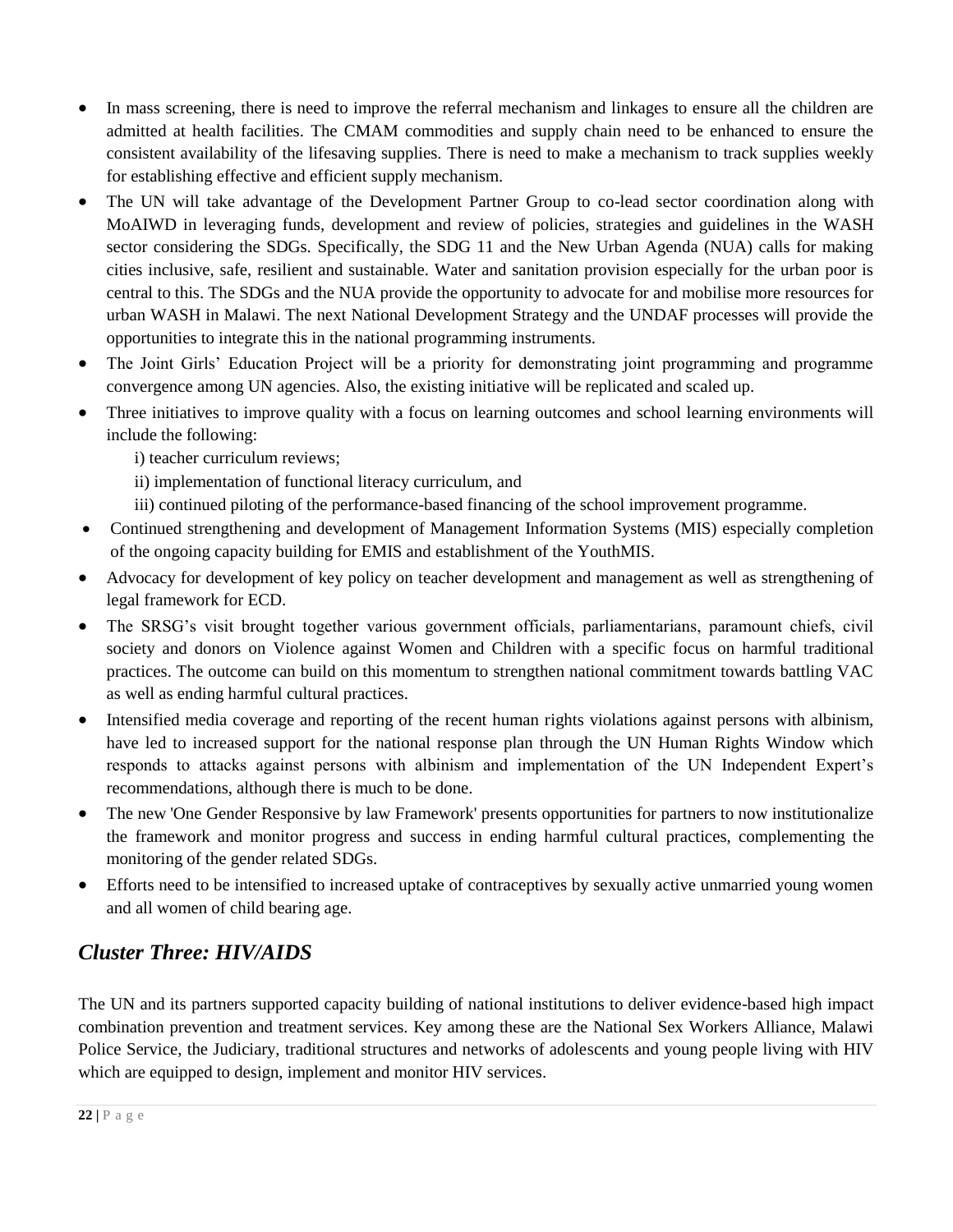- In mass screening, there is need to improve the referral mechanism and linkages to ensure all the children are admitted at health facilities. The CMAM commodities and supply chain need to be enhanced to ensure the consistent availability of the lifesaving supplies. There is need to make a mechanism to track supplies weekly for establishing effective and efficient supply mechanism.
- The UN will take advantage of the Development Partner Group to co-lead sector coordination along with MoAIWD in leveraging funds, development and review of policies, strategies and guidelines in the WASH sector considering the SDGs. Specifically, the SDG 11 and the New Urban Agenda (NUA) calls for making cities inclusive, safe, resilient and sustainable. Water and sanitation provision especially for the urban poor is central to this. The SDGs and the NUA provide the opportunity to advocate for and mobilise more resources for urban WASH in Malawi. The next National Development Strategy and the UNDAF processes will provide the opportunities to integrate this in the national programming instruments.
- The Joint Girls' Education Project will be a priority for demonstrating joint programming and programme convergence among UN agencies. Also, the existing initiative will be replicated and scaled up.
- Three initiatives to improve quality with a focus on learning outcomes and school learning environments will include the following:
  - i) teacher curriculum reviews;
  - ii) implementation of functional literacy curriculum, and
  - iii) continued piloting of the performance-based financing of the school improvement programme.
- Continued strengthening and development of Management Information Systems (MIS) especially completion of the ongoing capacity building for EMIS and establishment of the YouthMIS.
- Advocacy for development of key policy on teacher development and management as well as strengthening of legal framework for ECD.
- The SRSG's visit brought together various government officials, parliamentarians, paramount chiefs, civil society and donors on Violence against Women and Children with a specific focus on harmful traditional practices. The outcome can build on this momentum to strengthen national commitment towards battling VAC as well as ending harmful cultural practices.
- Intensified media coverage and reporting of the recent human rights violations against persons with albinism, have led to increased support for the national response plan through the UN Human Rights Window which responds to attacks against persons with albinism and implementation of the UN Independent Expert's recommendations, although there is much to be done.
- The new 'One Gender Responsive by law Framework' presents opportunities for partners to now institutionalize the framework and monitor progress and success in ending harmful cultural practices, complementing the monitoring of the gender related SDGs.
- Efforts need to be intensified to increased uptake of contraceptives by sexually active unmarried young women and all women of child bearing age.

## *Cluster Three: HIV/AIDS*

The UN and its partners supported capacity building of national institutions to deliver evidence-based high impact combination prevention and treatment services. Key among these are the National Sex Workers Alliance, Malawi Police Service, the Judiciary, traditional structures and networks of adolescents and young people living with HIV which are equipped to design, implement and monitor HIV services.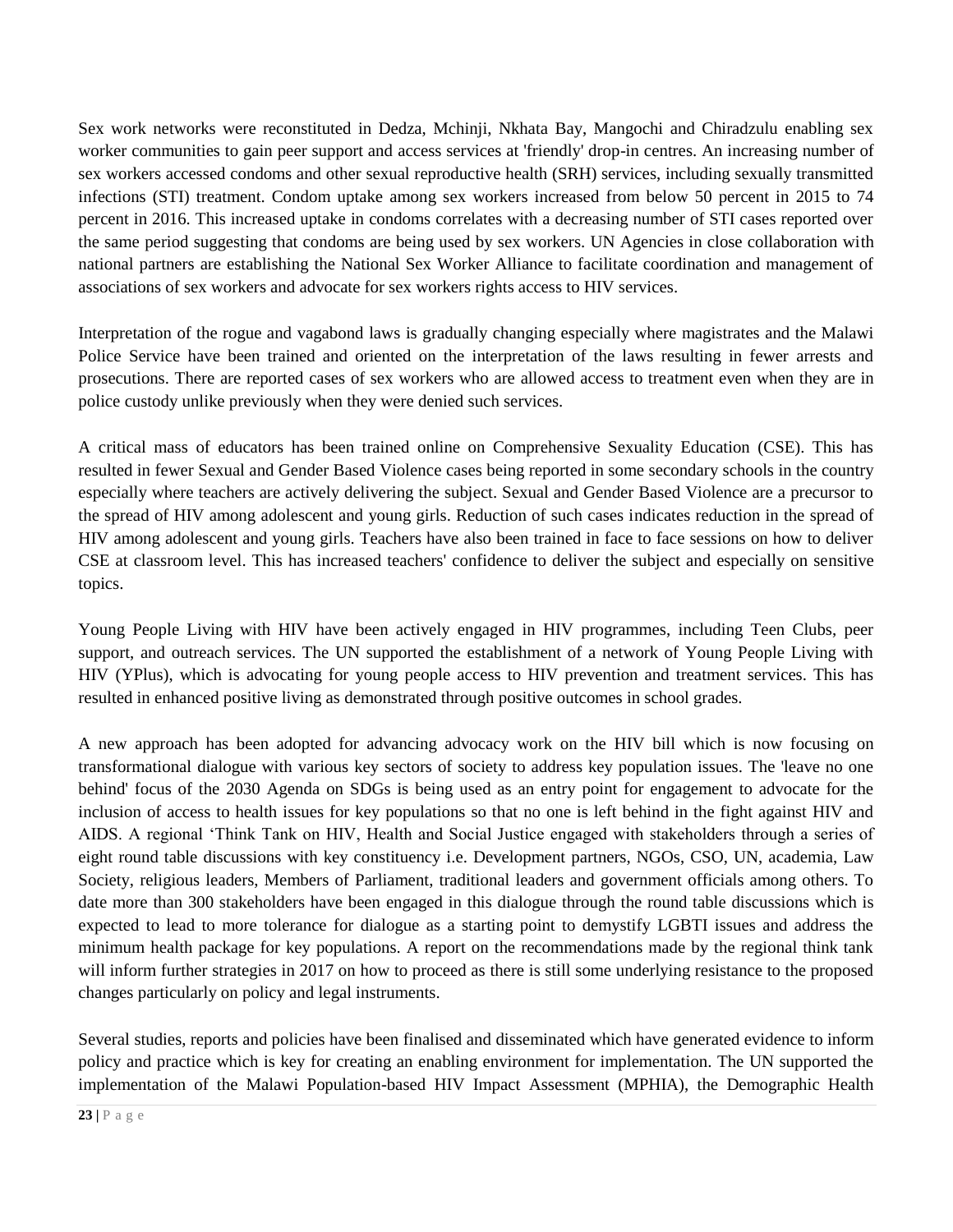Sex work networks were reconstituted in Dedza, Mchinji, Nkhata Bay, Mangochi and Chiradzulu enabling sex worker communities to gain peer support and access services at 'friendly' drop-in centres. An increasing number of sex workers accessed condoms and other sexual reproductive health (SRH) services, including sexually transmitted infections (STI) treatment. Condom uptake among sex workers increased from below 50 percent in 2015 to 74 percent in 2016. This increased uptake in condoms correlates with a decreasing number of STI cases reported over the same period suggesting that condoms are being used by sex workers. UN Agencies in close collaboration with national partners are establishing the National Sex Worker Alliance to facilitate coordination and management of associations of sex workers and advocate for sex workers rights access to HIV services.

Interpretation of the rogue and vagabond laws is gradually changing especially where magistrates and the Malawi Police Service have been trained and oriented on the interpretation of the laws resulting in fewer arrests and prosecutions. There are reported cases of sex workers who are allowed access to treatment even when they are in police custody unlike previously when they were denied such services.

A critical mass of educators has been trained online on Comprehensive Sexuality Education (CSE). This has resulted in fewer Sexual and Gender Based Violence cases being reported in some secondary schools in the country especially where teachers are actively delivering the subject. Sexual and Gender Based Violence are a precursor to the spread of HIV among adolescent and young girls. Reduction of such cases indicates reduction in the spread of HIV among adolescent and young girls. Teachers have also been trained in face to face sessions on how to deliver CSE at classroom level. This has increased teachers' confidence to deliver the subject and especially on sensitive topics.

Young People Living with HIV have been actively engaged in HIV programmes, including Teen Clubs, peer support, and outreach services. The UN supported the establishment of a network of Young People Living with HIV (YPlus), which is advocating for young people access to HIV prevention and treatment services. This has resulted in enhanced positive living as demonstrated through positive outcomes in school grades.

A new approach has been adopted for advancing advocacy work on the HIV bill which is now focusing on transformational dialogue with various key sectors of society to address key population issues. The 'leave no one behind' focus of the 2030 Agenda on SDGs is being used as an entry point for engagement to advocate for the inclusion of access to health issues for key populations so that no one is left behind in the fight against HIV and AIDS. A regional 'Think Tank on HIV, Health and Social Justice engaged with stakeholders through a series of eight round table discussions with key constituency i.e. Development partners, NGOs, CSO, UN, academia, Law Society, religious leaders, Members of Parliament, traditional leaders and government officials among others. To date more than 300 stakeholders have been engaged in this dialogue through the round table discussions which is expected to lead to more tolerance for dialogue as a starting point to demystify LGBTI issues and address the minimum health package for key populations. A report on the recommendations made by the regional think tank will inform further strategies in 2017 on how to proceed as there is still some underlying resistance to the proposed changes particularly on policy and legal instruments.

Several studies, reports and policies have been finalised and disseminated which have generated evidence to inform policy and practice which is key for creating an enabling environment for implementation. The UN supported the implementation of the Malawi Population-based HIV Impact Assessment (MPHIA), the Demographic Health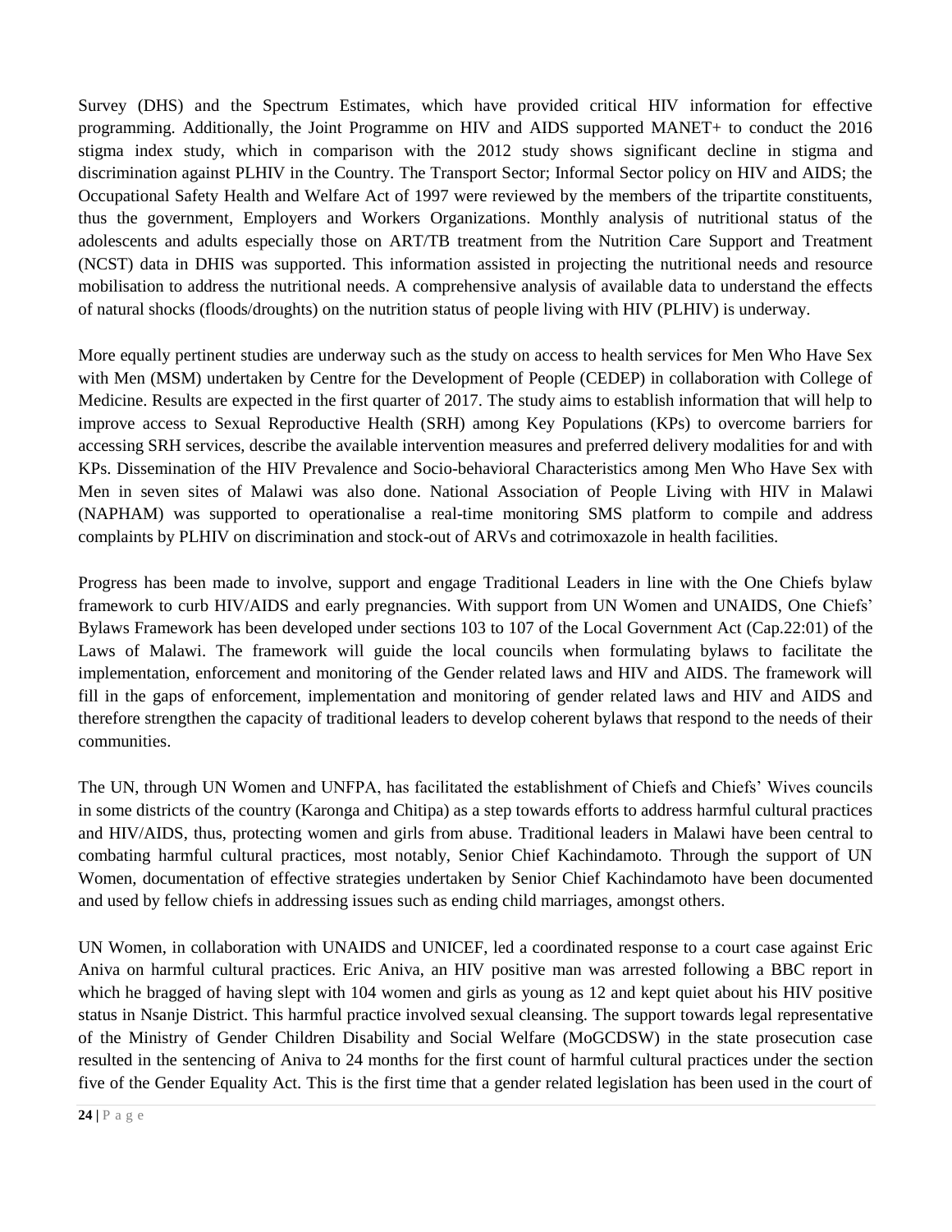Survey (DHS) and the Spectrum Estimates, which have provided critical HIV information for effective programming. Additionally, the Joint Programme on HIV and AIDS supported MANET+ to conduct the 2016 stigma index study, which in comparison with the 2012 study shows significant decline in stigma and discrimination against PLHIV in the Country. The Transport Sector; Informal Sector policy on HIV and AIDS; the Occupational Safety Health and Welfare Act of 1997 were reviewed by the members of the tripartite constituents, thus the government, Employers and Workers Organizations. Monthly analysis of nutritional status of the adolescents and adults especially those on ART/TB treatment from the Nutrition Care Support and Treatment (NCST) data in DHIS was supported. This information assisted in projecting the nutritional needs and resource mobilisation to address the nutritional needs. A comprehensive analysis of available data to understand the effects of natural shocks (floods/droughts) on the nutrition status of people living with HIV (PLHIV) is underway.

More equally pertinent studies are underway such as the study on access to health services for Men Who Have Sex with Men (MSM) undertaken by Centre for the Development of People (CEDEP) in collaboration with College of Medicine. Results are expected in the first quarter of 2017. The study aims to establish information that will help to improve access to Sexual Reproductive Health (SRH) among Key Populations (KPs) to overcome barriers for accessing SRH services, describe the available intervention measures and preferred delivery modalities for and with KPs. Dissemination of the HIV Prevalence and Socio-behavioral Characteristics among Men Who Have Sex with Men in seven sites of Malawi was also done. National Association of People Living with HIV in Malawi (NAPHAM) was supported to operationalise a real-time monitoring SMS platform to compile and address complaints by PLHIV on discrimination and stock-out of ARVs and cotrimoxazole in health facilities.

Progress has been made to involve, support and engage Traditional Leaders in line with the One Chiefs bylaw framework to curb HIV/AIDS and early pregnancies. With support from UN Women and UNAIDS, One Chiefs' Bylaws Framework has been developed under sections 103 to 107 of the Local Government Act (Cap.22:01) of the Laws of Malawi. The framework will guide the local councils when formulating bylaws to facilitate the implementation, enforcement and monitoring of the Gender related laws and HIV and AIDS. The framework will fill in the gaps of enforcement, implementation and monitoring of gender related laws and HIV and AIDS and therefore strengthen the capacity of traditional leaders to develop coherent bylaws that respond to the needs of their communities.

The UN, through UN Women and UNFPA, has facilitated the establishment of Chiefs and Chiefs' Wives councils in some districts of the country (Karonga and Chitipa) as a step towards efforts to address harmful cultural practices and HIV/AIDS, thus, protecting women and girls from abuse. Traditional leaders in Malawi have been central to combating harmful cultural practices, most notably, Senior Chief Kachindamoto. Through the support of UN Women, documentation of effective strategies undertaken by Senior Chief Kachindamoto have been documented and used by fellow chiefs in addressing issues such as ending child marriages, amongst others.

UN Women, in collaboration with UNAIDS and UNICEF, led a coordinated response to a court case against Eric Aniva on harmful cultural practices. Eric Aniva, an HIV positive man was arrested following a BBC report in which he bragged of having slept with 104 women and girls as young as 12 and kept quiet about his HIV positive status in Nsanje District. This harmful practice involved sexual cleansing. The support towards legal representative of the Ministry of Gender Children Disability and Social Welfare (MoGCDSW) in the state prosecution case resulted in the sentencing of Aniva to 24 months for the first count of harmful cultural practices under the section five of the Gender Equality Act. This is the first time that a gender related legislation has been used in the court of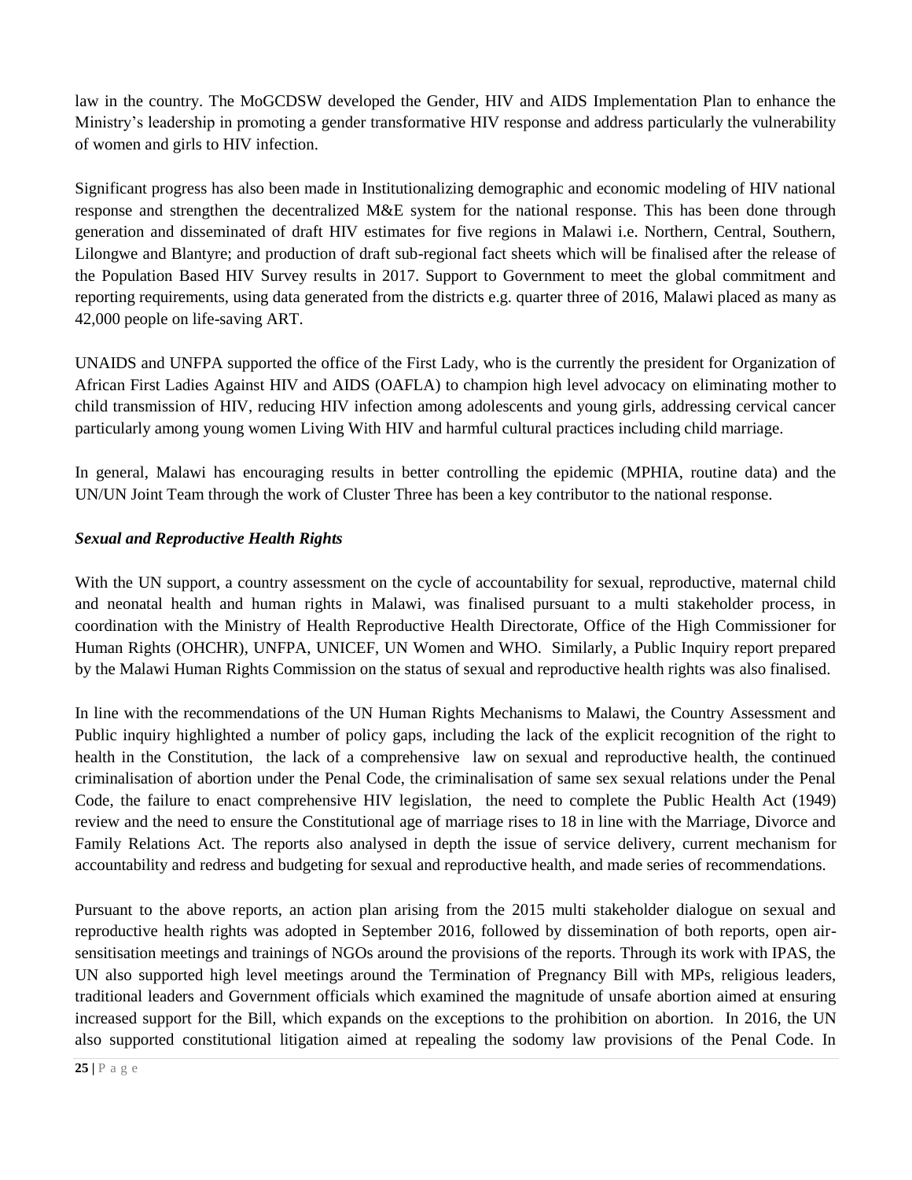law in the country. The MoGCDSW developed the Gender, HIV and AIDS Implementation Plan to enhance the Ministry's leadership in promoting a gender transformative HIV response and address particularly the vulnerability of women and girls to HIV infection.

Significant progress has also been made in Institutionalizing demographic and economic modeling of HIV national response and strengthen the decentralized M&E system for the national response. This has been done through generation and disseminated of draft HIV estimates for five regions in Malawi i.e. Northern, Central, Southern, Lilongwe and Blantyre; and production of draft sub-regional fact sheets which will be finalised after the release of the Population Based HIV Survey results in 2017. Support to Government to meet the global commitment and reporting requirements, using data generated from the districts e.g. quarter three of 2016, Malawi placed as many as 42,000 people on life-saving ART.

UNAIDS and UNFPA supported the office of the First Lady, who is the currently the president for Organization of African First Ladies Against HIV and AIDS (OAFLA) to champion high level advocacy on eliminating mother to child transmission of HIV, reducing HIV infection among adolescents and young girls, addressing cervical cancer particularly among young women Living With HIV and harmful cultural practices including child marriage.

In general, Malawi has encouraging results in better controlling the epidemic (MPHIA, routine data) and the UN/UN Joint Team through the work of Cluster Three has been a key contributor to the national response.

***Sexual and Reproductive Health Rights***

With the UN support, a country assessment on the cycle of accountability for sexual, reproductive, maternal child and neonatal health and human rights in Malawi, was finalised pursuant to a multi stakeholder process, in coordination with the Ministry of Health Reproductive Health Directorate, Office of the High Commissioner for Human Rights (OHCHR), UNFPA, UNICEF, UN Women and WHO. Similarly, a Public Inquiry report prepared by the Malawi Human Rights Commission on the status of sexual and reproductive health rights was also finalised.

In line with the recommendations of the UN Human Rights Mechanisms to Malawi, the Country Assessment and Public inquiry highlighted a number of policy gaps, including the lack of the explicit recognition of the right to health in the Constitution, the lack of a comprehensive law on sexual and reproductive health, the continued criminalisation of abortion under the Penal Code, the criminalisation of same sex sexual relations under the Penal Code, the failure to enact comprehensive HIV legislation, the need to complete the Public Health Act (1949) review and the need to ensure the Constitutional age of marriage rises to 18 in line with the Marriage, Divorce and Family Relations Act. The reports also analysed in depth the issue of service delivery, current mechanism for accountability and redress and budgeting for sexual and reproductive health, and made series of recommendations.

Pursuant to the above reports, an action plan arising from the 2015 multi stakeholder dialogue on sexual and reproductive health rights was adopted in September 2016, followed by dissemination of both reports, open air-sensitisation meetings and trainings of NGOs around the provisions of the reports. Through its work with IPAS, the UN also supported high level meetings around the Termination of Pregnancy Bill with MPs, religious leaders, traditional leaders and Government officials which examined the magnitude of unsafe abortion aimed at ensuring increased support for the Bill, which expands on the exceptions to the prohibition on abortion. In 2016, the UN also supported constitutional litigation aimed at repealing the sodomy law provisions of the Penal Code. In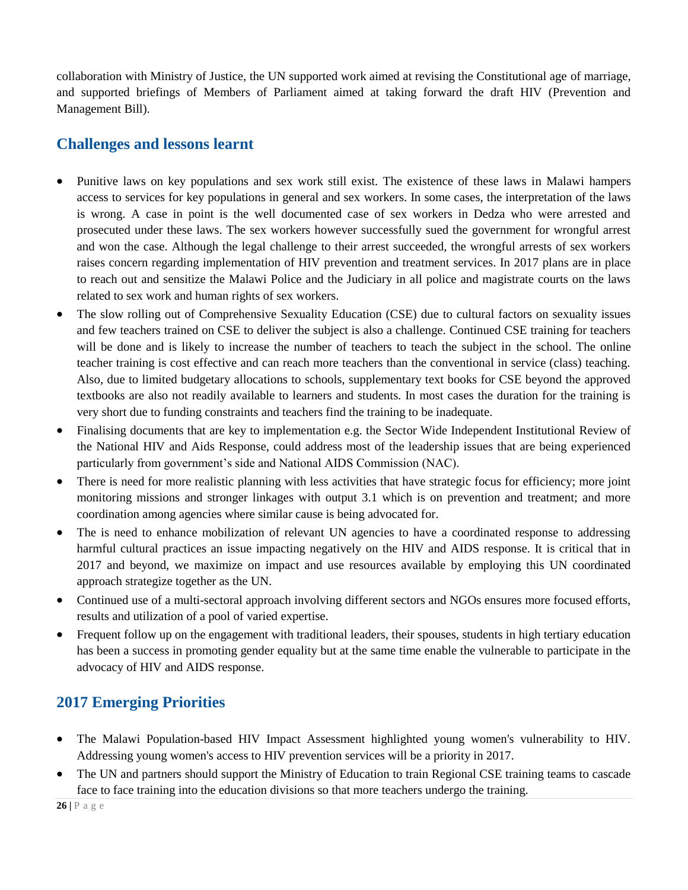collaboration with Ministry of Justice, the UN supported work aimed at revising the Constitutional age of marriage, and supported briefings of Members of Parliament aimed at taking forward the draft HIV (Prevention and Management Bill).

## Challenges and lessons learnt

- Punitive laws on key populations and sex work still exist. The existence of these laws in Malawi hampers access to services for key populations in general and sex workers. In some cases, the interpretation of the laws is wrong. A case in point is the well documented case of sex workers in Dedza who were arrested and prosecuted under these laws. The sex workers however successfully sued the government for wrongful arrest and won the case. Although the legal challenge to their arrest succeeded, the wrongful arrests of sex workers raises concern regarding implementation of HIV prevention and treatment services. In 2017 plans are in place to reach out and sensitize the Malawi Police and the Judiciary in all police and magistrate courts on the laws related to sex work and human rights of sex workers.
- The slow rolling out of Comprehensive Sexuality Education (CSE) due to cultural factors on sexuality issues and few teachers trained on CSE to deliver the subject is also a challenge. Continued CSE training for teachers will be done and is likely to increase the number of teachers to teach the subject in the school. The online teacher training is cost effective and can reach more teachers than the conventional in service (class) teaching. Also, due to limited budgetary allocations to schools, supplementary text books for CSE beyond the approved textbooks are also not readily available to learners and students. In most cases the duration for the training is very short due to funding constraints and teachers find the training to be inadequate.
- Finalising documents that are key to implementation e.g. the Sector Wide Independent Institutional Review of the National HIV and Aids Response, could address most of the leadership issues that are being experienced particularly from government's side and National AIDS Commission (NAC).
- There is need for more realistic planning with less activities that have strategic focus for efficiency; more joint monitoring missions and stronger linkages with output 3.1 which is on prevention and treatment; and more coordination among agencies where similar cause is being advocated for.
- The is need to enhance mobilization of relevant UN agencies to have a coordinated response to addressing harmful cultural practices an issue impacting negatively on the HIV and AIDS response. It is critical that in 2017 and beyond, we maximize on impact and use resources available by employing this UN coordinated approach strategize together as the UN.
- Continued use of a multi-sectoral approach involving different sectors and NGOs ensures more focused efforts, results and utilization of a pool of varied expertise.
- Frequent follow up on the engagement with traditional leaders, their spouses, students in high tertiary education has been a success in promoting gender equality but at the same time enable the vulnerable to participate in the advocacy of HIV and AIDS response.

## 2017 Emerging Priorities

- The Malawi Population-based HIV Impact Assessment highlighted young women's vulnerability to HIV. Addressing young women's access to HIV prevention services will be a priority in 2017.
- The UN and partners should support the Ministry of Education to train Regional CSE training teams to cascade face to face training into the education divisions so that more teachers undergo the training.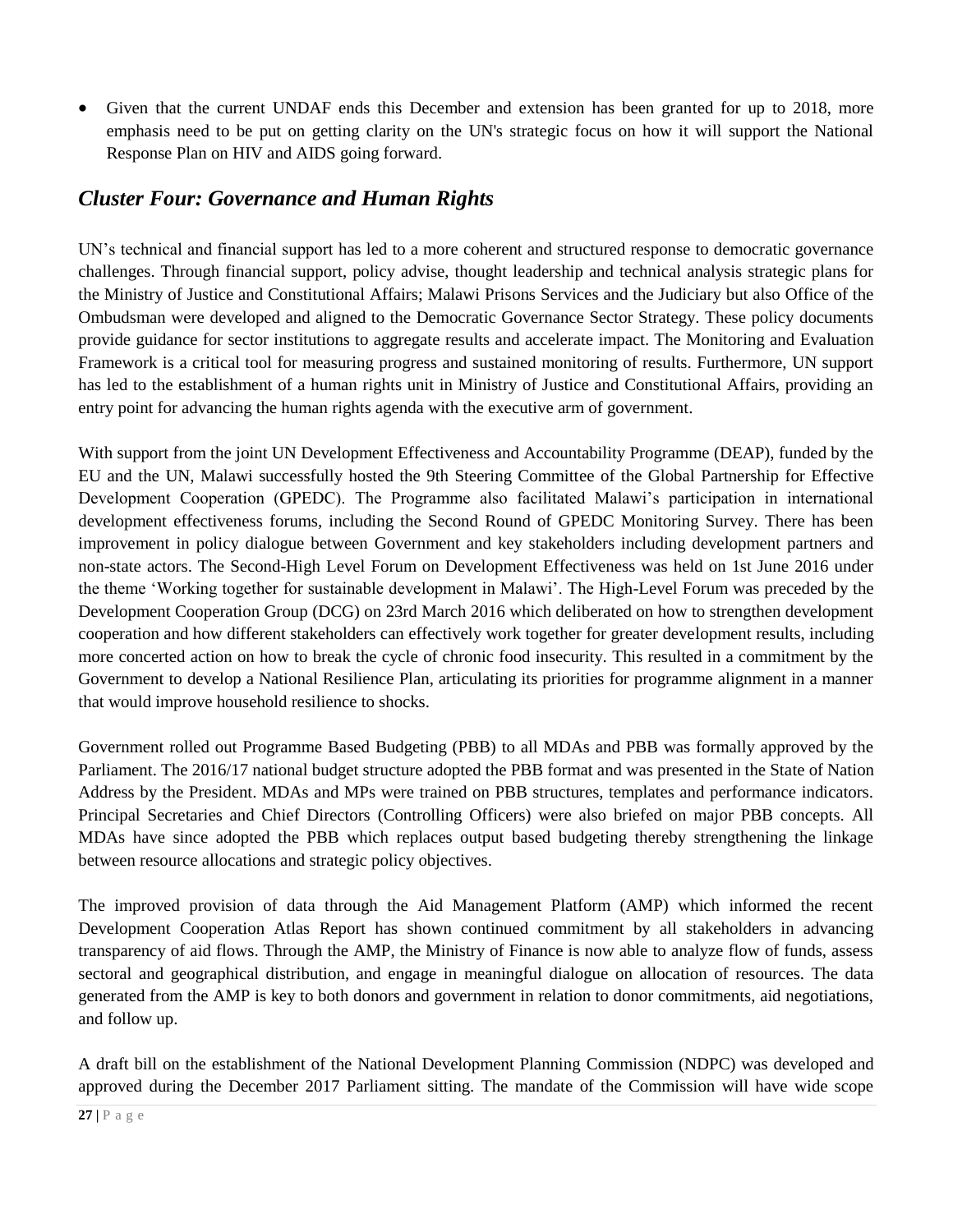- Given that the current UNDAF ends this December and extension has been granted for up to 2018, more emphasis need to be put on getting clarity on the UN's strategic focus on how it will support the National Response Plan on HIV and AIDS going forward.

## *Cluster Four: Governance and Human Rights*

UN's technical and financial support has led to a more coherent and structured response to democratic governance challenges. Through financial support, policy advise, thought leadership and technical analysis strategic plans for the Ministry of Justice and Constitutional Affairs; Malawi Prisons Services and the Judiciary but also Office of the Ombudsman were developed and aligned to the Democratic Governance Sector Strategy. These policy documents provide guidance for sector institutions to aggregate results and accelerate impact. The Monitoring and Evaluation Framework is a critical tool for measuring progress and sustained monitoring of results. Furthermore, UN support has led to the establishment of a human rights unit in Ministry of Justice and Constitutional Affairs, providing an entry point for advancing the human rights agenda with the executive arm of government.

With support from the joint UN Development Effectiveness and Accountability Programme (DEAP), funded by the EU and the UN, Malawi successfully hosted the 9th Steering Committee of the Global Partnership for Effective Development Cooperation (GPEDC). The Programme also facilitated Malawi's participation in international development effectiveness forums, including the Second Round of GPEDC Monitoring Survey. There has been improvement in policy dialogue between Government and key stakeholders including development partners and non-state actors. The Second-High Level Forum on Development Effectiveness was held on 1st June 2016 under the theme 'Working together for sustainable development in Malawi'. The High-Level Forum was preceded by the Development Cooperation Group (DCG) on 23rd March 2016 which deliberated on how to strengthen development cooperation and how different stakeholders can effectively work together for greater development results, including more concerted action on how to break the cycle of chronic food insecurity. This resulted in a commitment by the Government to develop a National Resilience Plan, articulating its priorities for programme alignment in a manner that would improve household resilience to shocks.

Government rolled out Programme Based Budgeting (PBB) to all MDAs and PBB was formally approved by the Parliament. The 2016/17 national budget structure adopted the PBB format and was presented in the State of Nation Address by the President. MDAs and MPs were trained on PBB structures, templates and performance indicators. Principal Secretaries and Chief Directors (Controlling Officers) were also briefed on major PBB concepts. All MDAs have since adopted the PBB which replaces output based budgeting thereby strengthening the linkage between resource allocations and strategic policy objectives.

The improved provision of data through the Aid Management Platform (AMP) which informed the recent Development Cooperation Atlas Report has shown continued commitment by all stakeholders in advancing transparency of aid flows. Through the AMP, the Ministry of Finance is now able to analyze flow of funds, assess sectoral and geographical distribution, and engage in meaningful dialogue on allocation of resources. The data generated from the AMP is key to both donors and government in relation to donor commitments, aid negotiations, and follow up.

A draft bill on the establishment of the National Development Planning Commission (NDPC) was developed and approved during the December 2017 Parliament sitting. The mandate of the Commission will have wide scope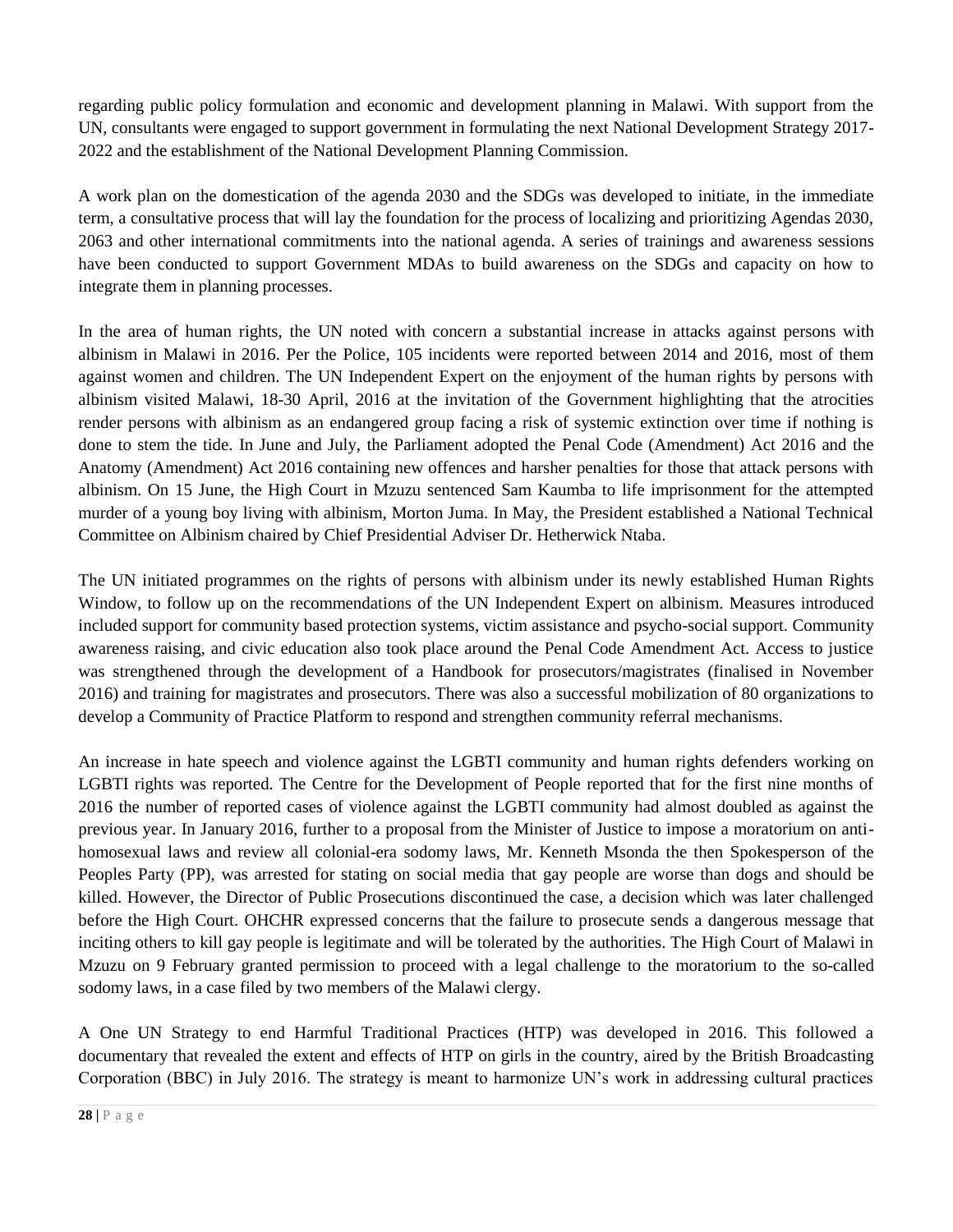regarding public policy formulation and economic and development planning in Malawi. With support from the UN, consultants were engaged to support government in formulating the next National Development Strategy 2017-2022 and the establishment of the National Development Planning Commission.

A work plan on the domestication of the agenda 2030 and the SDGs was developed to initiate, in the immediate term, a consultative process that will lay the foundation for the process of localizing and prioritizing Agendas 2030, 2063 and other international commitments into the national agenda. A series of trainings and awareness sessions have been conducted to support Government MDAs to build awareness on the SDGs and capacity on how to integrate them in planning processes.

In the area of human rights, the UN noted with concern a substantial increase in attacks against persons with albinism in Malawi in 2016. Per the Police, 105 incidents were reported between 2014 and 2016, most of them against women and children. The UN Independent Expert on the enjoyment of the human rights by persons with albinism visited Malawi, 18-30 April, 2016 at the invitation of the Government highlighting that the atrocities render persons with albinism as an endangered group facing a risk of systemic extinction over time if nothing is done to stem the tide. In June and July, the Parliament adopted the Penal Code (Amendment) Act 2016 and the Anatomy (Amendment) Act 2016 containing new offences and harsher penalties for those that attack persons with albinism. On 15 June, the High Court in Mzuzu sentenced Sam Kaumba to life imprisonment for the attempted murder of a young boy living with albinism, Morton Juma. In May, the President established a National Technical Committee on Albinism chaired by Chief Presidential Adviser Dr. Hetherwick Ntaba.

The UN initiated programmes on the rights of persons with albinism under its newly established Human Rights Window, to follow up on the recommendations of the UN Independent Expert on albinism. Measures introduced included support for community based protection systems, victim assistance and psycho-social support. Community awareness raising, and civic education also took place around the Penal Code Amendment Act. Access to justice was strengthened through the development of a Handbook for prosecutors/magistrates (finalised in November 2016) and training for magistrates and prosecutors. There was also a successful mobilization of 80 organizations to develop a Community of Practice Platform to respond and strengthen community referral mechanisms.

An increase in hate speech and violence against the LGBTI community and human rights defenders working on LGBTI rights was reported. The Centre for the Development of People reported that for the first nine months of 2016 the number of reported cases of violence against the LGBTI community had almost doubled as against the previous year. In January 2016, further to a proposal from the Minister of Justice to impose a moratorium on anti-homosexual laws and review all colonial-era sodomy laws, Mr. Kenneth Msonda the then Spokesperson of the Peoples Party (PP), was arrested for stating on social media that gay people are worse than dogs and should be killed. However, the Director of Public Prosecutions discontinued the case, a decision which was later challenged before the High Court. OHCHR expressed concerns that the failure to prosecute sends a dangerous message that inciting others to kill gay people is legitimate and will be tolerated by the authorities. The High Court of Malawi in Mzuzu on 9 February granted permission to proceed with a legal challenge to the moratorium to the so-called sodomy laws, in a case filed by two members of the Malawi clergy.

A One UN Strategy to end Harmful Traditional Practices (HTP) was developed in 2016. This followed a documentary that revealed the extent and effects of HTP on girls in the country, aired by the British Broadcasting Corporation (BBC) in July 2016. The strategy is meant to harmonize UN's work in addressing cultural practices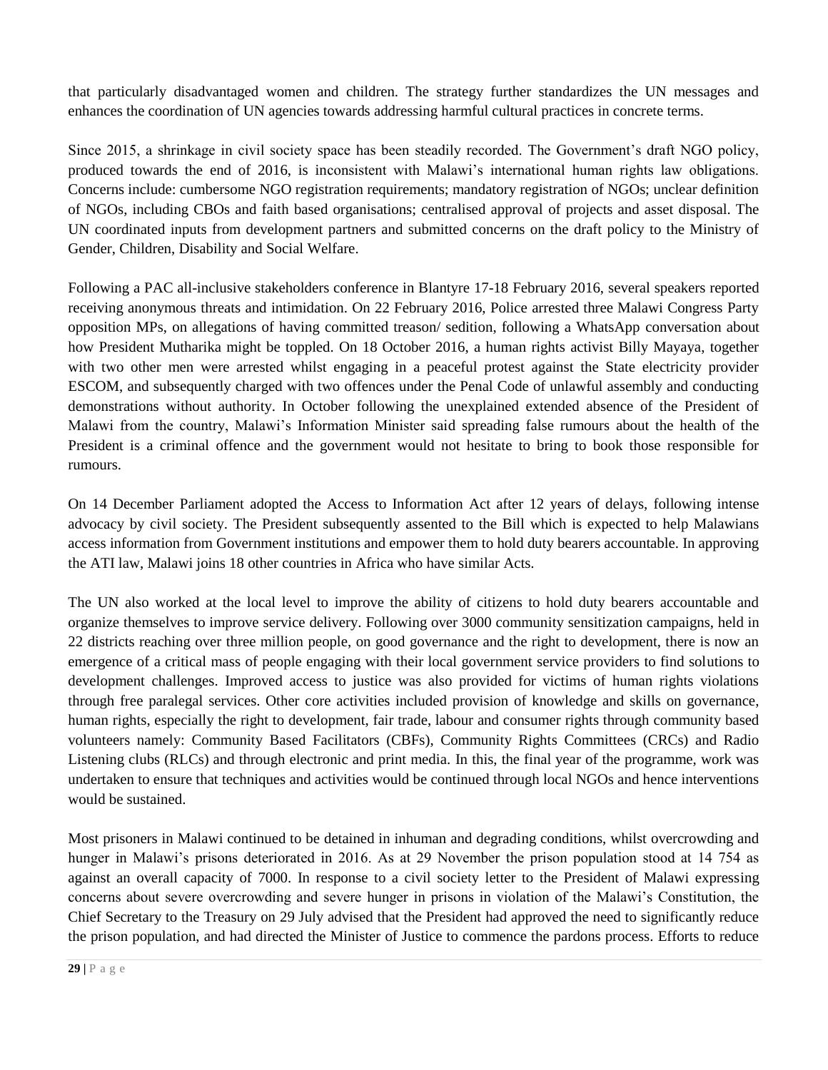that particularly disadvantaged women and children. The strategy further standardizes the UN messages and enhances the coordination of UN agencies towards addressing harmful cultural practices in concrete terms.

Since 2015, a shrinkage in civil society space has been steadily recorded. The Government's draft NGO policy, produced towards the end of 2016, is inconsistent with Malawi's international human rights law obligations. Concerns include: cumbersome NGO registration requirements; mandatory registration of NGOs; unclear definition of NGOs, including CBOs and faith based organisations; centralised approval of projects and asset disposal. The UN coordinated inputs from development partners and submitted concerns on the draft policy to the Ministry of Gender, Children, Disability and Social Welfare.

Following a PAC all-inclusive stakeholders conference in Blantyre 17-18 February 2016, several speakers reported receiving anonymous threats and intimidation. On 22 February 2016, Police arrested three Malawi Congress Party opposition MPs, on allegations of having committed treason/ sedition, following a WhatsApp conversation about how President Mutharika might be toppled. On 18 October 2016, a human rights activist Billy Mayaya, together with two other men were arrested whilst engaging in a peaceful protest against the State electricity provider ESCOM, and subsequently charged with two offences under the Penal Code of unlawful assembly and conducting demonstrations without authority. In October following the unexplained extended absence of the President of Malawi from the country, Malawi's Information Minister said spreading false rumours about the health of the President is a criminal offence and the government would not hesitate to bring to book those responsible for rumours.

On 14 December Parliament adopted the Access to Information Act after 12 years of delays, following intense advocacy by civil society. The President subsequently assented to the Bill which is expected to help Malawians access information from Government institutions and empower them to hold duty bearers accountable. In approving the ATI law, Malawi joins 18 other countries in Africa who have similar Acts.

The UN also worked at the local level to improve the ability of citizens to hold duty bearers accountable and organize themselves to improve service delivery. Following over 3000 community sensitization campaigns, held in 22 districts reaching over three million people, on good governance and the right to development, there is now an emergence of a critical mass of people engaging with their local government service providers to find solutions to development challenges. Improved access to justice was also provided for victims of human rights violations through free paralegal services. Other core activities included provision of knowledge and skills on governance, human rights, especially the right to development, fair trade, labour and consumer rights through community based volunteers namely: Community Based Facilitators (CBFs), Community Rights Committees (CRCs) and Radio Listening clubs (RLCs) and through electronic and print media. In this, the final year of the programme, work was undertaken to ensure that techniques and activities would be continued through local NGOs and hence interventions would be sustained.

Most prisoners in Malawi continued to be detained in inhuman and degrading conditions, whilst overcrowding and hunger in Malawi's prisons deteriorated in 2016. As at 29 November the prison population stood at 14 754 as against an overall capacity of 7000. In response to a civil society letter to the President of Malawi expressing concerns about severe overcrowding and severe hunger in prisons in violation of the Malawi's Constitution, the Chief Secretary to the Treasury on 29 July advised that the President had approved the need to significantly reduce the prison population, and had directed the Minister of Justice to commence the pardons process. Efforts to reduce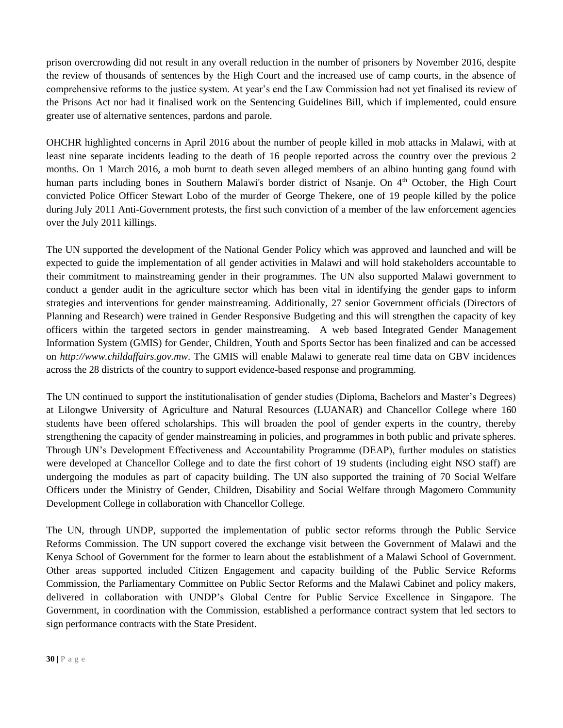prison overcrowding did not result in any overall reduction in the number of prisoners by November 2016, despite the review of thousands of sentences by the High Court and the increased use of camp courts, in the absence of comprehensive reforms to the justice system. At year's end the Law Commission had not yet finalised its review of the Prisons Act nor had it finalised work on the Sentencing Guidelines Bill, which if implemented, could ensure greater use of alternative sentences, pardons and parole.

OHCHR highlighted concerns in April 2016 about the number of people killed in mob attacks in Malawi, with at least nine separate incidents leading to the death of 16 people reported across the country over the previous 2 months. On 1 March 2016, a mob burnt to death seven alleged members of an albino hunting gang found with human parts including bones in Southern Malawi's border district of Nsanje. On 4th October, the High Court convicted Police Officer Stewart Lobo of the murder of George Thekere, one of 19 people killed by the police during July 2011 Anti-Government protests, the first such conviction of a member of the law enforcement agencies over the July 2011 killings.

The UN supported the development of the National Gender Policy which was approved and launched and will be expected to guide the implementation of all gender activities in Malawi and will hold stakeholders accountable to their commitment to mainstreaming gender in their programmes. The UN also supported Malawi government to conduct a gender audit in the agriculture sector which has been vital in identifying the gender gaps to inform strategies and interventions for gender mainstreaming. Additionally, 27 senior Government officials (Directors of Planning and Research) were trained in Gender Responsive Budgeting and this will strengthen the capacity of key officers within the targeted sectors in gender mainstreaming. A web based Integrated Gender Management Information System (GMIS) for Gender, Children, Youth and Sports Sector has been finalized and can be accessed on *http://www.childaffairs.gov.mw*. The GMIS will enable Malawi to generate real time data on GBV incidences across the 28 districts of the country to support evidence-based response and programming.

The UN continued to support the institutionalisation of gender studies (Diploma, Bachelors and Master's Degrees) at Lilongwe University of Agriculture and Natural Resources (LUANAR) and Chancellor College where 160 students have been offered scholarships. This will broaden the pool of gender experts in the country, thereby strengthening the capacity of gender mainstreaming in policies, and programmes in both public and private spheres. Through UN's Development Effectiveness and Accountability Programme (DEAP), further modules on statistics were developed at Chancellor College and to date the first cohort of 19 students (including eight NSO staff) are undergoing the modules as part of capacity building. The UN also supported the training of 70 Social Welfare Officers under the Ministry of Gender, Children, Disability and Social Welfare through Magomero Community Development College in collaboration with Chancellor College.

The UN, through UNDP, supported the implementation of public sector reforms through the Public Service Reforms Commission. The UN support covered the exchange visit between the Government of Malawi and the Kenya School of Government for the former to learn about the establishment of a Malawi School of Government. Other areas supported included Citizen Engagement and capacity building of the Public Service Reforms Commission, the Parliamentary Committee on Public Sector Reforms and the Malawi Cabinet and policy makers, delivered in collaboration with UNDP's Global Centre for Public Service Excellence in Singapore. The Government, in coordination with the Commission, established a performance contract system that led sectors to sign performance contracts with the State President.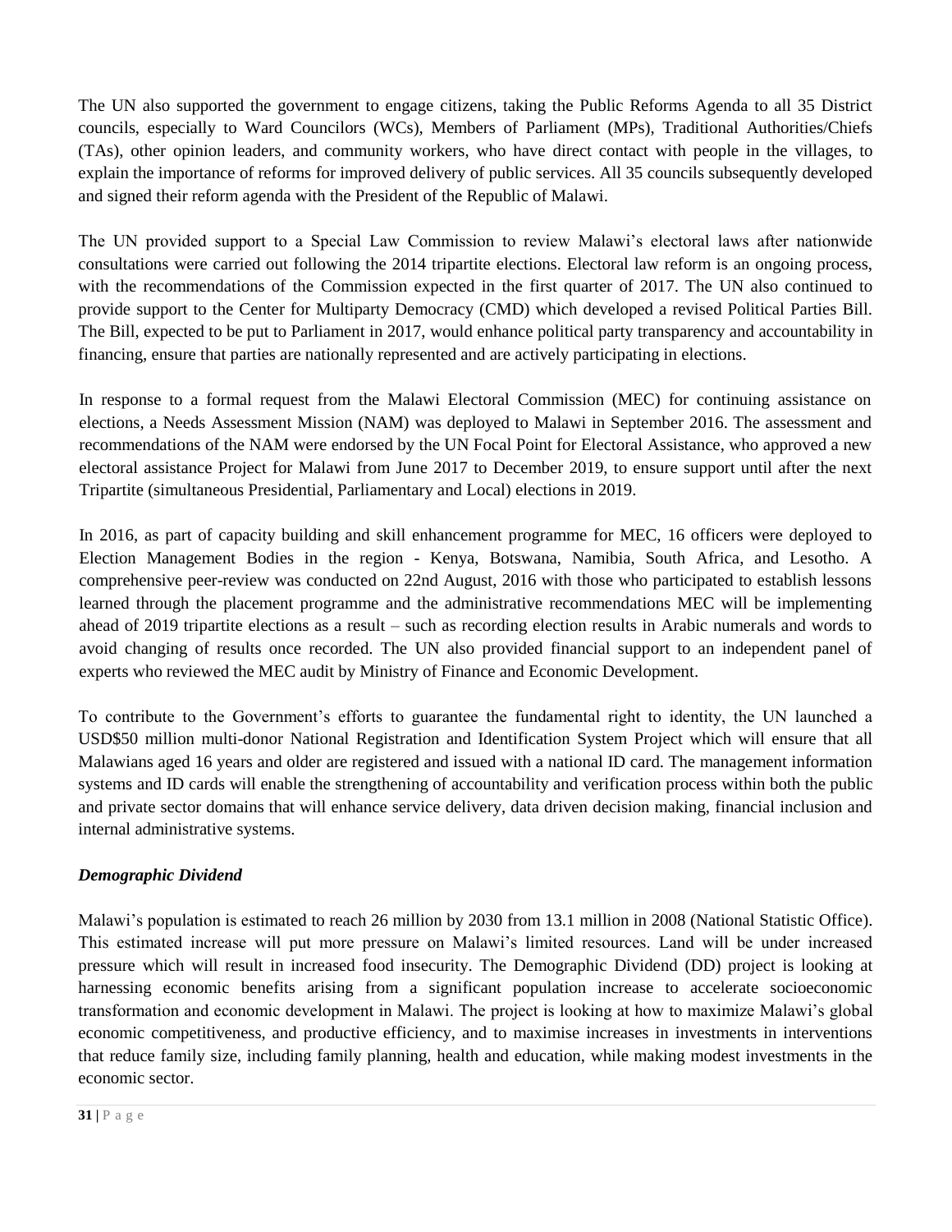The UN also supported the government to engage citizens, taking the Public Reforms Agenda to all 35 District councils, especially to Ward Councilors (WCs), Members of Parliament (MPs), Traditional Authorities/Chiefs (TAs), other opinion leaders, and community workers, who have direct contact with people in the villages, to explain the importance of reforms for improved delivery of public services. All 35 councils subsequently developed and signed their reform agenda with the President of the Republic of Malawi.

The UN provided support to a Special Law Commission to review Malawi's electoral laws after nationwide consultations were carried out following the 2014 tripartite elections. Electoral law reform is an ongoing process, with the recommendations of the Commission expected in the first quarter of 2017. The UN also continued to provide support to the Center for Multiparty Democracy (CMD) which developed a revised Political Parties Bill. The Bill, expected to be put to Parliament in 2017, would enhance political party transparency and accountability in financing, ensure that parties are nationally represented and are actively participating in elections.

In response to a formal request from the Malawi Electoral Commission (MEC) for continuing assistance on elections, a Needs Assessment Mission (NAM) was deployed to Malawi in September 2016. The assessment and recommendations of the NAM were endorsed by the UN Focal Point for Electoral Assistance, who approved a new electoral assistance Project for Malawi from June 2017 to December 2019, to ensure support until after the next Tripartite (simultaneous Presidential, Parliamentary and Local) elections in 2019.

In 2016, as part of capacity building and skill enhancement programme for MEC, 16 officers were deployed to Election Management Bodies in the region - Kenya, Botswana, Namibia, South Africa, and Lesotho. A comprehensive peer-review was conducted on 22nd August, 2016 with those who participated to establish lessons learned through the placement programme and the administrative recommendations MEC will be implementing ahead of 2019 tripartite elections as a result – such as recording election results in Arabic numerals and words to avoid changing of results once recorded. The UN also provided financial support to an independent panel of experts who reviewed the MEC audit by Ministry of Finance and Economic Development.

To contribute to the Government's efforts to guarantee the fundamental right to identity, the UN launched a USD$50 million multi-donor National Registration and Identification System Project which will ensure that all Malawians aged 16 years and older are registered and issued with a national ID card. The management information systems and ID cards will enable the strengthening of accountability and verification process within both the public and private sector domains that will enhance service delivery, data driven decision making, financial inclusion and internal administrative systems.

***Demographic Dividend***

Malawi's population is estimated to reach 26 million by 2030 from 13.1 million in 2008 (National Statistic Office). This estimated increase will put more pressure on Malawi's limited resources. Land will be under increased pressure which will result in increased food insecurity. The Demographic Dividend (DD) project is looking at harnessing economic benefits arising from a significant population increase to accelerate socioeconomic transformation and economic development in Malawi. The project is looking at how to maximize Malawi's global economic competitiveness, and productive efficiency, and to maximise increases in investments in interventions that reduce family size, including family planning, health and education, while making modest investments in the economic sector.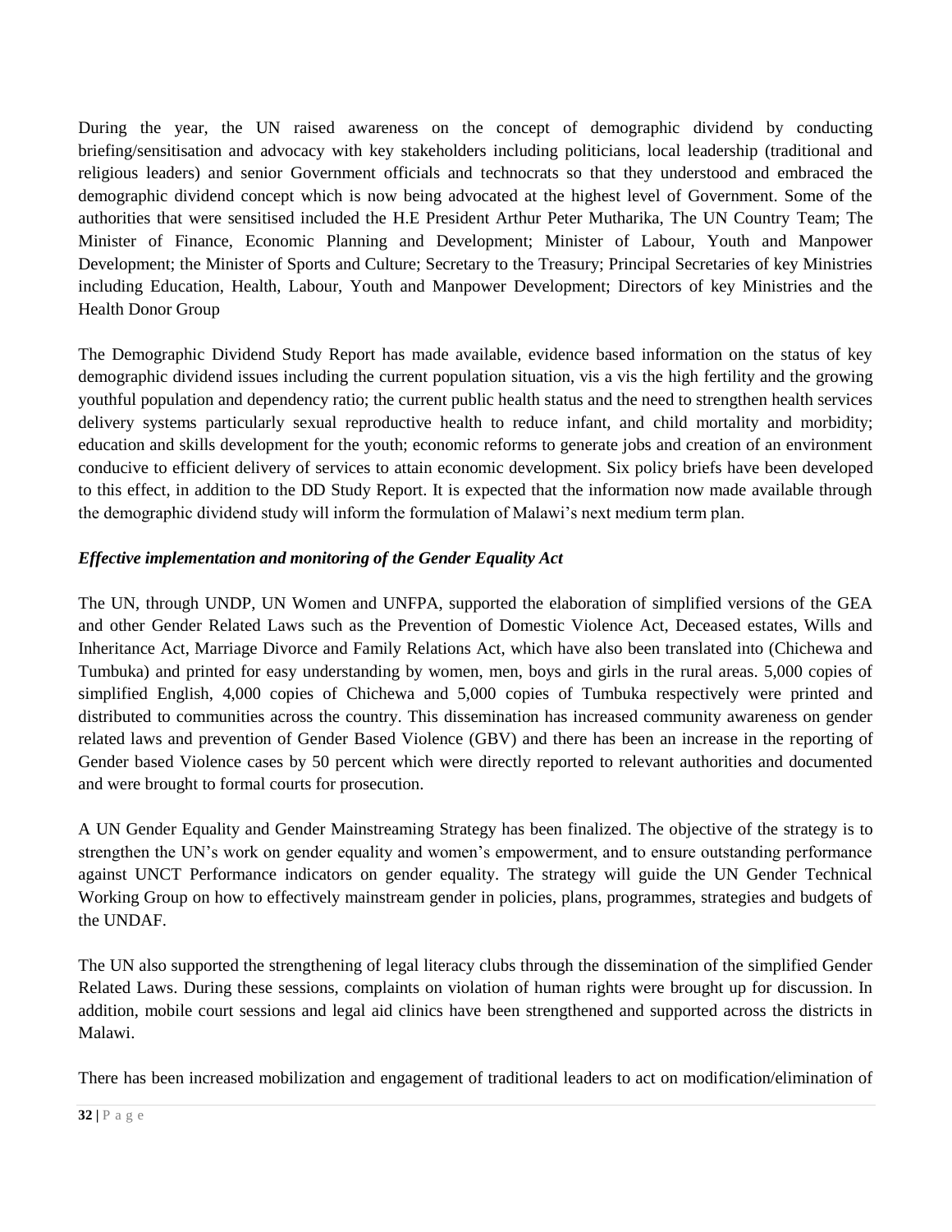During the year, the UN raised awareness on the concept of demographic dividend by conducting briefing/sensitisation and advocacy with key stakeholders including politicians, local leadership (traditional and religious leaders) and senior Government officials and technocrats so that they understood and embraced the demographic dividend concept which is now being advocated at the highest level of Government. Some of the authorities that were sensitised included the H.E President Arthur Peter Mutharika, The UN Country Team; The Minister of Finance, Economic Planning and Development; Minister of Labour, Youth and Manpower Development; the Minister of Sports and Culture; Secretary to the Treasury; Principal Secretaries of key Ministries including Education, Health, Labour, Youth and Manpower Development; Directors of key Ministries and the Health Donor Group

The Demographic Dividend Study Report has made available, evidence based information on the status of key demographic dividend issues including the current population situation, vis a vis the high fertility and the growing youthful population and dependency ratio; the current public health status and the need to strengthen health services delivery systems particularly sexual reproductive health to reduce infant, and child mortality and morbidity; education and skills development for the youth; economic reforms to generate jobs and creation of an environment conducive to efficient delivery of services to attain economic development. Six policy briefs have been developed to this effect, in addition to the DD Study Report. It is expected that the information now made available through the demographic dividend study will inform the formulation of Malawi's next medium term plan.

***Effective implementation and monitoring of the Gender Equality Act***

The UN, through UNDP, UN Women and UNFPA, supported the elaboration of simplified versions of the GEA and other Gender Related Laws such as the Prevention of Domestic Violence Act, Deceased estates, Wills and Inheritance Act, Marriage Divorce and Family Relations Act, which have also been translated into (Chichewa and Tumbuka) and printed for easy understanding by women, men, boys and girls in the rural areas. 5,000 copies of simplified English, 4,000 copies of Chichewa and 5,000 copies of Tumbuka respectively were printed and distributed to communities across the country. This dissemination has increased community awareness on gender related laws and prevention of Gender Based Violence (GBV) and there has been an increase in the reporting of Gender based Violence cases by 50 percent which were directly reported to relevant authorities and documented and were brought to formal courts for prosecution.

A UN Gender Equality and Gender Mainstreaming Strategy has been finalized. The objective of the strategy is to strengthen the UN's work on gender equality and women's empowerment, and to ensure outstanding performance against UNCT Performance indicators on gender equality. The strategy will guide the UN Gender Technical Working Group on how to effectively mainstream gender in policies, plans, programmes, strategies and budgets of the UNDAF.

The UN also supported the strengthening of legal literacy clubs through the dissemination of the simplified Gender Related Laws. During these sessions, complaints on violation of human rights were brought up for discussion. In addition, mobile court sessions and legal aid clinics have been strengthened and supported across the districts in Malawi.

There has been increased mobilization and engagement of traditional leaders to act on modification/elimination of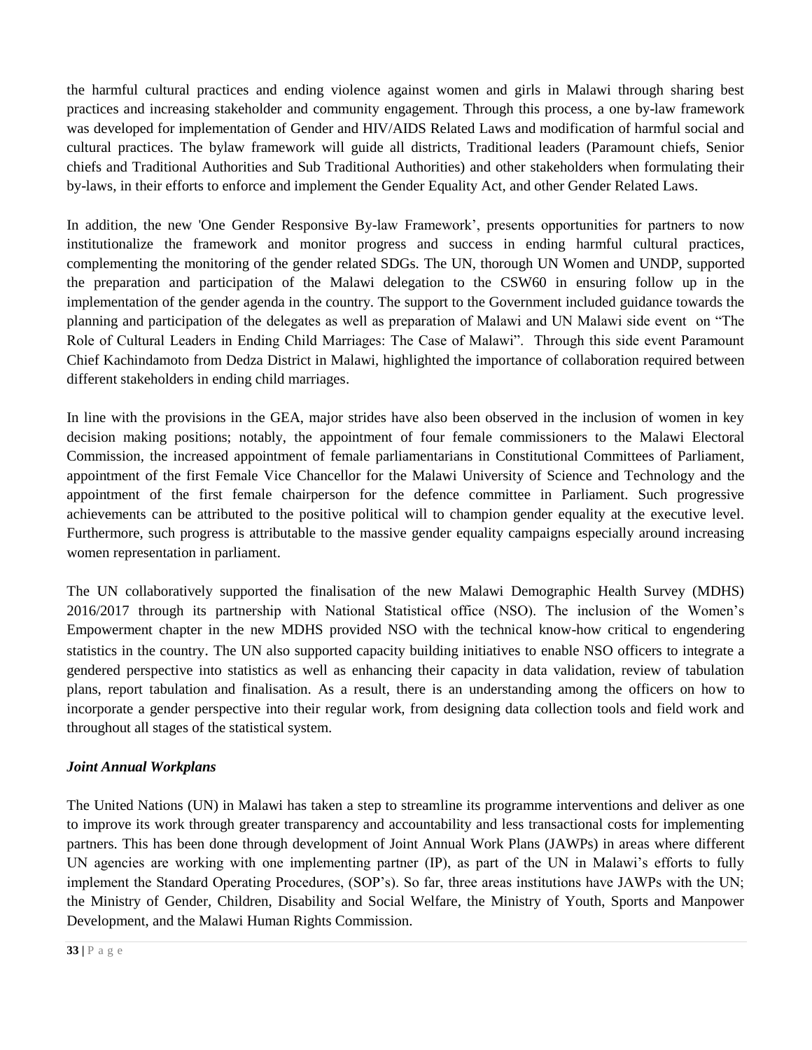the harmful cultural practices and ending violence against women and girls in Malawi through sharing best practices and increasing stakeholder and community engagement. Through this process, a one by-law framework was developed for implementation of Gender and HIV/AIDS Related Laws and modification of harmful social and cultural practices. The bylaw framework will guide all districts, Traditional leaders (Paramount chiefs, Senior chiefs and Traditional Authorities and Sub Traditional Authorities) and other stakeholders when formulating their by-laws, in their efforts to enforce and implement the Gender Equality Act, and other Gender Related Laws.

In addition, the new 'One Gender Responsive By-law Framework', presents opportunities for partners to now institutionalize the framework and monitor progress and success in ending harmful cultural practices, complementing the monitoring of the gender related SDGs. The UN, thorough UN Women and UNDP, supported the preparation and participation of the Malawi delegation to the CSW60 in ensuring follow up in the implementation of the gender agenda in the country. The support to the Government included guidance towards the planning and participation of the delegates as well as preparation of Malawi and UN Malawi side event on "The Role of Cultural Leaders in Ending Child Marriages: The Case of Malawi". Through this side event Paramount Chief Kachindamoto from Dedza District in Malawi, highlighted the importance of collaboration required between different stakeholders in ending child marriages.

In line with the provisions in the GEA, major strides have also been observed in the inclusion of women in key decision making positions; notably, the appointment of four female commissioners to the Malawi Electoral Commission, the increased appointment of female parliamentarians in Constitutional Committees of Parliament, appointment of the first Female Vice Chancellor for the Malawi University of Science and Technology and the appointment of the first female chairperson for the defence committee in Parliament. Such progressive achievements can be attributed to the positive political will to champion gender equality at the executive level. Furthermore, such progress is attributable to the massive gender equality campaigns especially around increasing women representation in parliament.

The UN collaboratively supported the finalisation of the new Malawi Demographic Health Survey (MDHS) 2016/2017 through its partnership with National Statistical office (NSO). The inclusion of the Women's Empowerment chapter in the new MDHS provided NSO with the technical know-how critical to engendering statistics in the country. The UN also supported capacity building initiatives to enable NSO officers to integrate a gendered perspective into statistics as well as enhancing their capacity in data validation, review of tabulation plans, report tabulation and finalisation. As a result, there is an understanding among the officers on how to incorporate a gender perspective into their regular work, from designing data collection tools and field work and throughout all stages of the statistical system.

***Joint Annual Workplans***

The United Nations (UN) in Malawi has taken a step to streamline its programme interventions and deliver as one to improve its work through greater transparency and accountability and less transactional costs for implementing partners. This has been done through development of Joint Annual Work Plans (JAWPs) in areas where different UN agencies are working with one implementing partner (IP), as part of the UN in Malawi's efforts to fully implement the Standard Operating Procedures, (SOP's). So far, three areas institutions have JAWPs with the UN; the Ministry of Gender, Children, Disability and Social Welfare, the Ministry of Youth, Sports and Manpower Development, and the Malawi Human Rights Commission.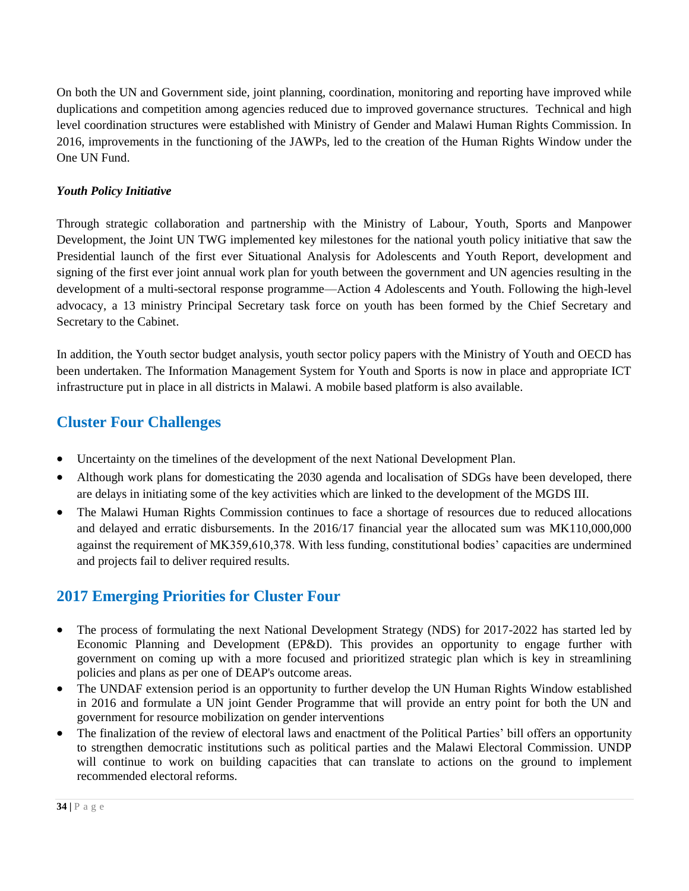On both the UN and Government side, joint planning, coordination, monitoring and reporting have improved while duplications and competition among agencies reduced due to improved governance structures. Technical and high level coordination structures were established with Ministry of Gender and Malawi Human Rights Commission. In 2016, improvements in the functioning of the JAWPs, led to the creation of the Human Rights Window under the One UN Fund.

***Youth Policy Initiative***

Through strategic collaboration and partnership with the Ministry of Labour, Youth, Sports and Manpower Development, the Joint UN TWG implemented key milestones for the national youth policy initiative that saw the Presidential launch of the first ever Situational Analysis for Adolescents and Youth Report, development and signing of the first ever joint annual work plan for youth between the government and UN agencies resulting in the development of a multi-sectoral response programme—Action 4 Adolescents and Youth. Following the high-level advocacy, a 13 ministry Principal Secretary task force on youth has been formed by the Chief Secretary and Secretary to the Cabinet.

In addition, the Youth sector budget analysis, youth sector policy papers with the Ministry of Youth and OECD has been undertaken. The Information Management System for Youth and Sports is now in place and appropriate ICT infrastructure put in place in all districts in Malawi. A mobile based platform is also available.

## Cluster Four Challenges

- Uncertainty on the timelines of the development of the next National Development Plan.
- Although work plans for domesticating the 2030 agenda and localisation of SDGs have been developed, there are delays in initiating some of the key activities which are linked to the development of the MGDS III.
- The Malawi Human Rights Commission continues to face a shortage of resources due to reduced allocations and delayed and erratic disbursements. In the 2016/17 financial year the allocated sum was MK110,000,000 against the requirement of MK359,610,378. With less funding, constitutional bodies' capacities are undermined and projects fail to deliver required results.

## 2017 Emerging Priorities for Cluster Four

- The process of formulating the next National Development Strategy (NDS) for 2017-2022 has started led by Economic Planning and Development (EP&D). This provides an opportunity to engage further with government on coming up with a more focused and prioritized strategic plan which is key in streamlining policies and plans as per one of DEAP's outcome areas.
- The UNDAF extension period is an opportunity to further develop the UN Human Rights Window established in 2016 and formulate a UN joint Gender Programme that will provide an entry point for both the UN and government for resource mobilization on gender interventions
- The finalization of the review of electoral laws and enactment of the Political Parties' bill offers an opportunity to strengthen democratic institutions such as political parties and the Malawi Electoral Commission. UNDP will continue to work on building capacities that can translate to actions on the ground to implement recommended electoral reforms.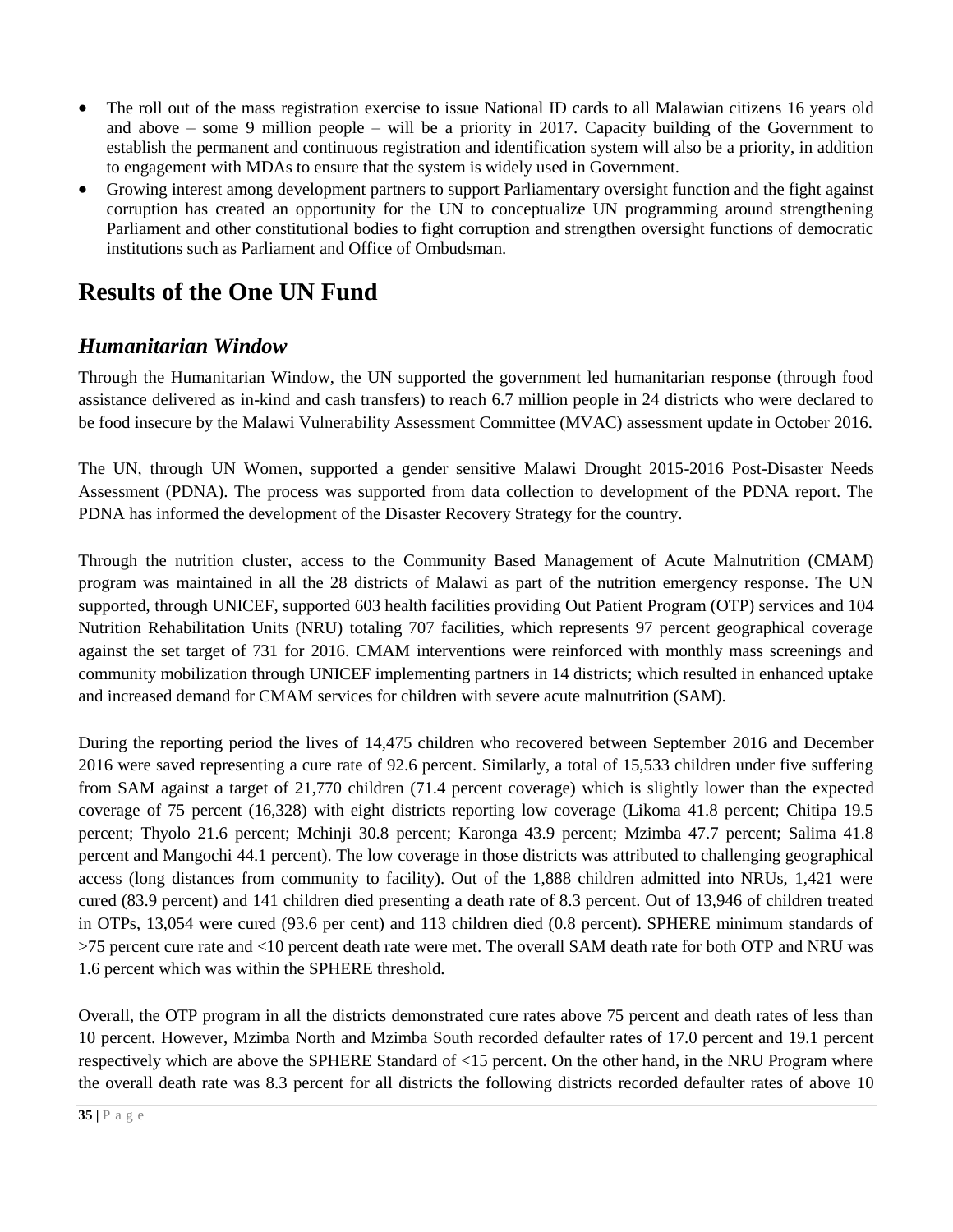- The roll out of the mass registration exercise to issue National ID cards to all Malawian citizens 16 years old and above – some 9 million people – will be a priority in 2017. Capacity building of the Government to establish the permanent and continuous registration and identification system will also be a priority, in addition to engagement with MDAs to ensure that the system is widely used in Government.
- Growing interest among development partners to support Parliamentary oversight function and the fight against corruption has created an opportunity for the UN to conceptualize UN programming around strengthening Parliament and other constitutional bodies to fight corruption and strengthen oversight functions of democratic institutions such as Parliament and Office of Ombudsman.

# Results of the One UN Fund

## *Humanitarian Window*

Through the Humanitarian Window, the UN supported the government led humanitarian response (through food assistance delivered as in-kind and cash transfers) to reach 6.7 million people in 24 districts who were declared to be food insecure by the Malawi Vulnerability Assessment Committee (MVAC) assessment update in October 2016.

The UN, through UN Women, supported a gender sensitive Malawi Drought 2015-2016 Post-Disaster Needs Assessment (PDNA). The process was supported from data collection to development of the PDNA report. The PDNA has informed the development of the Disaster Recovery Strategy for the country.

Through the nutrition cluster, access to the Community Based Management of Acute Malnutrition (CMAM) program was maintained in all the 28 districts of Malawi as part of the nutrition emergency response. The UN supported, through UNICEF, supported 603 health facilities providing Out Patient Program (OTP) services and 104 Nutrition Rehabilitation Units (NRU) totaling 707 facilities, which represents 97 percent geographical coverage against the set target of 731 for 2016. CMAM interventions were reinforced with monthly mass screenings and community mobilization through UNICEF implementing partners in 14 districts; which resulted in enhanced uptake and increased demand for CMAM services for children with severe acute malnutrition (SAM).

During the reporting period the lives of 14,475 children who recovered between September 2016 and December 2016 were saved representing a cure rate of 92.6 percent. Similarly, a total of 15,533 children under five suffering from SAM against a target of 21,770 children (71.4 percent coverage) which is slightly lower than the expected coverage of 75 percent (16,328) with eight districts reporting low coverage (Likoma 41.8 percent; Chitipa 19.5 percent; Thyolo 21.6 percent; Mchinji 30.8 percent; Karonga 43.9 percent; Mzimba 47.7 percent; Salima 41.8 percent and Mangochi 44.1 percent). The low coverage in those districts was attributed to challenging geographical access (long distances from community to facility). Out of the 1,888 children admitted into NRUs, 1,421 were cured (83.9 percent) and 141 children died presenting a death rate of 8.3 percent. Out of 13,946 of children treated in OTPs, 13,054 were cured (93.6 per cent) and 113 children died (0.8 percent). SPHERE minimum standards of >75 percent cure rate and <10 percent death rate were met. The overall SAM death rate for both OTP and NRU was 1.6 percent which was within the SPHERE threshold.

Overall, the OTP program in all the districts demonstrated cure rates above 75 percent and death rates of less than 10 percent. However, Mzimba North and Mzimba South recorded defaulter rates of 17.0 percent and 19.1 percent respectively which are above the SPHERE Standard of <15 percent. On the other hand, in the NRU Program where the overall death rate was 8.3 percent for all districts the following districts recorded defaulter rates of above 10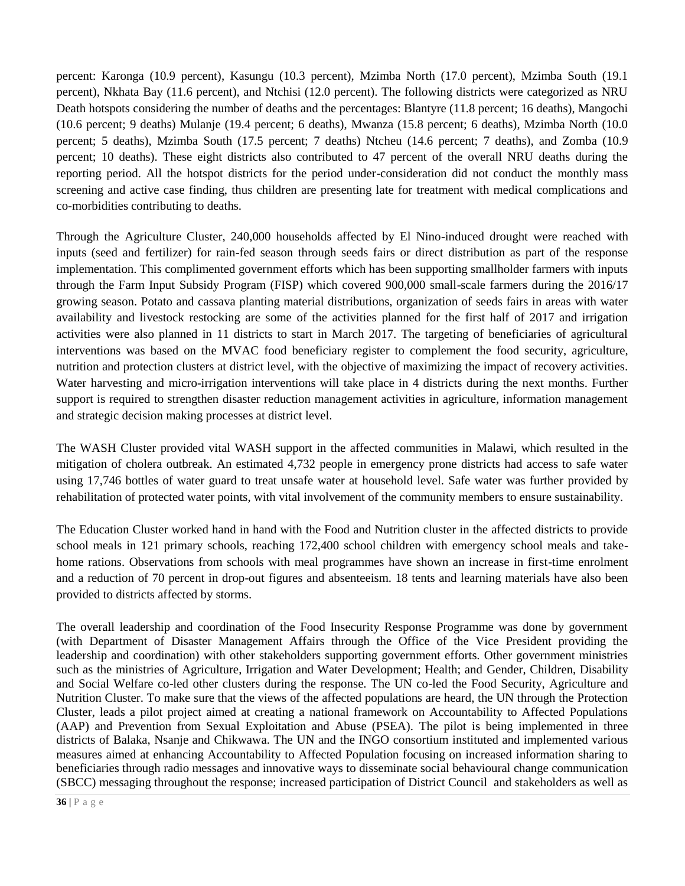percent: Karonga (10.9 percent), Kasungu (10.3 percent), Mzimba North (17.0 percent), Mzimba South (19.1 percent), Nkhata Bay (11.6 percent), and Ntchisi (12.0 percent). The following districts were categorized as NRU Death hotspots considering the number of deaths and the percentages: Blantyre (11.8 percent; 16 deaths), Mangochi (10.6 percent; 9 deaths) Mulanje (19.4 percent; 6 deaths), Mwanza (15.8 percent; 6 deaths), Mzimba North (10.0 percent; 5 deaths), Mzimba South (17.5 percent; 7 deaths) Ntcheu (14.6 percent; 7 deaths), and Zomba (10.9 percent; 10 deaths). These eight districts also contributed to 47 percent of the overall NRU deaths during the reporting period. All the hotspot districts for the period under-consideration did not conduct the monthly mass screening and active case finding, thus children are presenting late for treatment with medical complications and co-morbidities contributing to deaths.

Through the Agriculture Cluster, 240,000 households affected by El Nino-induced drought were reached with inputs (seed and fertilizer) for rain-fed season through seeds fairs or direct distribution as part of the response implementation. This complimented government efforts which has been supporting smallholder farmers with inputs through the Farm Input Subsidy Program (FISP) which covered 900,000 small-scale farmers during the 2016/17 growing season. Potato and cassava planting material distributions, organization of seeds fairs in areas with water availability and livestock restocking are some of the activities planned for the first half of 2017 and irrigation activities were also planned in 11 districts to start in March 2017. The targeting of beneficiaries of agricultural interventions was based on the MVAC food beneficiary register to complement the food security, agriculture, nutrition and protection clusters at district level, with the objective of maximizing the impact of recovery activities. Water harvesting and micro-irrigation interventions will take place in 4 districts during the next months. Further support is required to strengthen disaster reduction management activities in agriculture, information management and strategic decision making processes at district level.

The WASH Cluster provided vital WASH support in the affected communities in Malawi, which resulted in the mitigation of cholera outbreak. An estimated 4,732 people in emergency prone districts had access to safe water using 17,746 bottles of water guard to treat unsafe water at household level. Safe water was further provided by rehabilitation of protected water points, with vital involvement of the community members to ensure sustainability.

The Education Cluster worked hand in hand with the Food and Nutrition cluster in the affected districts to provide school meals in 121 primary schools, reaching 172,400 school children with emergency school meals and take-home rations. Observations from schools with meal programmes have shown an increase in first-time enrolment and a reduction of 70 percent in drop-out figures and absenteeism. 18 tents and learning materials have also been provided to districts affected by storms.

The overall leadership and coordination of the Food Insecurity Response Programme was done by government (with Department of Disaster Management Affairs through the Office of the Vice President providing the leadership and coordination) with other stakeholders supporting government efforts. Other government ministries such as the ministries of Agriculture, Irrigation and Water Development; Health; and Gender, Children, Disability and Social Welfare co-led other clusters during the response. The UN co-led the Food Security, Agriculture and Nutrition Cluster. To make sure that the views of the affected populations are heard, the UN through the Protection Cluster, leads a pilot project aimed at creating a national framework on Accountability to Affected Populations (AAP) and Prevention from Sexual Exploitation and Abuse (PSEA). The pilot is being implemented in three districts of Balaka, Nsanje and Chikwawa. The UN and the INGO consortium instituted and implemented various measures aimed at enhancing Accountability to Affected Population focusing on increased information sharing to beneficiaries through radio messages and innovative ways to disseminate social behavioural change communication (SBCC) messaging throughout the response; increased participation of District Council and stakeholders as well as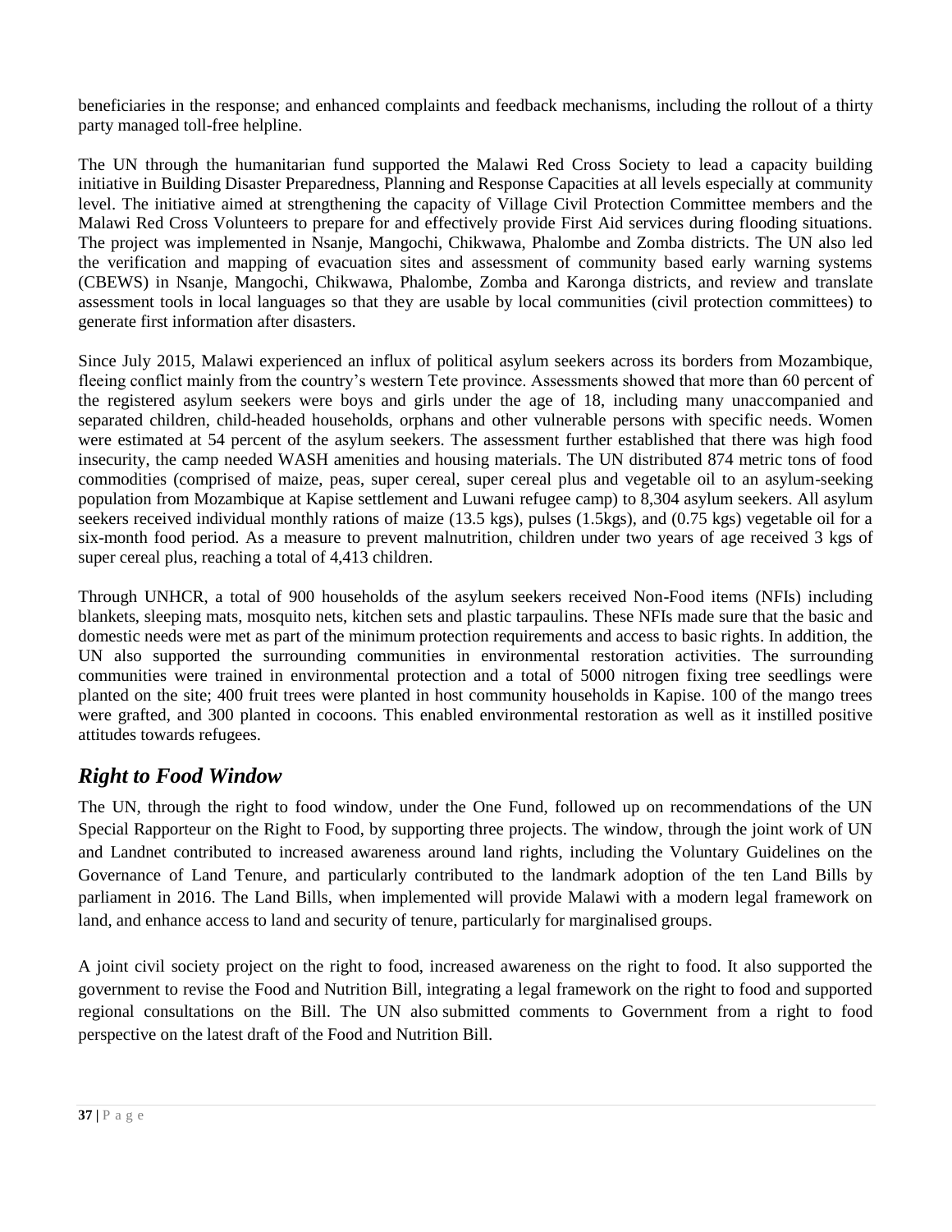beneficiaries in the response; and enhanced complaints and feedback mechanisms, including the rollout of a thirty party managed toll-free helpline.

The UN through the humanitarian fund supported the Malawi Red Cross Society to lead a capacity building initiative in Building Disaster Preparedness, Planning and Response Capacities at all levels especially at community level. The initiative aimed at strengthening the capacity of Village Civil Protection Committee members and the Malawi Red Cross Volunteers to prepare for and effectively provide First Aid services during flooding situations. The project was implemented in Nsanje, Mangochi, Chikwawa, Phalombe and Zomba districts. The UN also led the verification and mapping of evacuation sites and assessment of community based early warning systems (CBEWS) in Nsanje, Mangochi, Chikwawa, Phalombe, Zomba and Karonga districts, and review and translate assessment tools in local languages so that they are usable by local communities (civil protection committees) to generate first information after disasters.

Since July 2015, Malawi experienced an influx of political asylum seekers across its borders from Mozambique, fleeing conflict mainly from the country's western Tete province. Assessments showed that more than 60 percent of the registered asylum seekers were boys and girls under the age of 18, including many unaccompanied and separated children, child-headed households, orphans and other vulnerable persons with specific needs. Women were estimated at 54 percent of the asylum seekers. The assessment further established that there was high food insecurity, the camp needed WASH amenities and housing materials. The UN distributed 874 metric tons of food commodities (comprised of maize, peas, super cereal, super cereal plus and vegetable oil to an asylum-seeking population from Mozambique at Kapise settlement and Luwani refugee camp) to 8,304 asylum seekers. All asylum seekers received individual monthly rations of maize (13.5 kgs), pulses (1.5kgs), and (0.75 kgs) vegetable oil for a six-month food period. As a measure to prevent malnutrition, children under two years of age received 3 kgs of super cereal plus, reaching a total of 4,413 children.

Through UNHCR, a total of 900 households of the asylum seekers received Non-Food items (NFIs) including blankets, sleeping mats, mosquito nets, kitchen sets and plastic tarpaulins. These NFIs made sure that the basic and domestic needs were met as part of the minimum protection requirements and access to basic rights. In addition, the UN also supported the surrounding communities in environmental restoration activities. The surrounding communities were trained in environmental protection and a total of 5000 nitrogen fixing tree seedlings were planted on the site; 400 fruit trees were planted in host community households in Kapise. 100 of the mango trees were grafted, and 300 planted in cocoons. This enabled environmental restoration as well as it instilled positive attitudes towards refugees.

## *Right to Food Window*

The UN, through the right to food window, under the One Fund, followed up on recommendations of the UN Special Rapporteur on the Right to Food, by supporting three projects. The window, through the joint work of UN and Landnet contributed to increased awareness around land rights, including the Voluntary Guidelines on the Governance of Land Tenure, and particularly contributed to the landmark adoption of the ten Land Bills by parliament in 2016. The Land Bills, when implemented will provide Malawi with a modern legal framework on land, and enhance access to land and security of tenure, particularly for marginalised groups.

A joint civil society project on the right to food, increased awareness on the right to food. It also supported the government to revise the Food and Nutrition Bill, integrating a legal framework on the right to food and supported regional consultations on the Bill. The UN also submitted comments to Government from a right to food perspective on the latest draft of the Food and Nutrition Bill.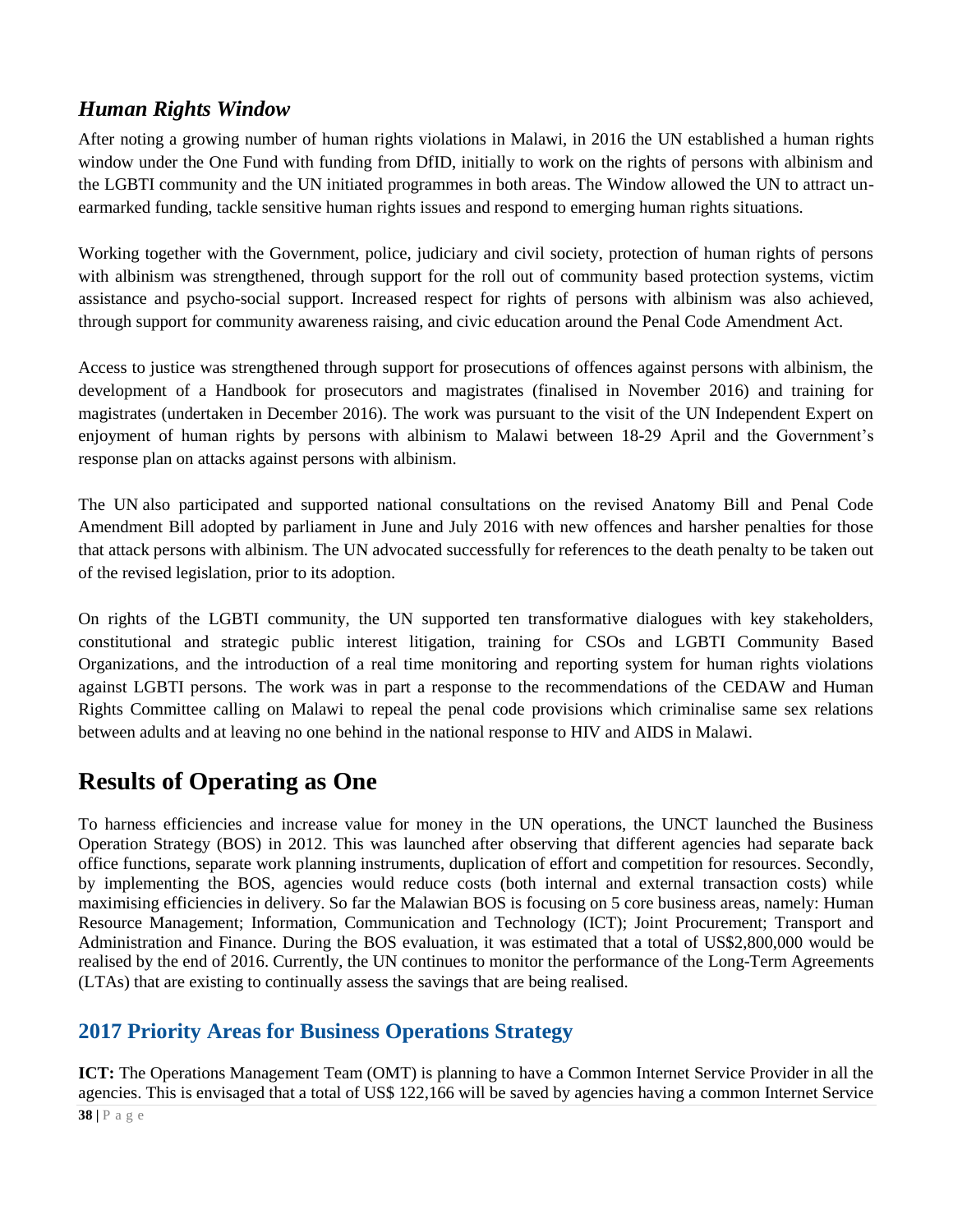## *Human Rights Window*

After noting a growing number of human rights violations in Malawi, in 2016 the UN established a human rights window under the One Fund with funding from DfID, initially to work on the rights of persons with albinism and the LGBTI community and the UN initiated programmes in both areas. The Window allowed the UN to attract un-earmarked funding, tackle sensitive human rights issues and respond to emerging human rights situations.

Working together with the Government, police, judiciary and civil society, protection of human rights of persons with albinism was strengthened, through support for the roll out of community based protection systems, victim assistance and psycho-social support. Increased respect for rights of persons with albinism was also achieved, through support for community awareness raising, and civic education around the Penal Code Amendment Act.

Access to justice was strengthened through support for prosecutions of offences against persons with albinism, the development of a Handbook for prosecutors and magistrates (finalised in November 2016) and training for magistrates (undertaken in December 2016). The work was pursuant to the visit of the UN Independent Expert on enjoyment of human rights by persons with albinism to Malawi between 18-29 April and the Government's response plan on attacks against persons with albinism.

The UN also participated and supported national consultations on the revised Anatomy Bill and Penal Code Amendment Bill adopted by parliament in June and July 2016 with new offences and harsher penalties for those that attack persons with albinism. The UN advocated successfully for references to the death penalty to be taken out of the revised legislation, prior to its adoption.

On rights of the LGBTI community, the UN supported ten transformative dialogues with key stakeholders, constitutional and strategic public interest litigation, training for CSOs and LGBTI Community Based Organizations, and the introduction of a real time monitoring and reporting system for human rights violations against LGBTI persons. The work was in part a response to the recommendations of the CEDAW and Human Rights Committee calling on Malawi to repeal the penal code provisions which criminalise same sex relations between adults and at leaving no one behind in the national response to HIV and AIDS in Malawi.

# Results of Operating as One

To harness efficiencies and increase value for money in the UN operations, the UNCT launched the Business Operation Strategy (BOS) in 2012. This was launched after observing that different agencies had separate back office functions, separate work planning instruments, duplication of effort and competition for resources. Secondly, by implementing the BOS, agencies would reduce costs (both internal and external transaction costs) while maximising efficiencies in delivery. So far the Malawian BOS is focusing on 5 core business areas, namely: Human Resource Management; Information, Communication and Technology (ICT); Joint Procurement; Transport and Administration and Finance. During the BOS evaluation, it was estimated that a total of US$2,800,000 would be realised by the end of 2016. Currently, the UN continues to monitor the performance of the Long-Term Agreements (LTAs) that are existing to continually assess the savings that are being realised.

## 2017 Priority Areas for Business Operations Strategy

**ICT:** The Operations Management Team (OMT) is planning to have a Common Internet Service Provider in all the agencies. This is envisaged that a total of US$ 122,166 will be saved by agencies having a common Internet Service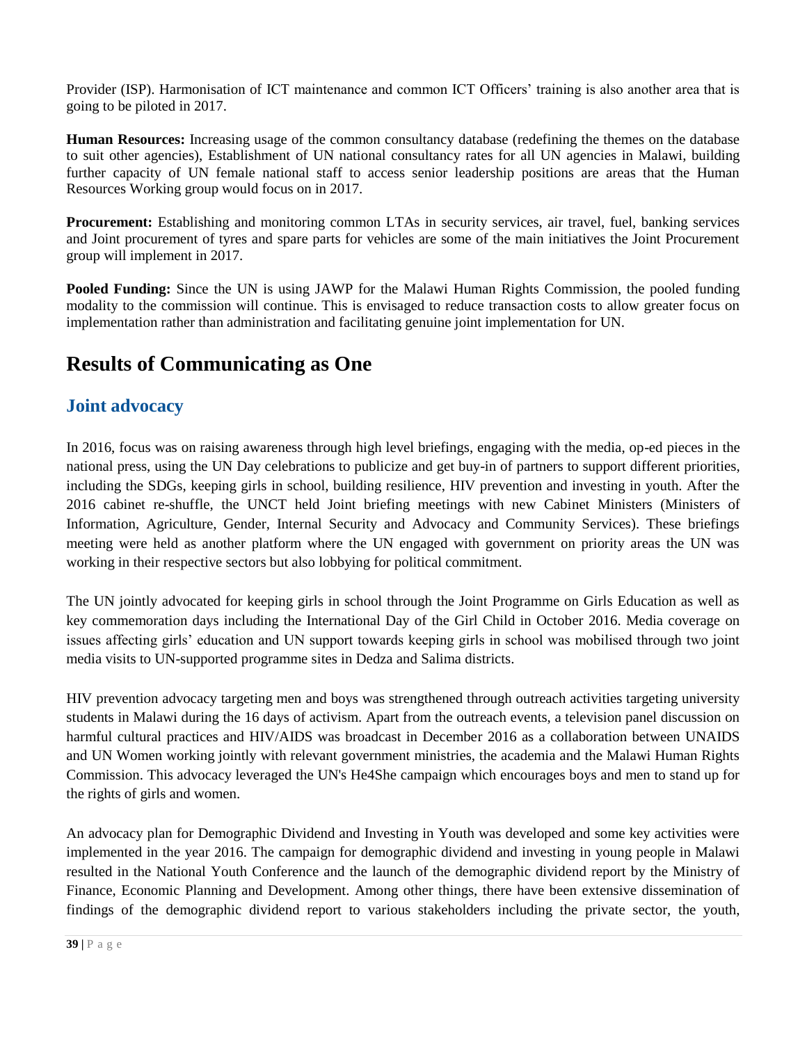Provider (ISP). Harmonisation of ICT maintenance and common ICT Officers' training is also another area that is going to be piloted in 2017.

**Human Resources:** Increasing usage of the common consultancy database (redefining the themes on the database to suit other agencies), Establishment of UN national consultancy rates for all UN agencies in Malawi, building further capacity of UN female national staff to access senior leadership positions are areas that the Human Resources Working group would focus on in 2017.

**Procurement:** Establishing and monitoring common LTAs in security services, air travel, fuel, banking services and Joint procurement of tyres and spare parts for vehicles are some of the main initiatives the Joint Procurement group will implement in 2017.

**Pooled Funding:** Since the UN is using JAWP for the Malawi Human Rights Commission, the pooled funding modality to the commission will continue. This is envisaged to reduce transaction costs to allow greater focus on implementation rather than administration and facilitating genuine joint implementation for UN.

# Results of Communicating as One

## Joint advocacy

In 2016, focus was on raising awareness through high level briefings, engaging with the media, op-ed pieces in the national press, using the UN Day celebrations to publicize and get buy-in of partners to support different priorities, including the SDGs, keeping girls in school, building resilience, HIV prevention and investing in youth. After the 2016 cabinet re-shuffle, the UNCT held Joint briefing meetings with new Cabinet Ministers (Ministers of Information, Agriculture, Gender, Internal Security and Advocacy and Community Services). These briefings meeting were held as another platform where the UN engaged with government on priority areas the UN was working in their respective sectors but also lobbying for political commitment.

The UN jointly advocated for keeping girls in school through the Joint Programme on Girls Education as well as key commemoration days including the International Day of the Girl Child in October 2016. Media coverage on issues affecting girls' education and UN support towards keeping girls in school was mobilised through two joint media visits to UN-supported programme sites in Dedza and Salima districts.

HIV prevention advocacy targeting men and boys was strengthened through outreach activities targeting university students in Malawi during the 16 days of activism. Apart from the outreach events, a television panel discussion on harmful cultural practices and HIV/AIDS was broadcast in December 2016 as a collaboration between UNAIDS and UN Women working jointly with relevant government ministries, the academia and the Malawi Human Rights Commission. This advocacy leveraged the UN's He4She campaign which encourages boys and men to stand up for the rights of girls and women.

An advocacy plan for Demographic Dividend and Investing in Youth was developed and some key activities were implemented in the year 2016. The campaign for demographic dividend and investing in young people in Malawi resulted in the National Youth Conference and the launch of the demographic dividend report by the Ministry of Finance, Economic Planning and Development. Among other things, there have been extensive dissemination of findings of the demographic dividend report to various stakeholders including the private sector, the youth,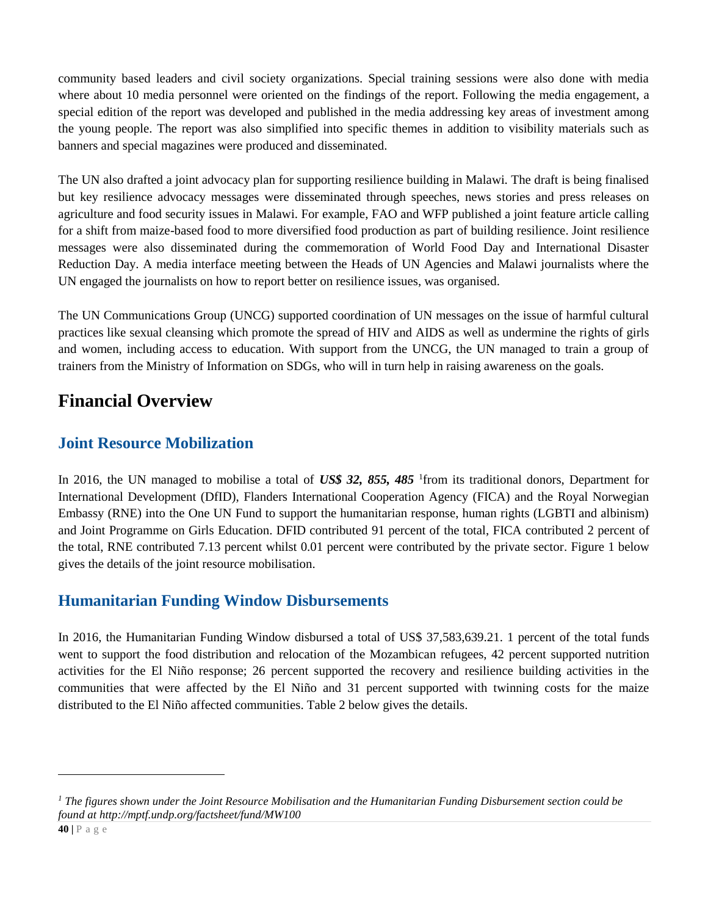community based leaders and civil society organizations. Special training sessions were also done with media where about 10 media personnel were oriented on the findings of the report. Following the media engagement, a special edition of the report was developed and published in the media addressing key areas of investment among the young people. The report was also simplified into specific themes in addition to visibility materials such as banners and special magazines were produced and disseminated.

The UN also drafted a joint advocacy plan for supporting resilience building in Malawi. The draft is being finalised but key resilience advocacy messages were disseminated through speeches, news stories and press releases on agriculture and food security issues in Malawi. For example, FAO and WFP published a joint feature article calling for a shift from maize-based food to more diversified food production as part of building resilience. Joint resilience messages were also disseminated during the commemoration of World Food Day and International Disaster Reduction Day. A media interface meeting between the Heads of UN Agencies and Malawi journalists where the UN engaged the journalists on how to report better on resilience issues, was organised.

The UN Communications Group (UNCG) supported coordination of UN messages on the issue of harmful cultural practices like sexual cleansing which promote the spread of HIV and AIDS as well as undermine the rights of girls and women, including access to education. With support from the UNCG, the UN managed to train a group of trainers from the Ministry of Information on SDGs, who will in turn help in raising awareness on the goals.

# Financial Overview

## Joint Resource Mobilization

In 2016, the UN managed to mobilise a total of ***US$ 32, 855, 485*** [1]from its traditional donors, Department for International Development (DfID), Flanders International Cooperation Agency (FICA) and the Royal Norwegian Embassy (RNE) into the One UN Fund to support the humanitarian response, human rights (LGBTI and albinism) and Joint Programme on Girls Education. DFID contributed 91 percent of the total, FICA contributed 2 percent of the total, RNE contributed 7.13 percent whilst 0.01 percent were contributed by the private sector. Figure 1 below gives the details of the joint resource mobilisation.

## Humanitarian Funding Window Disbursements

In 2016, the Humanitarian Funding Window disbursed a total of US$ 37,583,639.21. 1 percent of the total funds went to support the food distribution and relocation of the Mozambican refugees, 42 percent supported nutrition activities for the El Niño response; 26 percent supported the recovery and resilience building activities in the communities that were affected by the El Niño and 31 percent supported with twinning costs for the maize distributed to the El Niño affected communities. Table 2 below gives the details.

---

[1] *The figures shown under the Joint Resource Mobilisation and the Humanitarian Funding Disbursement section could be found at http://mptf.undp.org/factsheet/fund/MW100*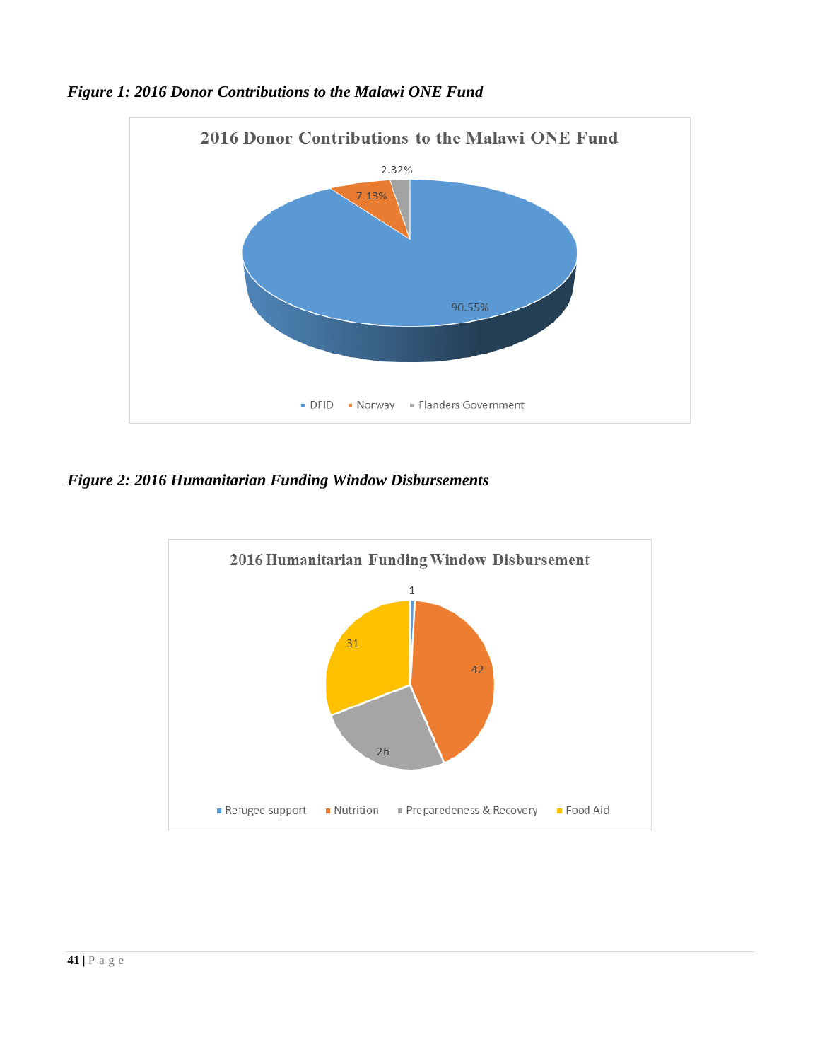*Figure 1: 2016 Donor Contributions to the Malawi ONE Fund*

2016 Donor Contributions to the Malawi ONE Fund

| Donor | Share |
|---|---|
| DFID | 90.55% |
| Norway | 7.13% |
| Flanders Government | 2.32% |

*Figure 2: 2016 Humanitarian Funding Window Disbursements*

2016 Humanitarian Funding Window Disbursement

| Category | Value |
|---|---|
| Refugee support | 1 |
| Nutrition | 42 |
| Preparedeness & Recovery | 26 |
| Food Aid | 31 |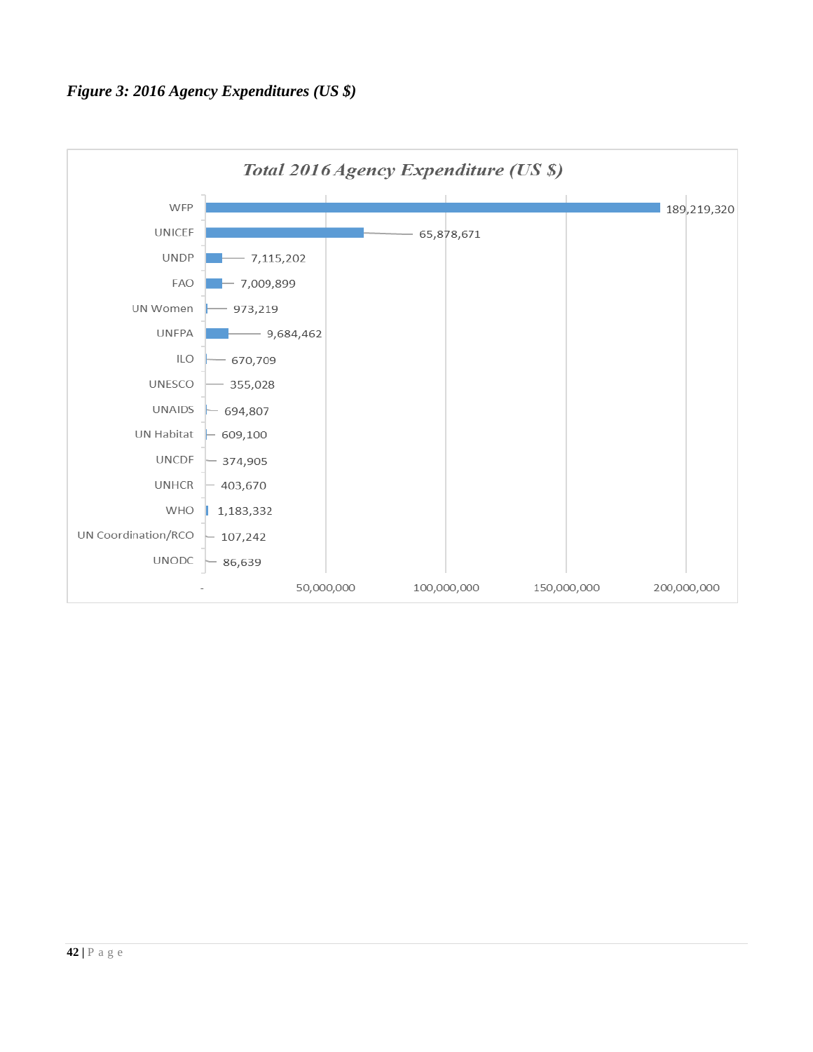*Figure 3: 2016 Agency Expenditures (US $)*

**Total 2016 Agency Expenditure (US $)**

| Agency | Expenditure (US $) |
|---|---|
| WFP | 189,219,320 |
| UNICEF | 65,878,671 |
| UNDP | 7,115,202 |
| FAO | 7,009,899 |
| UN Women | 973,219 |
| UNFPA | 9,684,462 |
| ILO | 670,709 |
| UNESCO | 355,028 |
| UNAIDS | 694,807 |
| UN Habitat | 609,100 |
| UNCDF | 374,905 |
| UNHCR | 403,670 |
| WHO | 1,183,332 |
| UN Coordination/RCO | 107,242 |
| UNODC | 86,639 |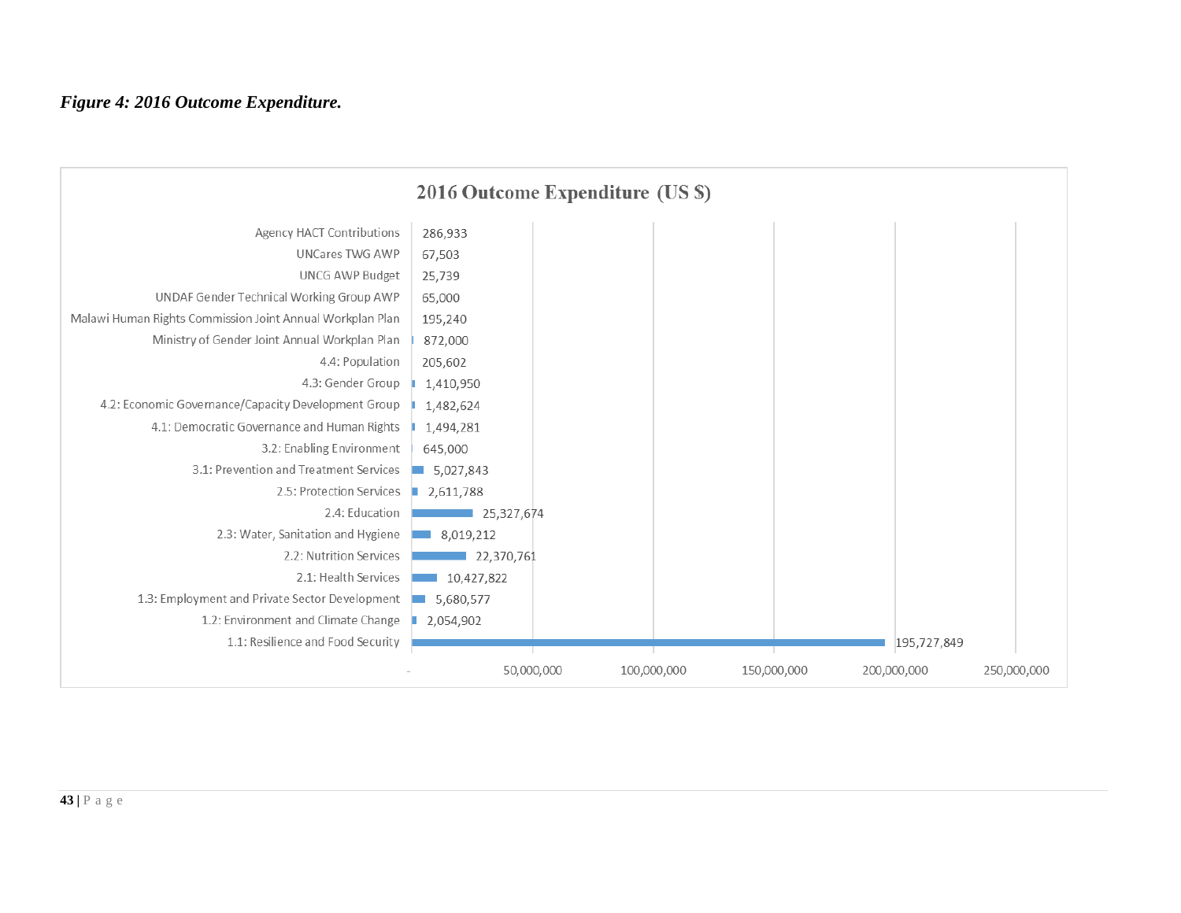*Figure 4: 2016 Outcome Expenditure.*

**2016 Outcome Expenditure (US $)**

| Outcome | Expenditure (US $) |
|---|---|
| Agency HACT Contributions | 286,933 |
| UNCares TWG AWP | 67,503 |
| UNCG AWP Budget | 25,739 |
| UNDAF Gender Technical Working Group AWP | 65,000 |
| Malawi Human Rights Commission Joint Annual Workplan Plan | 195,240 |
| Ministry of Gender Joint Annual Workplan Plan | 872,000 |
| 4.4: Population | 205,602 |
| 4.3: Gender Group | 1,410,950 |
| 4.2: Economic Governance/Capacity Development Group | 1,482,624 |
| 4.1: Democratic Governance and Human Rights | 1,494,281 |
| 3.2: Enabling Environment | 645,000 |
| 3.1: Prevention and Treatment Services | 5,027,843 |
| 2.5: Protection Services | 2,611,788 |
| 2.4: Education | 25,327,674 |
| 2.3: Water, Sanitation and Hygiene | 8,019,212 |
| 2.2: Nutrition Services | 22,370,761 |
| 2.1: Health Services | 10,427,822 |
| 1.3: Employment and Private Sector Development | 5,680,577 |
| 1.2: Environment and Climate Change | 2,054,902 |
| 1.1: Resilience and Food Security | 195,727,849 |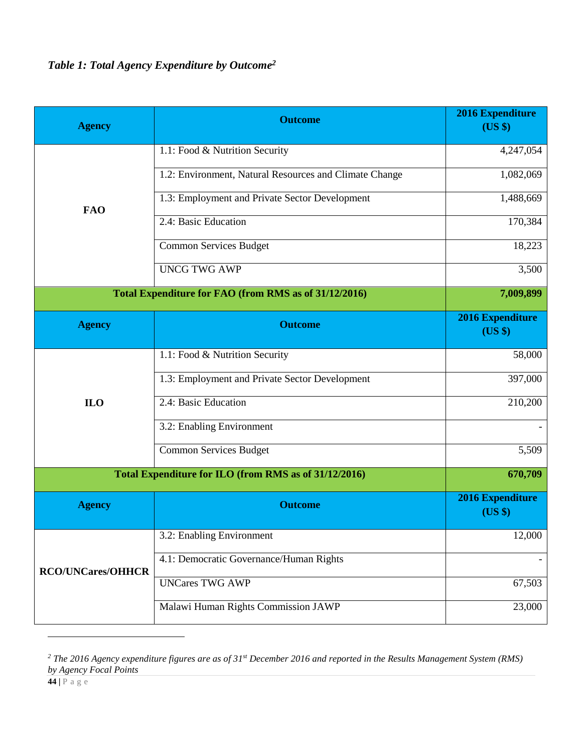*Table 1: Total Agency Expenditure by Outcome*[2]

| Agency | Outcome | 2016 Expenditure (US $) |
|---|---|---|
| FAO | 1.1: Food & Nutrition Security | 4,247,054 |
| | 1.2: Environment, Natural Resources and Climate Change | 1,082,069 |
| | 1.3: Employment and Private Sector Development | 1,488,669 |
| | 2.4: Basic Education | 170,384 |
| | Common Services Budget | 18,223 |
| | UNCG TWG AWP | 3,500 |
| **Total Expenditure for FAO (from RMS as of 31/12/2016)** | | **7,009,899** |
| **Agency** | **Outcome** | **2016 Expenditure (US $)** |
| ILO | 1.1: Food & Nutrition Security | 58,000 |
| | 1.3: Employment and Private Sector Development | 397,000 |
| | 2.4: Basic Education | 210,200 |
| | 3.2: Enabling Environment | - |
| | Common Services Budget | 5,509 |
| **Total Expenditure for ILO (from RMS as of 31/12/2016)** | | **670,709** |
| **Agency** | **Outcome** | **2016 Expenditure (US $)** |
| RCO/UNCares/OHHCR | 3.2: Enabling Environment | 12,000 |
| | 4.1: Democratic Governance/Human Rights | - |
| | UNCares TWG AWP | 67,503 |
| | Malawi Human Rights Commission JAWP | 23,000 |

[2] *The 2016 Agency expenditure figures are as of 31st December 2016 and reported in the Results Management System (RMS) by Agency Focal Points*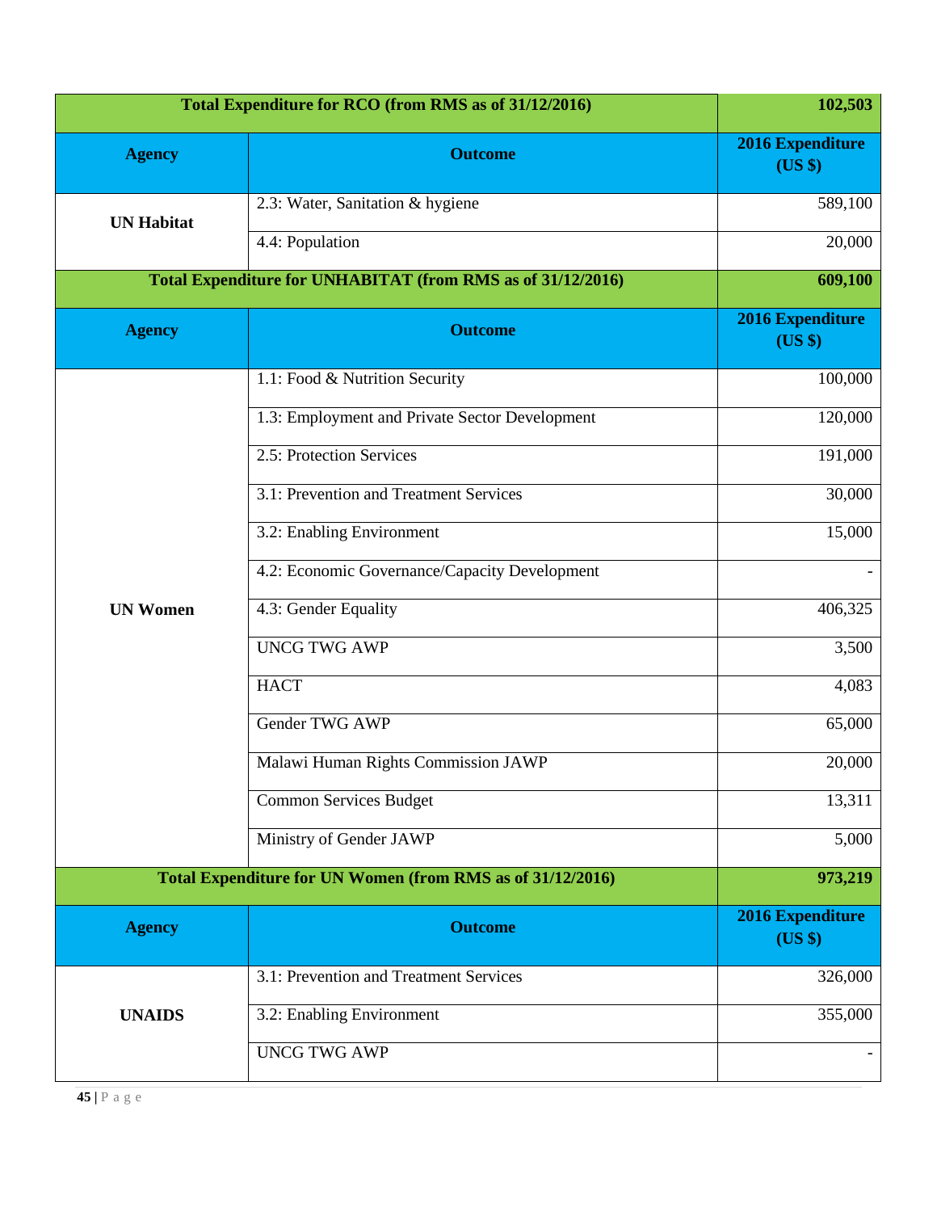| Total Expenditure for RCO (from RMS as of 31/12/2016) | | 102,503 |
|---|---|---|
| **Agency** | **Outcome** | **2016 Expenditure (US $)** |
| **UN Habitat** | 2.3: Water, Sanitation & hygiene | 589,100 |
| | 4.4: Population | 20,000 |
| **Total Expenditure for UNHABITAT (from RMS as of 31/12/2016)** | | **609,100** |
| **Agency** | **Outcome** | **2016 Expenditure (US $)** |
| **UN Women** | 1.1: Food & Nutrition Security | 100,000 |
| | 1.3: Employment and Private Sector Development | 120,000 |
| | 2.5: Protection Services | 191,000 |
| | 3.1: Prevention and Treatment Services | 30,000 |
| | 3.2: Enabling Environment | 15,000 |
| | 4.2: Economic Governance/Capacity Development | - |
| | 4.3: Gender Equality | 406,325 |
| | UNCG TWG AWP | 3,500 |
| | HACT | 4,083 |
| | Gender TWG AWP | 65,000 |
| | Malawi Human Rights Commission JAWP | 20,000 |
| | Common Services Budget | 13,311 |
| | Ministry of Gender JAWP | 5,000 |
| **Total Expenditure for UN Women (from RMS as of 31/12/2016)** | | **973,219** |
| **Agency** | **Outcome** | **2016 Expenditure (US $)** |
| **UNAIDS** | 3.1: Prevention and Treatment Services | 326,000 |
| | 3.2: Enabling Environment | 355,000 |
| | UNCG TWG AWP | - |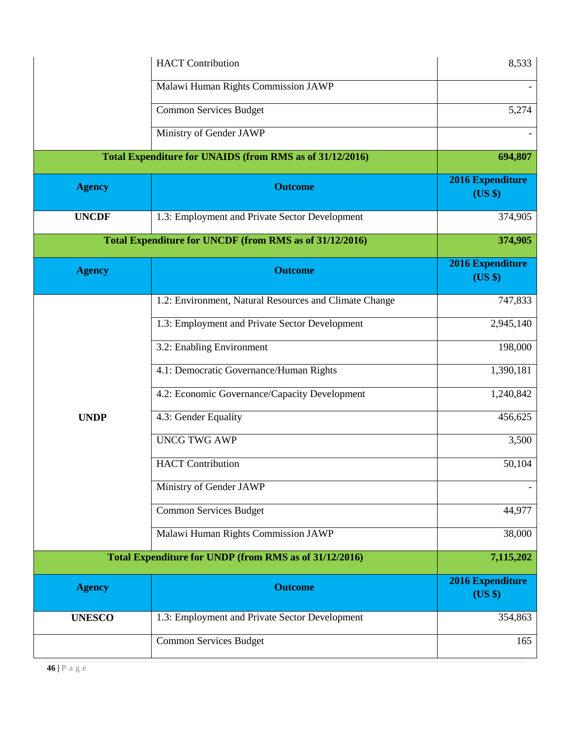| | HACT Contribution | 8,533 |
|---|---|---|
| | Malawi Human Rights Commission JAWP | - |
| | Common Services Budget | 5,274 |
| | Ministry of Gender JAWP | - |
| **Total Expenditure for UNAIDS (from RMS as of 31/12/2016)** | | **694,807** |
| **Agency** | **Outcome** | **2016 Expenditure (US $)** |
| **UNCDF** | 1.3: Employment and Private Sector Development | 374,905 |
| **Total Expenditure for UNCDF (from RMS as of 31/12/2016)** | | **374,905** |
| **Agency** | **Outcome** | **2016 Expenditure (US $)** |
| **UNDP** | 1.2: Environment, Natural Resources and Climate Change | 747,833 |
| | 1.3: Employment and Private Sector Development | 2,945,140 |
| | 3.2: Enabling Environment | 198,000 |
| | 4.1: Democratic Governance/Human Rights | 1,390,181 |
| | 4.2: Economic Governance/Capacity Development | 1,240,842 |
| | 4.3: Gender Equality | 456,625 |
| | UNCG TWG AWP | 3,500 |
| | HACT Contribution | 50,104 |
| | Ministry of Gender JAWP | - |
| | Common Services Budget | 44,977 |
| | Malawi Human Rights Commission JAWP | 38,000 |
| **Total Expenditure for UNDP (from RMS as of 31/12/2016)** | | **7,115,202** |
| **Agency** | **Outcome** | **2016 Expenditure (US $)** |
| **UNESCO** | 1.3: Employment and Private Sector Development | 354,863 |
| | Common Services Budget | 165 |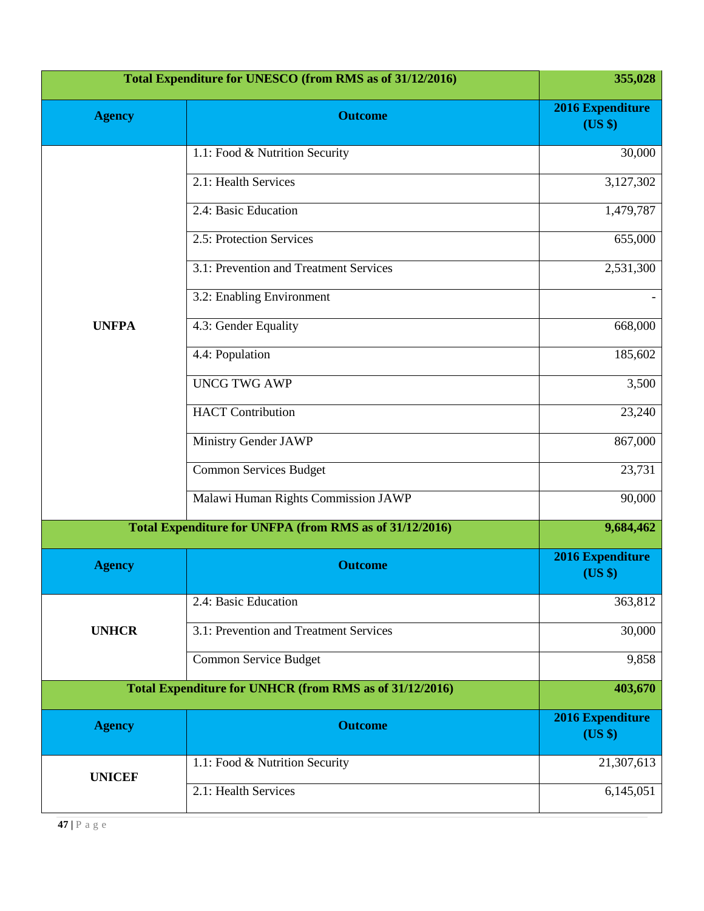| | Total Expenditure for UNESCO (from RMS as of 31/12/2016) | 355,028 |
|---|---|---|
| **Agency** | **Outcome** | **2016 Expenditure (US $)** |
| **UNFPA** | 1.1: Food & Nutrition Security | 30,000 |
| | 2.1: Health Services | 3,127,302 |
| | 2.4: Basic Education | 1,479,787 |
| | 2.5: Protection Services | 655,000 |
| | 3.1: Prevention and Treatment Services | 2,531,300 |
| | 3.2: Enabling Environment | - |
| | 4.3: Gender Equality | 668,000 |
| | 4.4: Population | 185,602 |
| | UNCG TWG AWP | 3,500 |
| | HACT Contribution | 23,240 |
| | Ministry Gender JAWP | 867,000 |
| | Common Services Budget | 23,731 |
| | Malawi Human Rights Commission JAWP | 90,000 |
| | **Total Expenditure for UNFPA (from RMS as of 31/12/2016)** | **9,684,462** |
| **Agency** | **Outcome** | **2016 Expenditure (US $)** |
| **UNHCR** | 2.4: Basic Education | 363,812 |
| | 3.1: Prevention and Treatment Services | 30,000 |
| | Common Service Budget | 9,858 |
| | **Total Expenditure for UNHCR (from RMS as of 31/12/2016)** | **403,670** |
| **Agency** | **Outcome** | **2016 Expenditure (US $)** |
| **UNICEF** | 1.1: Food & Nutrition Security | 21,307,613 |
| | 2.1: Health Services | 6,145,051 |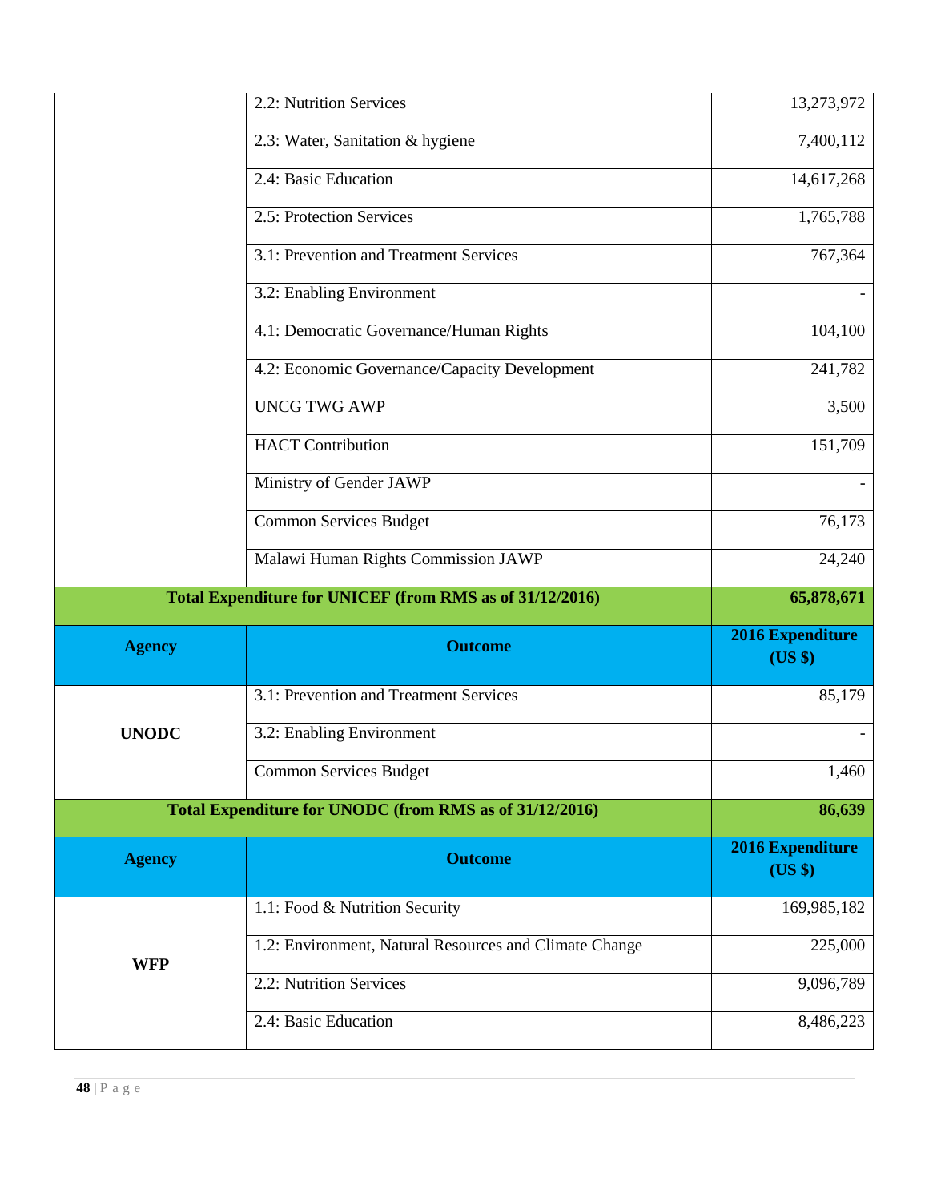| Agency | Outcome | 2016 Expenditure (US $) |
|---|---|---|
| | 2.2: Nutrition Services | 13,273,972 |
| | 2.3: Water, Sanitation & hygiene | 7,400,112 |
| | 2.4: Basic Education | 14,617,268 |
| | 2.5: Protection Services | 1,765,788 |
| | 3.1: Prevention and Treatment Services | 767,364 |
| | 3.2: Enabling Environment | - |
| | 4.1: Democratic Governance/Human Rights | 104,100 |
| | 4.2: Economic Governance/Capacity Development | 241,782 |
| | UNCG TWG AWP | 3,500 |
| | HACT Contribution | 151,709 |
| | Ministry of Gender JAWP | - |
| | Common Services Budget | 76,173 |
| | Malawi Human Rights Commission JAWP | 24,240 |
| **Total Expenditure for UNICEF (from RMS as of 31/12/2016)** | | **65,878,671** |
| **Agency** | **Outcome** | **2016 Expenditure (US $)** |
| **UNODC** | 3.1: Prevention and Treatment Services | 85,179 |
| | 3.2: Enabling Environment | - |
| | Common Services Budget | 1,460 |
| **Total Expenditure for UNODC (from RMS as of 31/12/2016)** | | **86,639** |
| **Agency** | **Outcome** | **2016 Expenditure (US $)** |
| **WFP** | 1.1: Food & Nutrition Security | 169,985,182 |
| | 1.2: Environment, Natural Resources and Climate Change | 225,000 |
| | 2.2: Nutrition Services | 9,096,789 |
| | 2.4: Basic Education | 8,486,223 |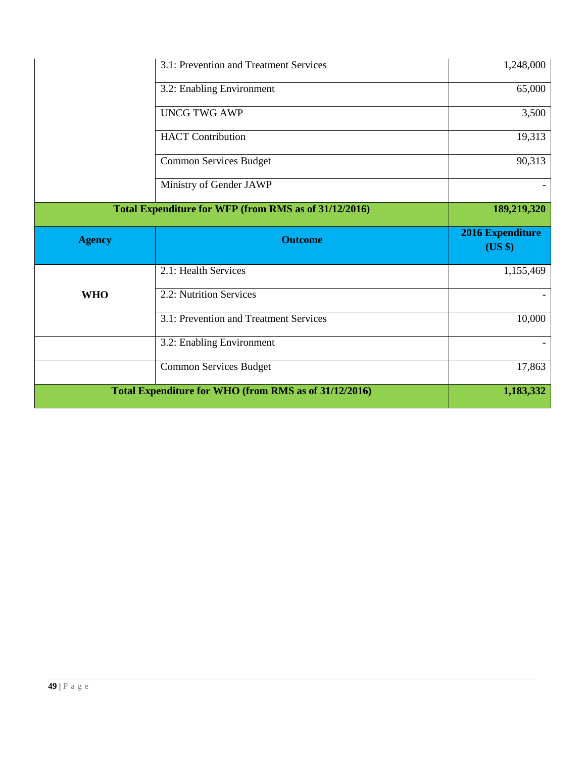| | 3.1: Prevention and Treatment Services | 1,248,000 |
|---|---|---|
| | 3.2: Enabling Environment | 65,000 |
| | UNCG TWG AWP | 3,500 |
| | HACT Contribution | 19,313 |
| | Common Services Budget | 90,313 |
| | Ministry of Gender JAWP | - |
| **Total Expenditure for WFP (from RMS as of 31/12/2016)** | | **189,219,320** |

| Agency | Outcome | 2016 Expenditure (US $) |
|---|---|---|
| **WHO** | 2.1: Health Services | 1,155,469 |
| | 2.2: Nutrition Services | - |
| | 3.1: Prevention and Treatment Services | 10,000 |
| | 3.2: Enabling Environment | - |
| | Common Services Budget | 17,863 |
| **Total Expenditure for WHO (from RMS as of 31/12/2016)** | | **1,183,332** |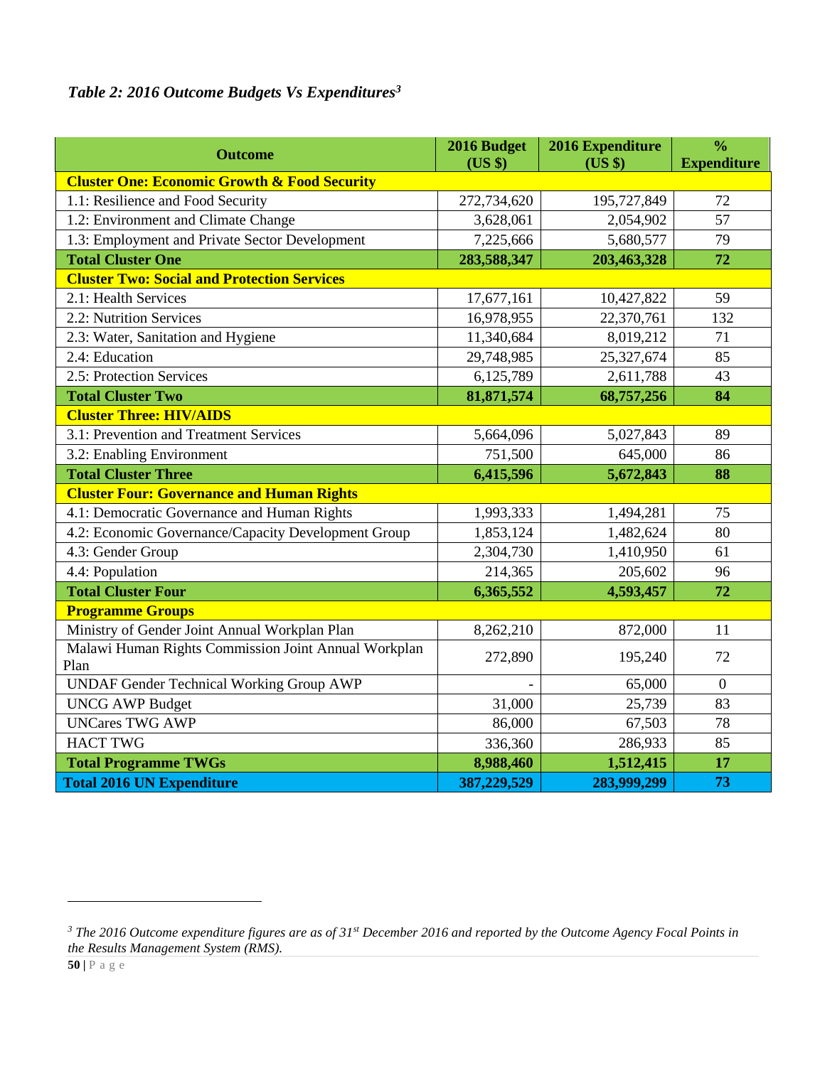*Table 2: 2016 Outcome Budgets Vs Expenditures[3]*

| Outcome | 2016 Budget (US $) | 2016 Expenditure (US $) | % Expenditure |
|---|---|---|---|
| **Cluster One: Economic Growth & Food Security** | | | |
| 1.1: Resilience and Food Security | 272,734,620 | 195,727,849 | 72 |
| 1.2: Environment and Climate Change | 3,628,061 | 2,054,902 | 57 |
| 1.3: Employment and Private Sector Development | 7,225,666 | 5,680,577 | 79 |
| **Total Cluster One** | **283,588,347** | **203,463,328** | **72** |
| **Cluster Two: Social and Protection Services** | | | |
| 2.1: Health Services | 17,677,161 | 10,427,822 | 59 |
| 2.2: Nutrition Services | 16,978,955 | 22,370,761 | 132 |
| 2.3: Water, Sanitation and Hygiene | 11,340,684 | 8,019,212 | 71 |
| 2.4: Education | 29,748,985 | 25,327,674 | 85 |
| 2.5: Protection Services | 6,125,789 | 2,611,788 | 43 |
| **Total Cluster Two** | **81,871,574** | **68,757,256** | **84** |
| **Cluster Three: HIV/AIDS** | | | |
| 3.1: Prevention and Treatment Services | 5,664,096 | 5,027,843 | 89 |
| 3.2: Enabling Environment | 751,500 | 645,000 | 86 |
| **Total Cluster Three** | **6,415,596** | **5,672,843** | **88** |
| **Cluster Four: Governance and Human Rights** | | | |
| 4.1: Democratic Governance and Human Rights | 1,993,333 | 1,494,281 | 75 |
| 4.2: Economic Governance/Capacity Development Group | 1,853,124 | 1,482,624 | 80 |
| 4.3: Gender Group | 2,304,730 | 1,410,950 | 61 |
| 4.4: Population | 214,365 | 205,602 | 96 |
| **Total Cluster Four** | **6,365,552** | **4,593,457** | **72** |
| **Programme Groups** | | | |
| Ministry of Gender Joint Annual Workplan Plan | 8,262,210 | 872,000 | 11 |
| Malawi Human Rights Commission Joint Annual Workplan Plan | 272,890 | 195,240 | 72 |
| UNDAF Gender Technical Working Group AWP | - | 65,000 | 0 |
| UNCG AWP Budget | 31,000 | 25,739 | 83 |
| UNCares TWG AWP | 86,000 | 67,503 | 78 |
| HACT TWG | 336,360 | 286,933 | 85 |
| **Total Programme TWGs** | **8,988,460** | **1,512,415** | **17** |
| **Total 2016 UN Expenditure** | **387,229,529** | **283,999,299** | **73** |

[3] *The 2016 Outcome expenditure figures are as of 31st December 2016 and reported by the Outcome Agency Focal Points in the Results Management System (RMS).*